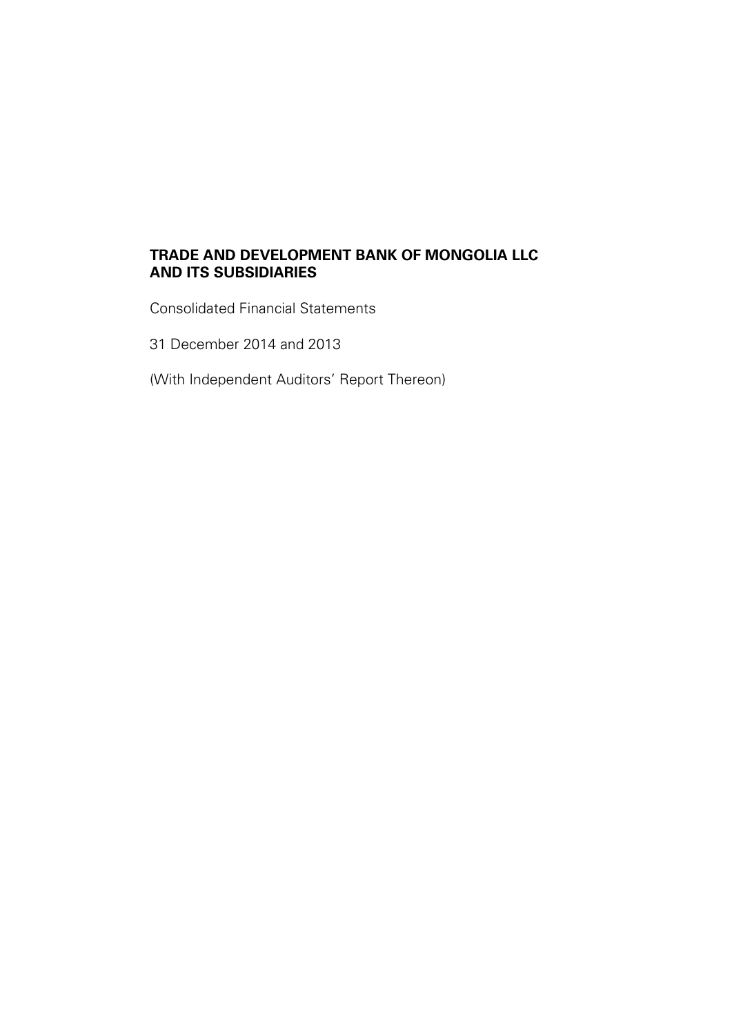# TRADE AND DEVELOPMENT BANK OF MONGOLIA LLC AND ITS SUBSIDIARIES

Consolidated Financial Statements

31 December 2014 and 2013

(With Independent Auditors' Report Thereon)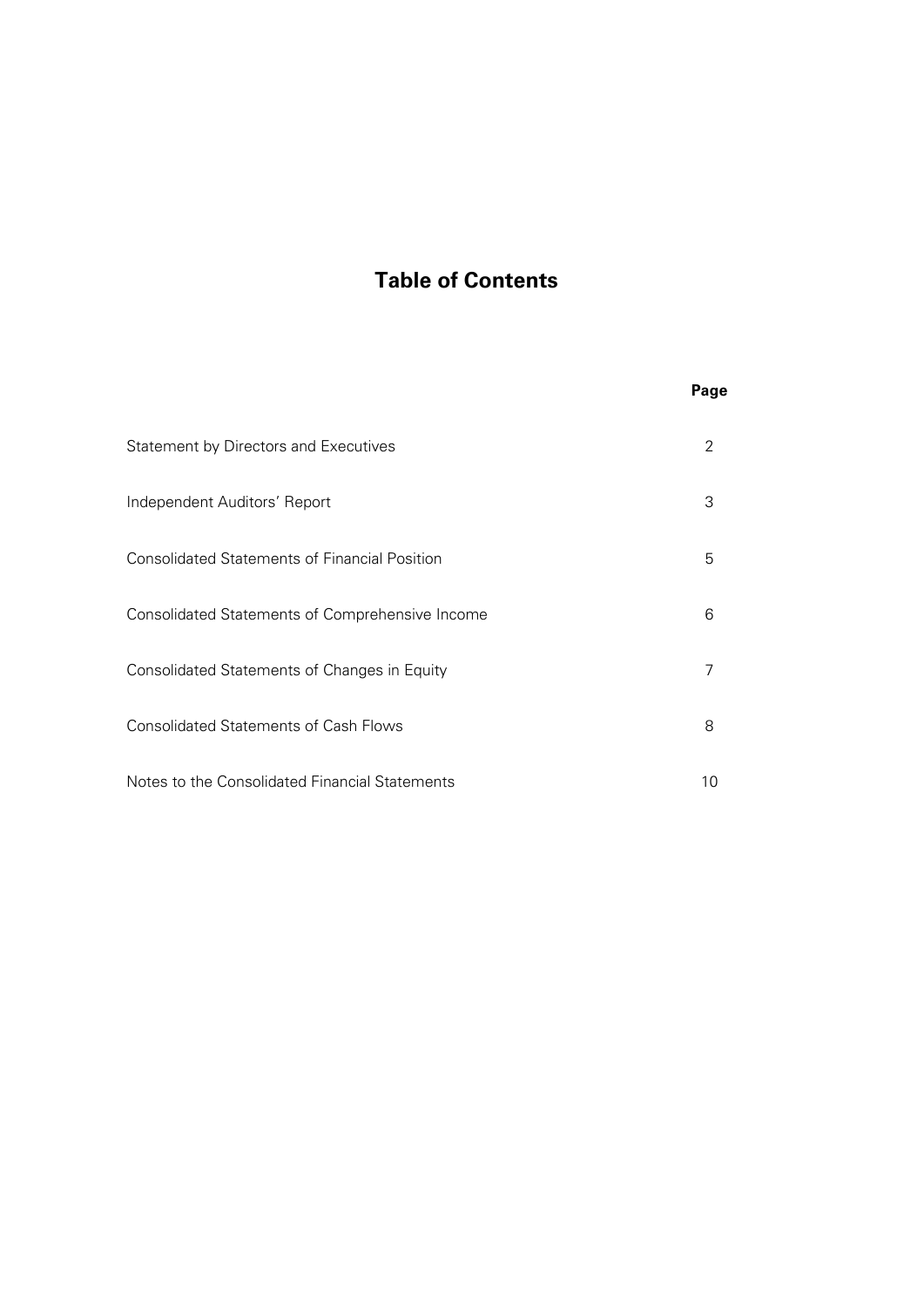# Table of Contents

| | Page |
|---|---|
| Statement by Directors and Executives | 2 |
| Independent Auditors' Report | 3 |
| Consolidated Statements of Financial Position | 5 |
| Consolidated Statements of Comprehensive Income | 6 |
| Consolidated Statements of Changes in Equity | 7 |
| Consolidated Statements of Cash Flows | 8 |
| Notes to the Consolidated Financial Statements | 10 |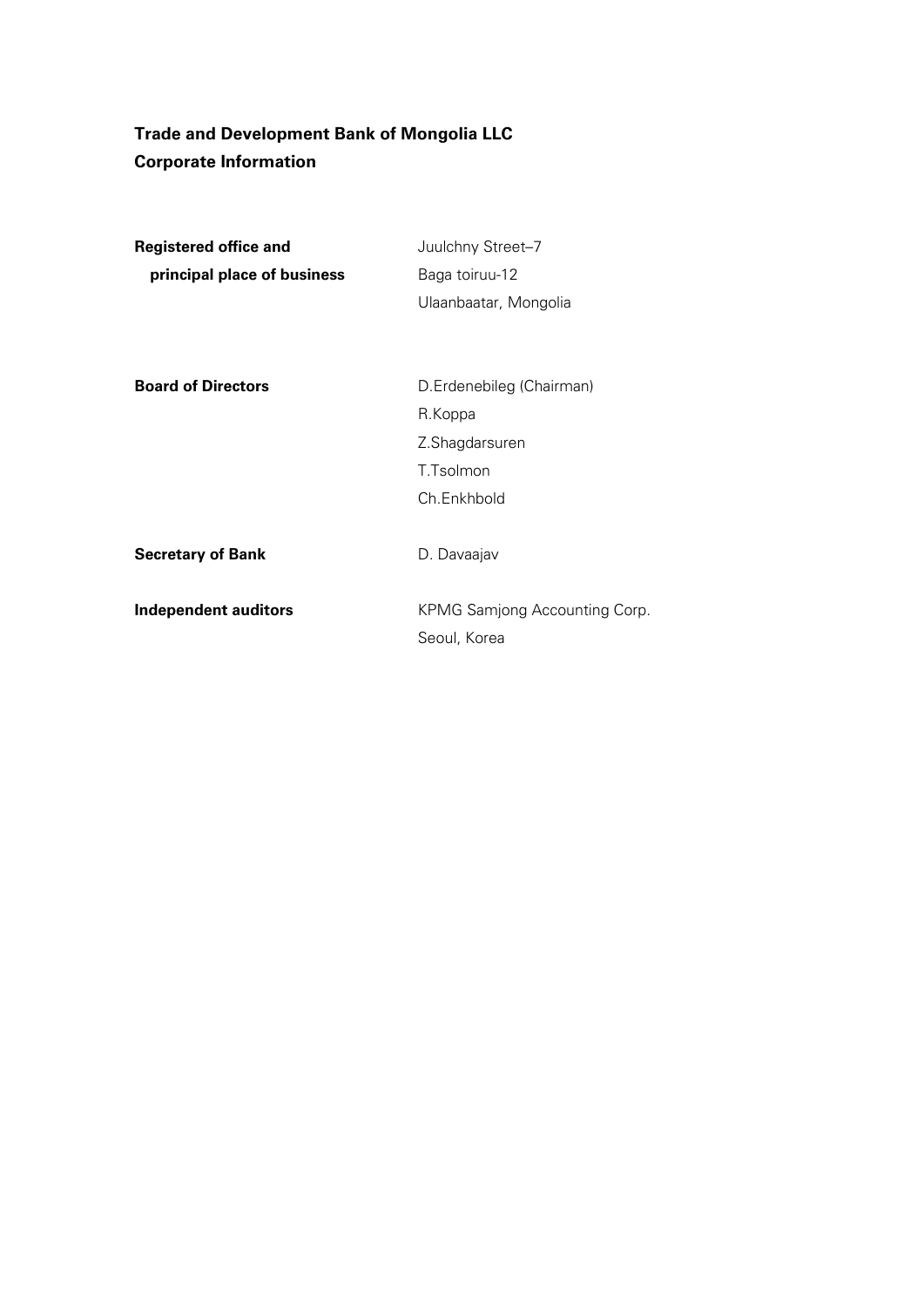# Trade and Development Bank of Mongolia LLC
## Corporate Information

| | |
|---|---|
| **Registered office and principal place of business** | Juulchny Street–7<br>Baga toiruu-12<br>Ulaanbaatar, Mongolia |
| **Board of Directors** | D.Erdenebileg (Chairman)<br>R.Koppa<br>Z.Shagdarsuren<br>T.Tsolmon<br>Ch.Enkhbold |
| **Secretary of Bank** | D. Davaajav |
| **Independent auditors** | KPMG Samjong Accounting Corp.<br>Seoul, Korea |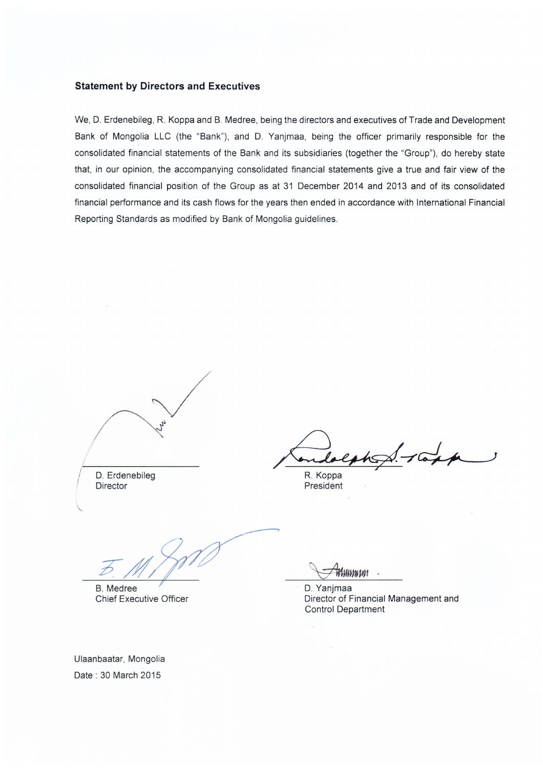### Statement by Directors and Executives

We, D. Erdenebileg, R. Koppa and B. Medree, being the directors and executives of Trade and Development Bank of Mongolia LLC (the "Bank"), and D. Yanjmaa, being the officer primarily responsible for the consolidated financial statements of the Bank and its subsidiaries (together the "Group"), do hereby state that, in our opinion, the accompanying consolidated financial statements give a true and fair view of the consolidated financial position of the Group as at 31 December 2014 and 2013 and of its consolidated financial performance and its cash flows for the years then ended in accordance with International Financial Reporting Standards as modified by Bank of Mongolia guidelines.

D. Erdenebileg
Director

R. Koppa
President

B. Medree
Chief Executive Officer

D. Yanjmaa
Director of Financial Management and Control Department

Ulaanbaatar, Mongolia
Date : 30 March 2015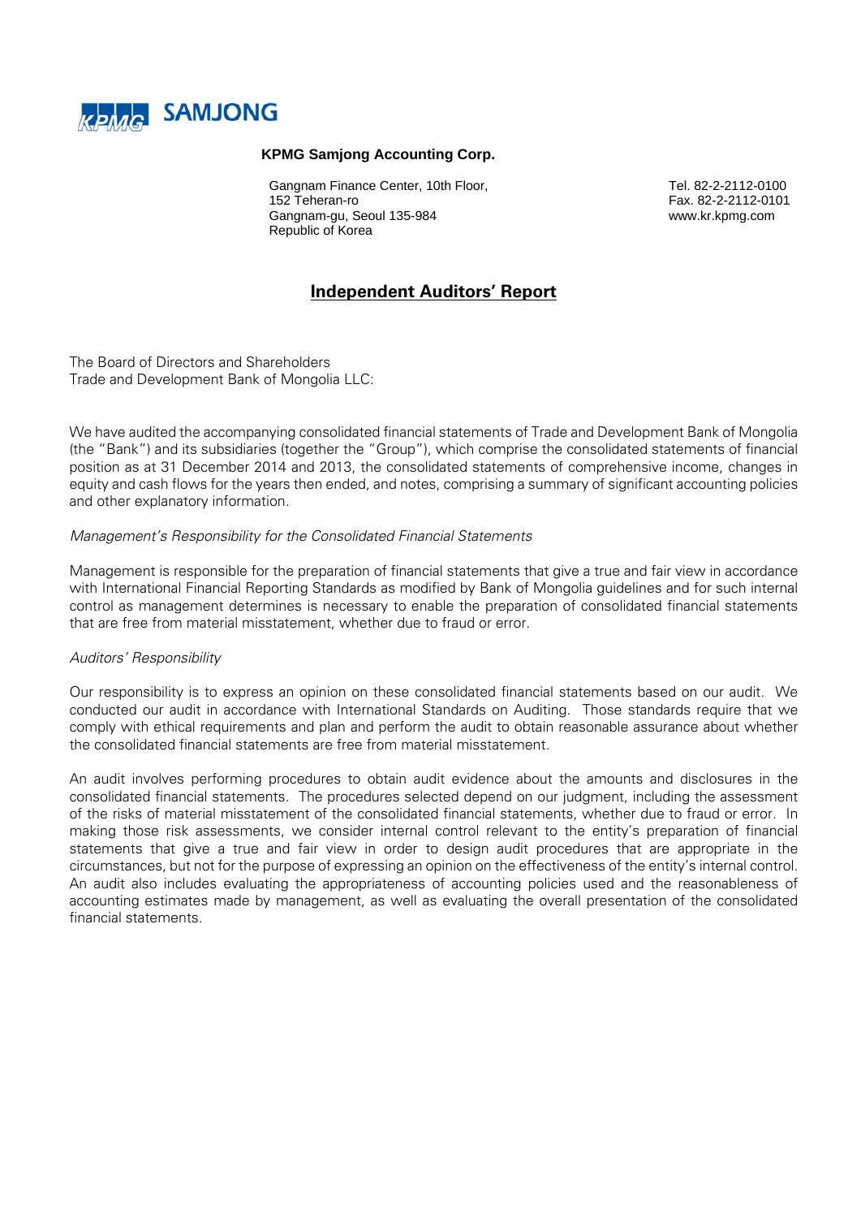KPMG SAMJONG

**KPMG Samjong Accounting Corp.**

Gangnam Finance Center, 10th Floor,
152 Teheran-ro
Gangnam-gu, Seoul 135-984
Republic of Korea

Tel. 82-2-2112-0100
Fax. 82-2-2112-0101
www.kr.kpmg.com

# Independent Auditors' Report

The Board of Directors and Shareholders
Trade and Development Bank of Mongolia LLC:

We have audited the accompanying consolidated financial statements of Trade and Development Bank of Mongolia (the "Bank") and its subsidiaries (together the "Group"), which comprise the consolidated statements of financial position as at 31 December 2014 and 2013, the consolidated statements of comprehensive income, changes in equity and cash flows for the years then ended, and notes, comprising a summary of significant accounting policies and other explanatory information.

*Management's Responsibility for the Consolidated Financial Statements*

Management is responsible for the preparation of financial statements that give a true and fair view in accordance with International Financial Reporting Standards as modified by Bank of Mongolia guidelines and for such internal control as management determines is necessary to enable the preparation of consolidated financial statements that are free from material misstatement, whether due to fraud or error.

*Auditors' Responsibility*

Our responsibility is to express an opinion on these consolidated financial statements based on our audit. We conducted our audit in accordance with International Standards on Auditing. Those standards require that we comply with ethical requirements and plan and perform the audit to obtain reasonable assurance about whether the consolidated financial statements are free from material misstatement.

An audit involves performing procedures to obtain audit evidence about the amounts and disclosures in the consolidated financial statements. The procedures selected depend on our judgment, including the assessment of the risks of material misstatement of the consolidated financial statements, whether due to fraud or error. In making those risk assessments, we consider internal control relevant to the entity's preparation of financial statements that give a true and fair view in order to design audit procedures that are appropriate in the circumstances, but not for the purpose of expressing an opinion on the effectiveness of the entity's internal control. An audit also includes evaluating the appropriateness of accounting policies used and the reasonableness of accounting estimates made by management, as well as evaluating the overall presentation of the consolidated financial statements.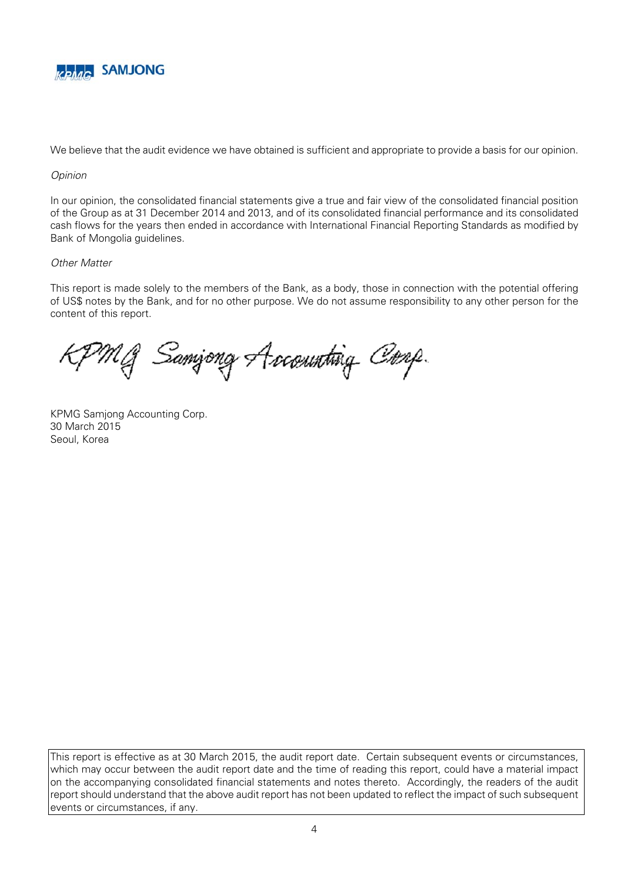We believe that the audit evidence we have obtained is sufficient and appropriate to provide a basis for our opinion.

*Opinion*

In our opinion, the consolidated financial statements give a true and fair view of the consolidated financial position of the Group as at 31 December 2014 and 2013, and of its consolidated financial performance and its consolidated cash flows for the years then ended in accordance with International Financial Reporting Standards as modified by Bank of Mongolia guidelines.

*Other Matter*

This report is made solely to the members of the Bank, as a body, those in connection with the potential offering of US$ notes by the Bank, and for no other purpose. We do not assume responsibility to any other person for the content of this report.

KPMG Samjong Accounting Corp.

KPMG Samjong Accounting Corp.
30 March 2015
Seoul, Korea

This report is effective as at 30 March 2015, the audit report date. Certain subsequent events or circumstances, which may occur between the audit report date and the time of reading this report, could have a material impact on the accompanying consolidated financial statements and notes thereto. Accordingly, the readers of the audit report should understand that the above audit report has not been updated to reflect the impact of such subsequent events or circumstances, if any.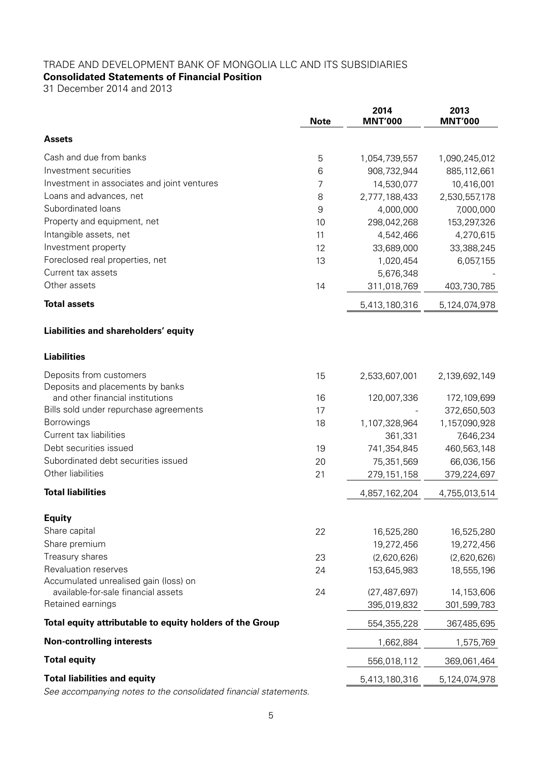TRADE AND DEVELOPMENT BANK OF MONGOLIA LLC AND ITS SUBSIDIARIES

**Consolidated Statements of Financial Position**

31 December 2014 and 2013

| | Note | 2014 MNT'000 | 2013 MNT'000 |
|---|---|---|---|
| **Assets** | | | |
| Cash and due from banks | 5 | 1,054,739,557 | 1,090,245,012 |
| Investment securities | 6 | 908,732,944 | 885,112,661 |
| Investment in associates and joint ventures | 7 | 14,530,077 | 10,416,001 |
| Loans and advances, net | 8 | 2,777,188,433 | 2,530,557,178 |
| Subordinated loans | 9 | 4,000,000 | 7,000,000 |
| Property and equipment, net | 10 | 298,042,268 | 153,297,326 |
| Intangible assets, net | 11 | 4,542,466 | 4,270,615 |
| Investment property | 12 | 33,689,000 | 33,388,245 |
| Foreclosed real properties, net | 13 | 1,020,454 | 6,057,155 |
| Current tax assets | | 5,676,348 | - |
| Other assets | 14 | 311,018,769 | 403,730,785 |
| **Total assets** | | 5,413,180,316 | 5,124,074,978 |
| **Liabilities and shareholders' equity** | | | |
| **Liabilities** | | | |
| Deposits from customers | 15 | 2,533,607,001 | 2,139,692,149 |
| Deposits and placements by banks and other financial institutions | 16 | 120,007,336 | 172,109,699 |
| Bills sold under repurchase agreements | 17 | - | 372,650,503 |
| Borrowings | 18 | 1,107,328,964 | 1,157,090,928 |
| Current tax liabilities | | 361,331 | 7,646,234 |
| Debt securities issued | 19 | 741,354,845 | 460,563,148 |
| Subordinated debt securities issued | 20 | 75,351,569 | 66,036,156 |
| Other liabilities | 21 | 279,151,158 | 379,224,697 |
| **Total liabilities** | | 4,857,162,204 | 4,755,013,514 |
| **Equity** | | | |
| Share capital | 22 | 16,525,280 | 16,525,280 |
| Share premium | | 19,272,456 | 19,272,456 |
| Treasury shares | 23 | (2,620,626) | (2,620,626) |
| Revaluation reserves | 24 | 153,645,983 | 18,555,196 |
| Accumulated unrealised gain (loss) on available-for-sale financial assets | 24 | (27,487,697) | 14,153,606 |
| Retained earnings | | 395,019,832 | 301,599,783 |
| **Total equity attributable to equity holders of the Group** | | 554,355,228 | 367,485,695 |
| **Non-controlling interests** | | 1,662,884 | 1,575,769 |
| **Total equity** | | 556,018,112 | 369,061,464 |
| **Total liabilities and equity** | | 5,413,180,316 | 5,124,074,978 |

*See accompanying notes to the consolidated financial statements.*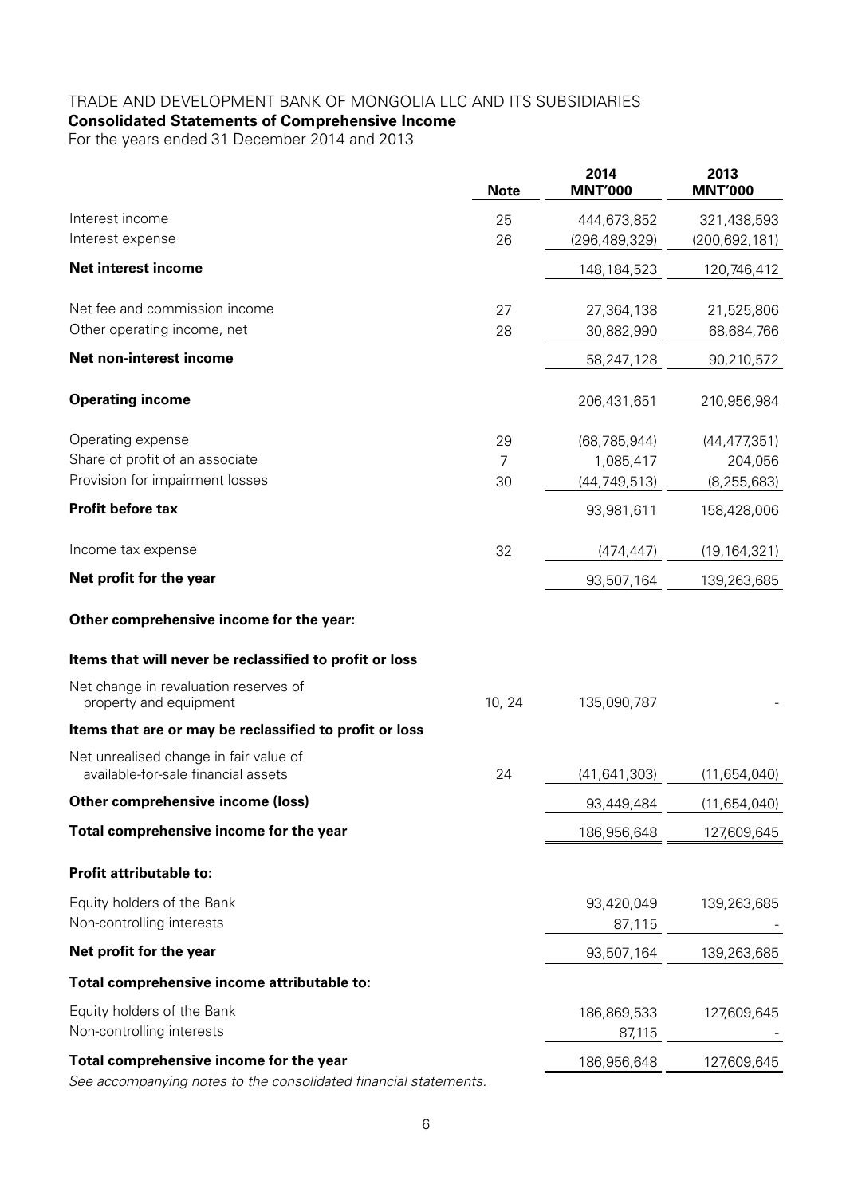TRADE AND DEVELOPMENT BANK OF MONGOLIA LLC AND ITS SUBSIDIARIES

**Consolidated Statements of Comprehensive Income**

For the years ended 31 December 2014 and 2013

| | Note | 2014 MNT'000 | 2013 MNT'000 |
|---|---|---|---|
| Interest income | 25 | 444,673,852 | 321,438,593 |
| Interest expense | 26 | (296,489,329) | (200,692,181) |
| **Net interest income** | | 148,184,523 | 120,746,412 |
| Net fee and commission income | 27 | 27,364,138 | 21,525,806 |
| Other operating income, net | 28 | 30,882,990 | 68,684,766 |
| **Net non-interest income** | | 58,247,128 | 90,210,572 |
| **Operating income** | | 206,431,651 | 210,956,984 |
| Operating expense | 29 | (68,785,944) | (44,477,351) |
| Share of profit of an associate | 7 | 1,085,417 | 204,056 |
| Provision for impairment losses | 30 | (44,749,513) | (8,255,683) |
| **Profit before tax** | | 93,981,611 | 158,428,006 |
| Income tax expense | 32 | (474,447) | (19,164,321) |
| **Net profit for the year** | | 93,507,164 | 139,263,685 |
| **Other comprehensive income for the year:** | | | |
| **Items that will never be reclassified to profit or loss** | | | |
| Net change in revaluation reserves of property and equipment | 10, 24 | 135,090,787 | - |
| **Items that are or may be reclassified to profit or loss** | | | |
| Net unrealised change in fair value of available-for-sale financial assets | 24 | (41,641,303) | (11,654,040) |
| **Other comprehensive income (loss)** | | 93,449,484 | (11,654,040) |
| **Total comprehensive income for the year** | | 186,956,648 | 127,609,645 |
| **Profit attributable to:** | | | |
| Equity holders of the Bank | | 93,420,049 | 139,263,685 |
| Non-controlling interests | | 87,115 | - |
| **Net profit for the year** | | 93,507,164 | 139,263,685 |
| **Total comprehensive income attributable to:** | | | |
| Equity holders of the Bank | | 186,869,533 | 127,609,645 |
| Non-controlling interests | | 87,115 | - |
| **Total comprehensive income for the year** | | 186,956,648 | 127,609,645 |

*See accompanying notes to the consolidated financial statements.*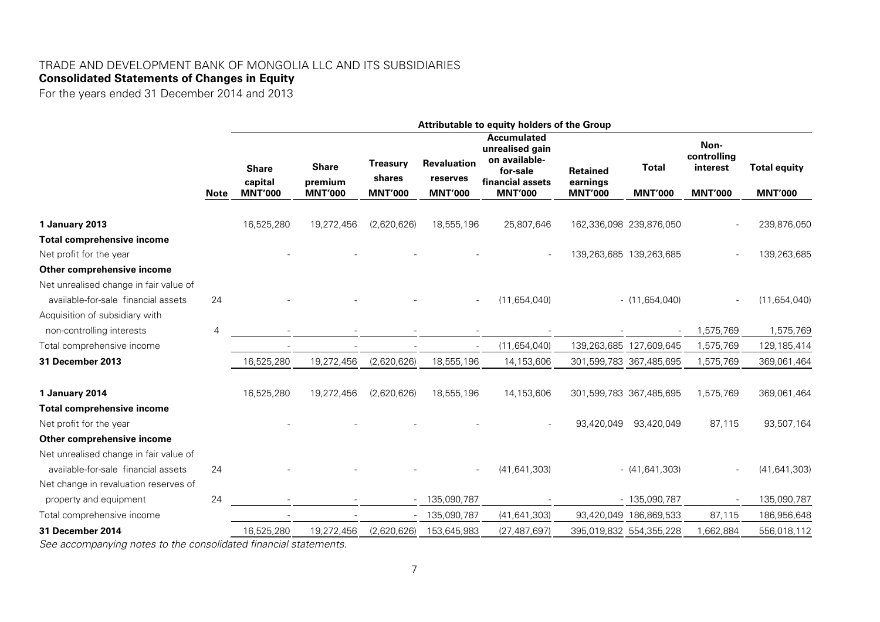TRADE AND DEVELOPMENT BANK OF MONGOLIA LLC AND ITS SUBSIDIARIES

**Consolidated Statements of Changes in Equity**

For the years ended 31 December 2014 and 2013

| | | Attributable to equity holders of the Group | | | | | | | | |
|---|---|---|---|---|---|---|---|---|---|---|
| | Note | Share capital MNT'000 | Share premium MNT'000 | Treasury shares MNT'000 | Revaluation reserves MNT'000 | Accumulated unrealised gain on available-for-sale financial assets MNT'000 | Retained earnings MNT'000 | Total MNT'000 | Non-controlling interest MNT'000 | Total equity MNT'000 |
| **1 January 2013** | | 16,525,280 | 19,272,456 | (2,620,626) | 18,555,196 | 25,807,646 | 162,336,098 | 239,876,050 | - | 239,876,050 |
| **Total comprehensive income** | | | | | | | | | | |
| Net profit for the year | | - | - | - | - | - | 139,263,685 | 139,263,685 | - | 139,263,685 |
| **Other comprehensive income** | | | | | | | | | | |
| Net unrealised change in fair value of available-for-sale financial assets | 24 | - | - | - | - | (11,654,040) | - | (11,654,040) | - | (11,654,040) |
| Acquisition of subsidiary with non-controlling interests | 4 | - | - | - | - | - | - | - | 1,575,769 | 1,575,769 |
| Total comprehensive income | | - | - | - | - | (11,654,040) | 139,263,685 | 127,609,645 | 1,575,769 | 129,185,414 |
| **31 December 2013** | | 16,525,280 | 19,272,456 | (2,620,626) | 18,555,196 | 14,153,606 | 301,599,783 | 367,485,695 | 1,575,769 | 369,061,464 |
| **1 January 2014** | | 16,525,280 | 19,272,456 | (2,620,626) | 18,555,196 | 14,153,606 | 301,599,783 | 367,485,695 | 1,575,769 | 369,061,464 |
| **Total comprehensive income** | | | | | | | | | | |
| Net profit for the year | | - | - | - | - | - | 93,420,049 | 93,420,049 | 87,115 | 93,507,164 |
| **Other comprehensive income** | | | | | | | | | | |
| Net unrealised change in fair value of available-for-sale financial assets | 24 | - | - | - | - | (41,641,303) | - | (41,641,303) | - | (41,641,303) |
| Net change in revaluation reserves of property and equipment | 24 | - | - | - | 135,090,787 | - | - | 135,090,787 | - | 135,090,787 |
| Total comprehensive income | | - | - | - | 135,090,787 | (41,641,303) | 93,420,049 | 186,869,533 | 87,115 | 186,956,648 |
| **31 December 2014** | | 16,525,280 | 19,272,456 | (2,620,626) | 153,645,983 | (27,487,697) | 395,019,832 | 554,355,228 | 1,662,884 | 556,018,112 |

*See accompanying notes to the consolidated financial statements.*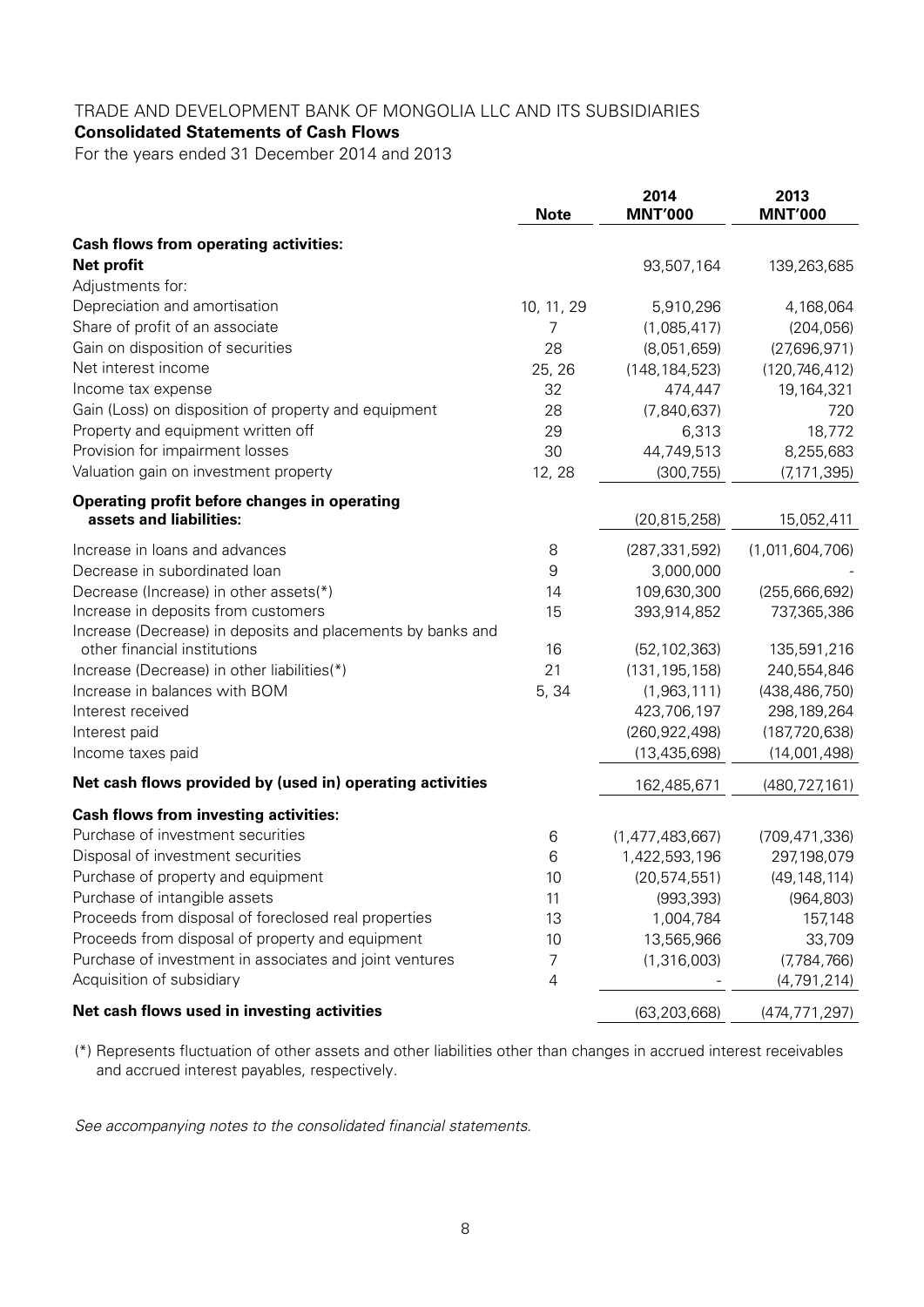# TRADE AND DEVELOPMENT BANK OF MONGOLIA LLC AND ITS SUBSIDIARIES

## Consolidated Statements of Cash Flows

For the years ended 31 December 2014 and 2013

| | Note | 2014 MNT'000 | 2013 MNT'000 |
|---|---|---|---|
| **Cash flows from operating activities:** | | | |
| **Net profit** | | 93,507,164 | 139,263,685 |
| Adjustments for: | | | |
| Depreciation and amortisation | 10, 11, 29 | 5,910,296 | 4,168,064 |
| Share of profit of an associate | 7 | (1,085,417) | (204,056) |
| Gain on disposition of securities | 28 | (8,051,659) | (27,696,971) |
| Net interest income | 25, 26 | (148,184,523) | (120,746,412) |
| Income tax expense | 32 | 474,447 | 19,164,321 |
| Gain (Loss) on disposition of property and equipment | 28 | (7,840,637) | 720 |
| Property and equipment written off | 29 | 6,313 | 18,772 |
| Provision for impairment losses | 30 | 44,749,513 | 8,255,683 |
| Valuation gain on investment property | 12, 28 | (300,755) | (7,171,395) |
| **Operating profit before changes in operating assets and liabilities:** | | (20,815,258) | 15,052,411 |
| Increase in loans and advances | 8 | (287,331,592) | (1,011,604,706) |
| Decrease in subordinated loan | 9 | 3,000,000 | - |
| Decrease (Increase) in other assets(*) | 14 | 109,630,300 | (255,666,692) |
| Increase in deposits from customers | 15 | 393,914,852 | 737,365,386 |
| Increase (Decrease) in deposits and placements by banks and other financial institutions | 16 | (52,102,363) | 135,591,216 |
| Increase (Decrease) in other liabilities(*) | 21 | (131,195,158) | 240,554,846 |
| Increase in balances with BOM | 5, 34 | (1,963,111) | (438,486,750) |
| Interest received | | 423,706,197 | 298,189,264 |
| Interest paid | | (260,922,498) | (187,720,638) |
| Income taxes paid | | (13,435,698) | (14,001,498) |
| **Net cash flows provided by (used in) operating activities** | | 162,485,671 | (480,727,161) |
| **Cash flows from investing activities:** | | | |
| Purchase of investment securities | 6 | (1,477,483,667) | (709,471,336) |
| Disposal of investment securities | 6 | 1,422,593,196 | 297,198,079 |
| Purchase of property and equipment | 10 | (20,574,551) | (49,148,114) |
| Purchase of intangible assets | 11 | (993,393) | (964,803) |
| Proceeds from disposal of foreclosed real properties | 13 | 1,004,784 | 157,148 |
| Proceeds from disposal of property and equipment | 10 | 13,565,966 | 33,709 |
| Purchase of investment in associates and joint ventures | 7 | (1,316,003) | (7,784,766) |
| Acquisition of subsidiary | 4 | - | (4,791,214) |
| **Net cash flows used in investing activities** | | (63,203,668) | (474,771,297) |

(*) Represents fluctuation of other assets and other liabilities other than changes in accrued interest receivables and accrued interest payables, respectively.

*See accompanying notes to the consolidated financial statements.*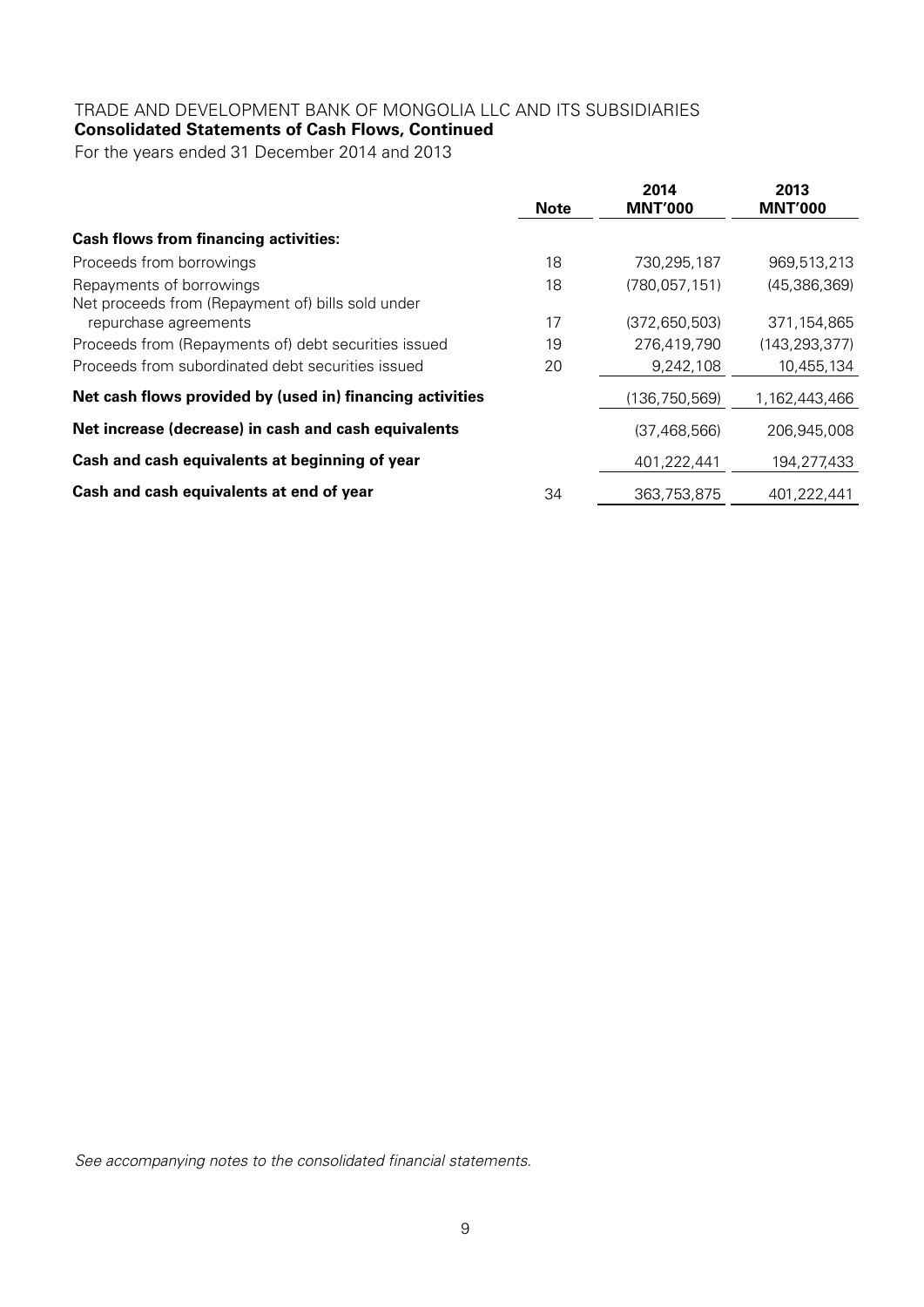TRADE AND DEVELOPMENT BANK OF MONGOLIA LLC AND ITS SUBSIDIARIES

**Consolidated Statements of Cash Flows, Continued**

For the years ended 31 December 2014 and 2013

| | Note | 2014 MNT'000 | 2013 MNT'000 |
|---|---|---|---|
| **Cash flows from financing activities:** | | | |
| Proceeds from borrowings | 18 | 730,295,187 | 969,513,213 |
| Repayments of borrowings | 18 | (780,057,151) | (45,386,369) |
| Net proceeds from (Repayment of) bills sold under repurchase agreements | 17 | (372,650,503) | 371,154,865 |
| Proceeds from (Repayments of) debt securities issued | 19 | 276,419,790 | (143,293,377) |
| Proceeds from subordinated debt securities issued | 20 | 9,242,108 | 10,455,134 |
| **Net cash flows provided by (used in) financing activities** | | (136,750,569) | 1,162,443,466 |
| **Net increase (decrease) in cash and cash equivalents** | | (37,468,566) | 206,945,008 |
| **Cash and cash equivalents at beginning of year** | | 401,222,441 | 194,277,433 |
| **Cash and cash equivalents at end of year** | 34 | 363,753,875 | 401,222,441 |

*See accompanying notes to the consolidated financial statements.*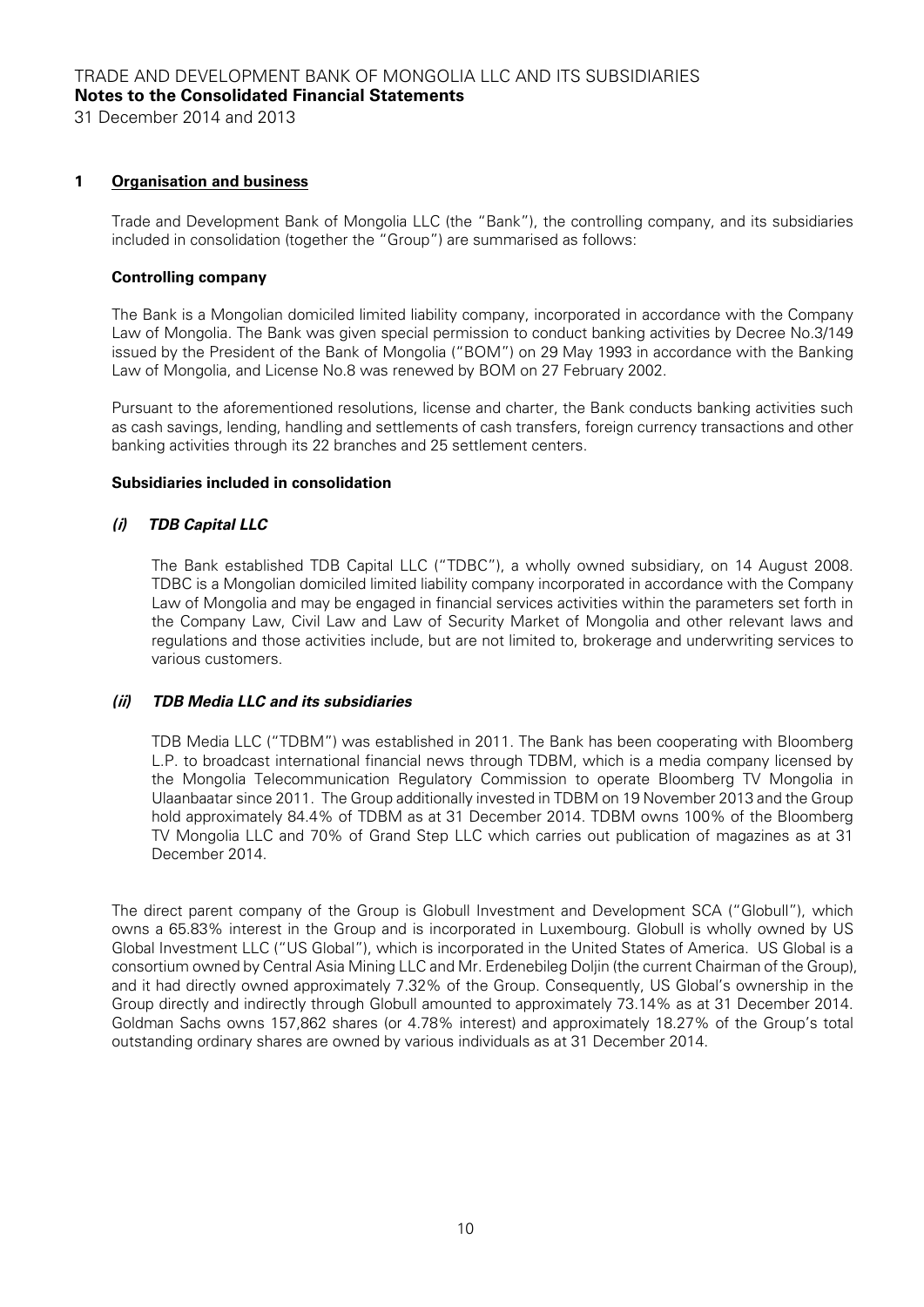## 1 Organisation and business

Trade and Development Bank of Mongolia LLC (the "Bank"), the controlling company, and its subsidiaries included in consolidation (together the "Group") are summarised as follows:

### Controlling company

The Bank is a Mongolian domiciled limited liability company, incorporated in accordance with the Company Law of Mongolia. The Bank was given special permission to conduct banking activities by Decree No.3/149 issued by the President of the Bank of Mongolia ("BOM") on 29 May 1993 in accordance with the Banking Law of Mongolia, and License No.8 was renewed by BOM on 27 February 2002.

Pursuant to the aforementioned resolutions, license and charter, the Bank conducts banking activities such as cash savings, lending, handling and settlements of cash transfers, foreign currency transactions and other banking activities through its 22 branches and 25 settlement centers.

### Subsidiaries included in consolidation

#### *(i) TDB Capital LLC*

The Bank established TDB Capital LLC ("TDBC"), a wholly owned subsidiary, on 14 August 2008. TDBC is a Mongolian domiciled limited liability company incorporated in accordance with the Company Law of Mongolia and may be engaged in financial services activities within the parameters set forth in the Company Law, Civil Law and Law of Security Market of Mongolia and other relevant laws and regulations and those activities include, but are not limited to, brokerage and underwriting services to various customers.

#### *(ii) TDB Media LLC and its subsidiaries*

TDB Media LLC ("TDBM") was established in 2011. The Bank has been cooperating with Bloomberg L.P. to broadcast international financial news through TDBM, which is a media company licensed by the Mongolia Telecommunication Regulatory Commission to operate Bloomberg TV Mongolia in Ulaanbaatar since 2011. The Group additionally invested in TDBM on 19 November 2013 and the Group hold approximately 84.4% of TDBM as at 31 December 2014. TDBM owns 100% of the Bloomberg TV Mongolia LLC and 70% of Grand Step LLC which carries out publication of magazines as at 31 December 2014.

The direct parent company of the Group is Globull Investment and Development SCA ("Globull"), which owns a 65.83% interest in the Group and is incorporated in Luxembourg. Globull is wholly owned by US Global Investment LLC ("US Global"), which is incorporated in the United States of America. US Global is a consortium owned by Central Asia Mining LLC and Mr. Erdenebileg Doljin (the current Chairman of the Group), and it had directly owned approximately 7.32% of the Group. Consequently, US Global's ownership in the Group directly and indirectly through Globull amounted to approximately 73.14% as at 31 December 2014. Goldman Sachs owns 157,862 shares (or 4.78% interest) and approximately 18.27% of the Group's total outstanding ordinary shares are owned by various individuals as at 31 December 2014.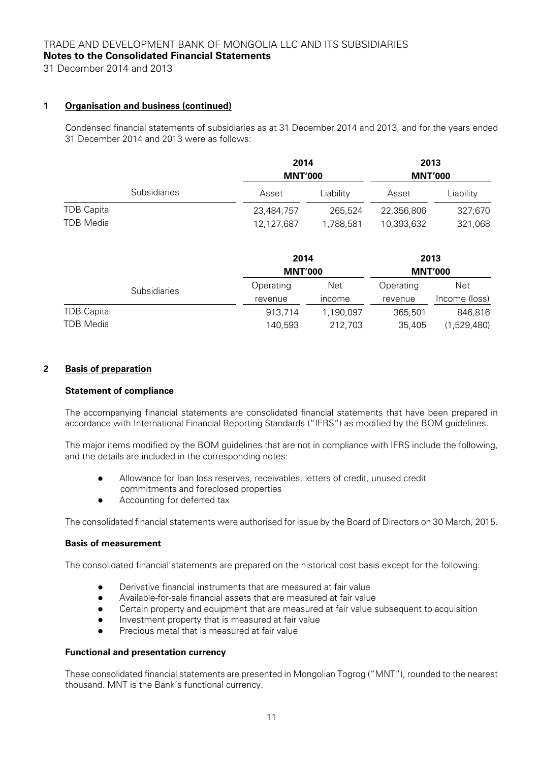## 1 Organisation and business (continued)

Condensed financial statements of subsidiaries as at 31 December 2014 and 2013, and for the years ended 31 December 2014 and 2013 were as follows:

| | 2014 MNT'000 | | 2013 MNT'000 | |
|---|---|---|---|---|
| Subsidiaries | Asset | Liability | Asset | Liability |
| TDB Capital | 23,484,757 | 265,524 | 22,356,806 | 327,670 |
| TDB Media | 12,127,687 | 1,788,581 | 10,393,632 | 321,068 |

| | 2014 MNT'000 | | 2013 MNT'000 | |
|---|---|---|---|---|
| Subsidiaries | Operating revenue | Net income | Operating revenue | Net Income (loss) |
| TDB Capital | 913,714 | 1,190,097 | 365,501 | 846,816 |
| TDB Media | 140,593 | 212,703 | 35,405 | (1,529,480) |

## 2 Basis of preparation

**Statement of compliance**

The accompanying financial statements are consolidated financial statements that have been prepared in accordance with International Financial Reporting Standards ("IFRS") as modified by the BOM guidelines.

The major items modified by the BOM guidelines that are not in compliance with IFRS include the following, and the details are included in the corresponding notes:

- Allowance for loan loss reserves, receivables, letters of credit, unused credit commitments and foreclosed properties
- Accounting for deferred tax

The consolidated financial statements were authorised for issue by the Board of Directors on 30 March, 2015.

**Basis of measurement**

The consolidated financial statements are prepared on the historical cost basis except for the following:

- Derivative financial instruments that are measured at fair value
- Available-for-sale financial assets that are measured at fair value
- Certain property and equipment that are measured at fair value subsequent to acquisition
- Investment property that is measured at fair value
- Precious metal that is measured at fair value

**Functional and presentation currency**

These consolidated financial statements are presented in Mongolian Togrog ("MNT"), rounded to the nearest thousand. MNT is the Bank's functional currency.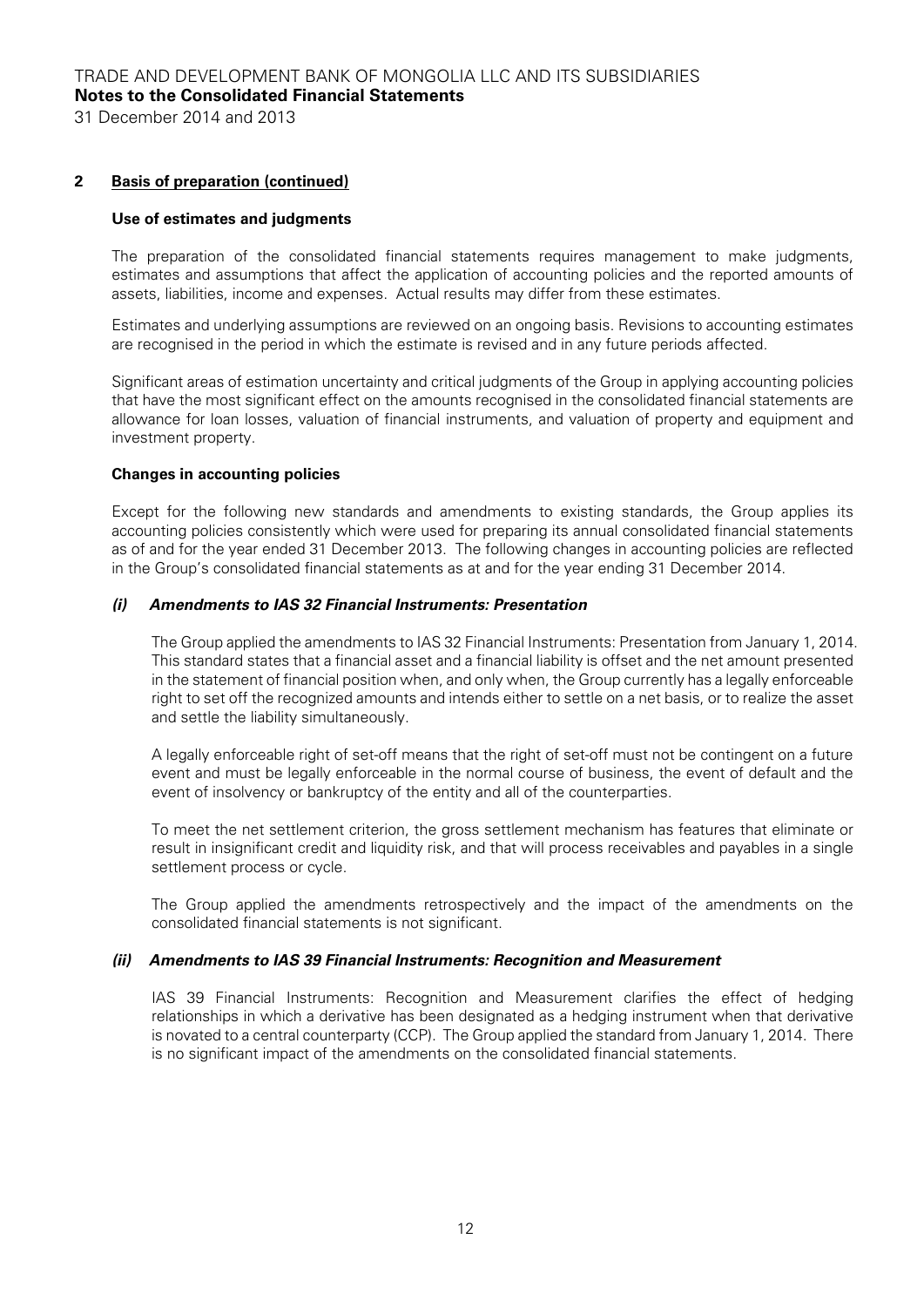## 2 Basis of preparation (continued)

### Use of estimates and judgments

The preparation of the consolidated financial statements requires management to make judgments, estimates and assumptions that affect the application of accounting policies and the reported amounts of assets, liabilities, income and expenses. Actual results may differ from these estimates.

Estimates and underlying assumptions are reviewed on an ongoing basis. Revisions to accounting estimates are recognised in the period in which the estimate is revised and in any future periods affected.

Significant areas of estimation uncertainty and critical judgments of the Group in applying accounting policies that have the most significant effect on the amounts recognised in the consolidated financial statements are allowance for loan losses, valuation of financial instruments, and valuation of property and equipment and investment property.

### Changes in accounting policies

Except for the following new standards and amendments to existing standards, the Group applies its accounting policies consistently which were used for preparing its annual consolidated financial statements as of and for the year ended 31 December 2013. The following changes in accounting policies are reflected in the Group's consolidated financial statements as at and for the year ending 31 December 2014.

#### *(i) Amendments to IAS 32 Financial Instruments: Presentation*

The Group applied the amendments to IAS 32 Financial Instruments: Presentation from January 1, 2014. This standard states that a financial asset and a financial liability is offset and the net amount presented in the statement of financial position when, and only when, the Group currently has a legally enforceable right to set off the recognized amounts and intends either to settle on a net basis, or to realize the asset and settle the liability simultaneously.

A legally enforceable right of set-off means that the right of set-off must not be contingent on a future event and must be legally enforceable in the normal course of business, the event of default and the event of insolvency or bankruptcy of the entity and all of the counterparties.

To meet the net settlement criterion, the gross settlement mechanism has features that eliminate or result in insignificant credit and liquidity risk, and that will process receivables and payables in a single settlement process or cycle.

The Group applied the amendments retrospectively and the impact of the amendments on the consolidated financial statements is not significant.

#### *(ii) Amendments to IAS 39 Financial Instruments: Recognition and Measurement*

IAS 39 Financial Instruments: Recognition and Measurement clarifies the effect of hedging relationships in which a derivative has been designated as a hedging instrument when that derivative is novated to a central counterparty (CCP). The Group applied the standard from January 1, 2014. There is no significant impact of the amendments on the consolidated financial statements.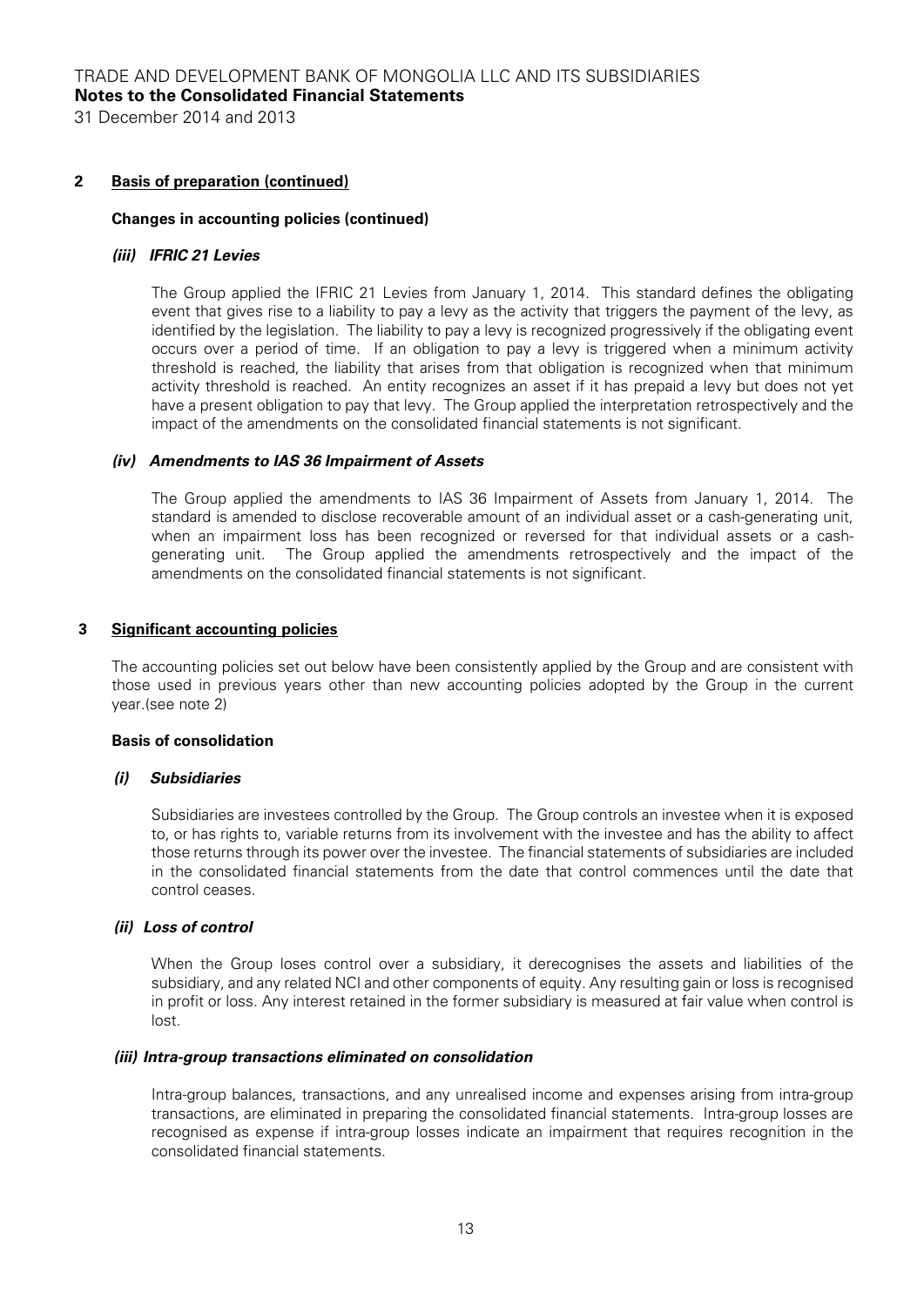## 2 Basis of preparation (continued)

### Changes in accounting policies (continued)

#### *(iii) IFRIC 21 Levies*

The Group applied the IFRIC 21 Levies from January 1, 2014. This standard defines the obligating event that gives rise to a liability to pay a levy as the activity that triggers the payment of the levy, as identified by the legislation. The liability to pay a levy is recognized progressively if the obligating event occurs over a period of time. If an obligation to pay a levy is triggered when a minimum activity threshold is reached, the liability that arises from that obligation is recognized when that minimum activity threshold is reached. An entity recognizes an asset if it has prepaid a levy but does not yet have a present obligation to pay that levy. The Group applied the interpretation retrospectively and the impact of the amendments on the consolidated financial statements is not significant.

#### *(iv) Amendments to IAS 36 Impairment of Assets*

The Group applied the amendments to IAS 36 Impairment of Assets from January 1, 2014. The standard is amended to disclose recoverable amount of an individual asset or a cash-generating unit, when an impairment loss has been recognized or reversed for that individual assets or a cash-generating unit. The Group applied the amendments retrospectively and the impact of the amendments on the consolidated financial statements is not significant.

## 3 Significant accounting policies

The accounting policies set out below have been consistently applied by the Group and are consistent with those used in previous years other than new accounting policies adopted by the Group in the current year.(see note 2)

### Basis of consolidation

#### *(i) Subsidiaries*

Subsidiaries are investees controlled by the Group. The Group controls an investee when it is exposed to, or has rights to, variable returns from its involvement with the investee and has the ability to affect those returns through its power over the investee. The financial statements of subsidiaries are included in the consolidated financial statements from the date that control commences until the date that control ceases.

#### *(ii) Loss of control*

When the Group loses control over a subsidiary, it derecognises the assets and liabilities of the subsidiary, and any related NCI and other components of equity. Any resulting gain or loss is recognised in profit or loss. Any interest retained in the former subsidiary is measured at fair value when control is lost.

#### *(iii) Intra-group transactions eliminated on consolidation*

Intra-group balances, transactions, and any unrealised income and expenses arising from intra-group transactions, are eliminated in preparing the consolidated financial statements. Intra-group losses are recognised as expense if intra-group losses indicate an impairment that requires recognition in the consolidated financial statements.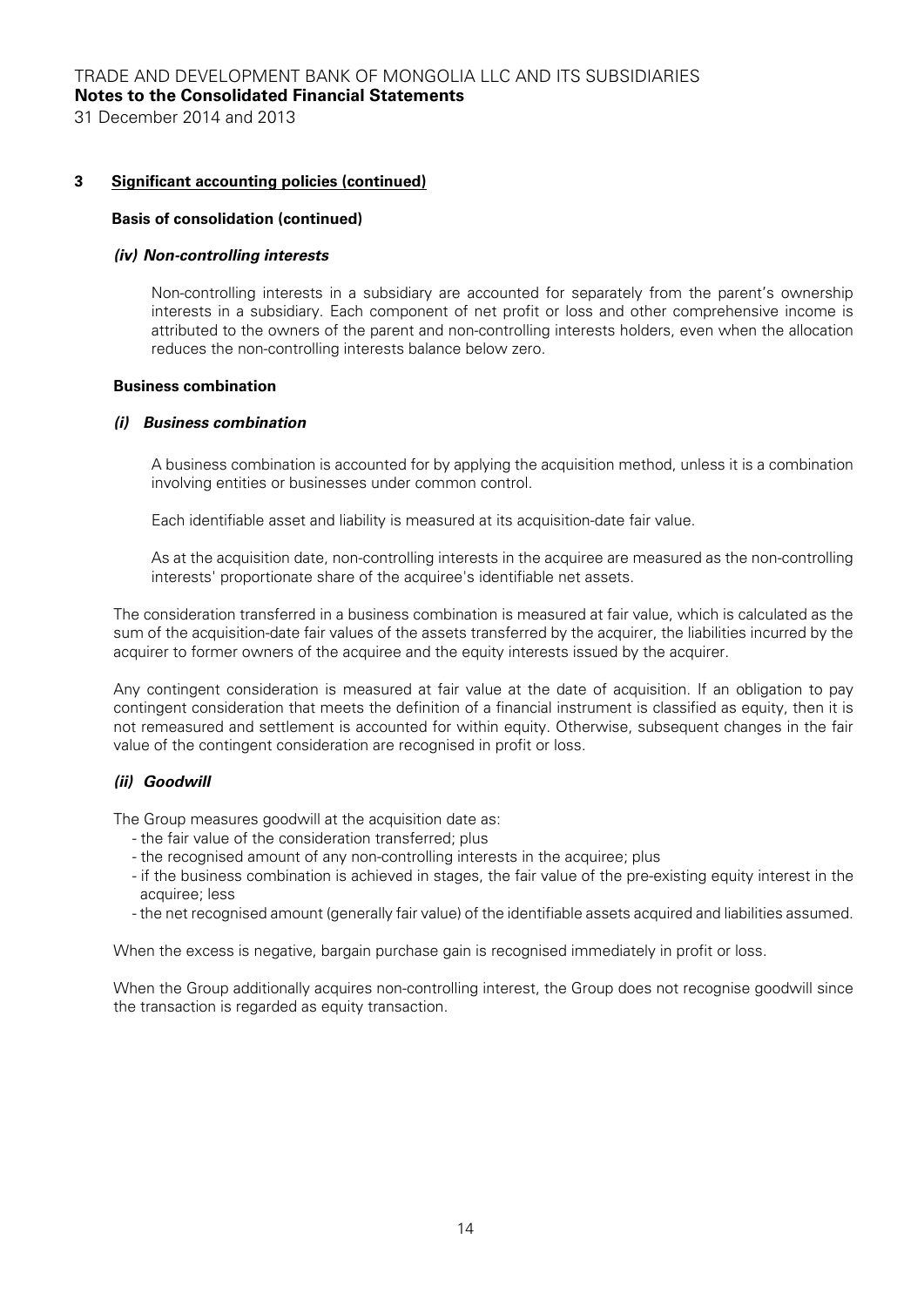## 3 Significant accounting policies (continued)

### Basis of consolidation (continued)

#### *(iv) Non-controlling interests*

Non-controlling interests in a subsidiary are accounted for separately from the parent's ownership interests in a subsidiary. Each component of net profit or loss and other comprehensive income is attributed to the owners of the parent and non-controlling interests holders, even when the allocation reduces the non-controlling interests balance below zero.

### Business combination

#### *(i) Business combination*

A business combination is accounted for by applying the acquisition method, unless it is a combination involving entities or businesses under common control.

Each identifiable asset and liability is measured at its acquisition-date fair value.

As at the acquisition date, non-controlling interests in the acquiree are measured as the non-controlling interests' proportionate share of the acquiree's identifiable net assets.

The consideration transferred in a business combination is measured at fair value, which is calculated as the sum of the acquisition-date fair values of the assets transferred by the acquirer, the liabilities incurred by the acquirer to former owners of the acquiree and the equity interests issued by the acquirer.

Any contingent consideration is measured at fair value at the date of acquisition. If an obligation to pay contingent consideration that meets the definition of a financial instrument is classified as equity, then it is not remeasured and settlement is accounted for within equity. Otherwise, subsequent changes in the fair value of the contingent consideration are recognised in profit or loss.

#### *(ii) Goodwill*

The Group measures goodwill at the acquisition date as:

- the fair value of the consideration transferred; plus
- the recognised amount of any non-controlling interests in the acquiree; plus
- if the business combination is achieved in stages, the fair value of the pre-existing equity interest in the acquiree; less
- the net recognised amount (generally fair value) of the identifiable assets acquired and liabilities assumed.

When the excess is negative, bargain purchase gain is recognised immediately in profit or loss.

When the Group additionally acquires non-controlling interest, the Group does not recognise goodwill since the transaction is regarded as equity transaction.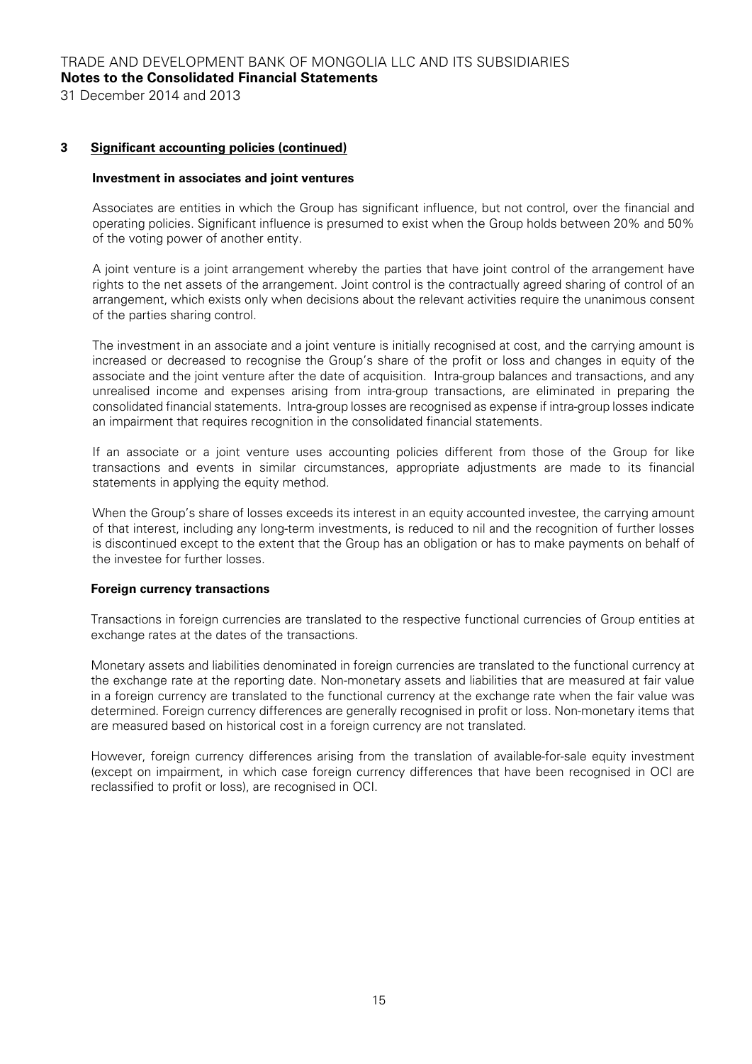## 3 Significant accounting policies (continued)

### Investment in associates and joint ventures

Associates are entities in which the Group has significant influence, but not control, over the financial and operating policies. Significant influence is presumed to exist when the Group holds between 20% and 50% of the voting power of another entity.

A joint venture is a joint arrangement whereby the parties that have joint control of the arrangement have rights to the net assets of the arrangement. Joint control is the contractually agreed sharing of control of an arrangement, which exists only when decisions about the relevant activities require the unanimous consent of the parties sharing control.

The investment in an associate and a joint venture is initially recognised at cost, and the carrying amount is increased or decreased to recognise the Group's share of the profit or loss and changes in equity of the associate and the joint venture after the date of acquisition. Intra-group balances and transactions, and any unrealised income and expenses arising from intra-group transactions, are eliminated in preparing the consolidated financial statements. Intra-group losses are recognised as expense if intra-group losses indicate an impairment that requires recognition in the consolidated financial statements.

If an associate or a joint venture uses accounting policies different from those of the Group for like transactions and events in similar circumstances, appropriate adjustments are made to its financial statements in applying the equity method.

When the Group's share of losses exceeds its interest in an equity accounted investee, the carrying amount of that interest, including any long-term investments, is reduced to nil and the recognition of further losses is discontinued except to the extent that the Group has an obligation or has to make payments on behalf of the investee for further losses.

### Foreign currency transactions

Transactions in foreign currencies are translated to the respective functional currencies of Group entities at exchange rates at the dates of the transactions.

Monetary assets and liabilities denominated in foreign currencies are translated to the functional currency at the exchange rate at the reporting date. Non-monetary assets and liabilities that are measured at fair value in a foreign currency are translated to the functional currency at the exchange rate when the fair value was determined. Foreign currency differences are generally recognised in profit or loss. Non-monetary items that are measured based on historical cost in a foreign currency are not translated.

However, foreign currency differences arising from the translation of available-for-sale equity investment (except on impairment, in which case foreign currency differences that have been recognised in OCI are reclassified to profit or loss), are recognised in OCI.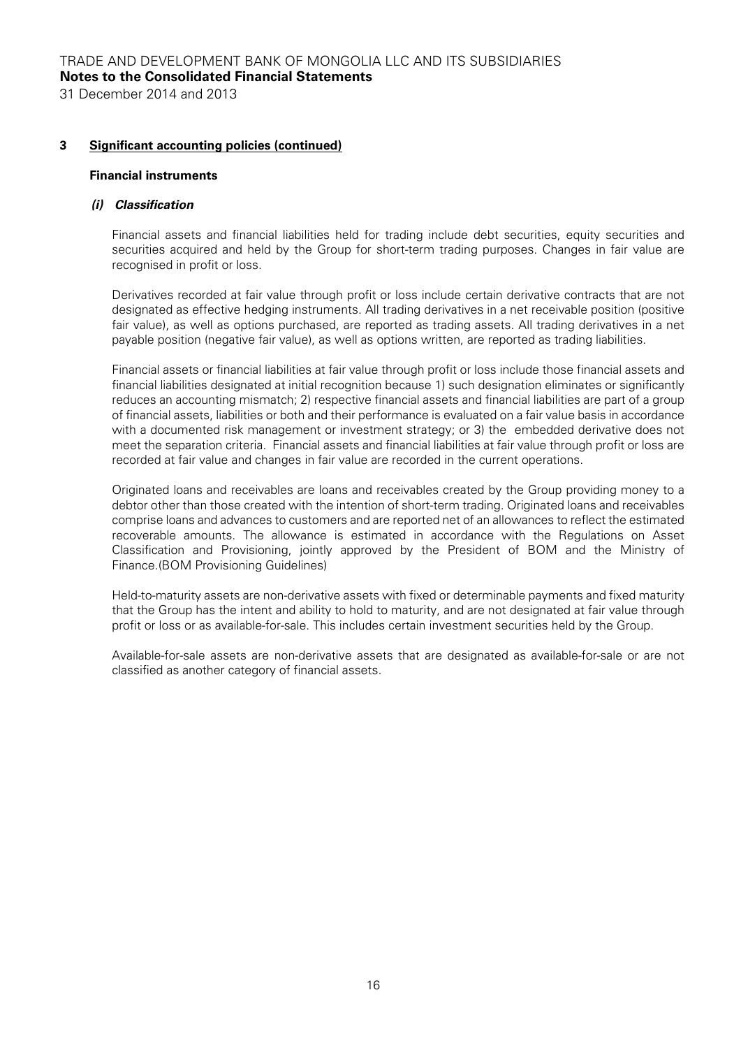## 3 Significant accounting policies (continued)

### Financial instruments

#### *(i) Classification*

Financial assets and financial liabilities held for trading include debt securities, equity securities and securities acquired and held by the Group for short-term trading purposes. Changes in fair value are recognised in profit or loss.

Derivatives recorded at fair value through profit or loss include certain derivative contracts that are not designated as effective hedging instruments. All trading derivatives in a net receivable position (positive fair value), as well as options purchased, are reported as trading assets. All trading derivatives in a net payable position (negative fair value), as well as options written, are reported as trading liabilities.

Financial assets or financial liabilities at fair value through profit or loss include those financial assets and financial liabilities designated at initial recognition because 1) such designation eliminates or significantly reduces an accounting mismatch; 2) respective financial assets and financial liabilities are part of a group of financial assets, liabilities or both and their performance is evaluated on a fair value basis in accordance with a documented risk management or investment strategy; or 3) the embedded derivative does not meet the separation criteria. Financial assets and financial liabilities at fair value through profit or loss are recorded at fair value and changes in fair value are recorded in the current operations.

Originated loans and receivables are loans and receivables created by the Group providing money to a debtor other than those created with the intention of short-term trading. Originated loans and receivables comprise loans and advances to customers and are reported net of an allowances to reflect the estimated recoverable amounts. The allowance is estimated in accordance with the Regulations on Asset Classification and Provisioning, jointly approved by the President of BOM and the Ministry of Finance.(BOM Provisioning Guidelines)

Held-to-maturity assets are non-derivative assets with fixed or determinable payments and fixed maturity that the Group has the intent and ability to hold to maturity, and are not designated at fair value through profit or loss or as available-for-sale. This includes certain investment securities held by the Group.

Available-for-sale assets are non-derivative assets that are designated as available-for-sale or are not classified as another category of financial assets.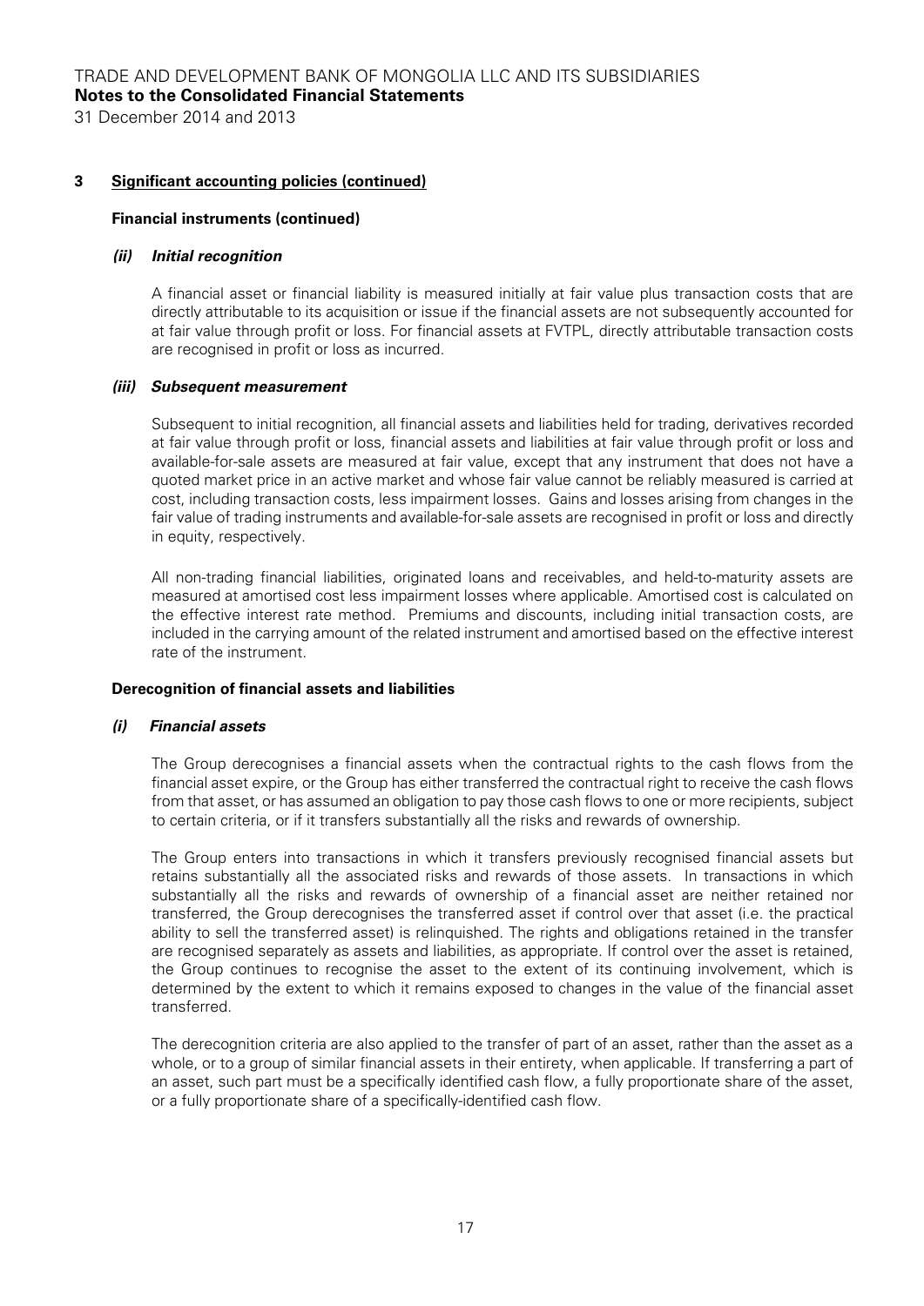## 3 Significant accounting policies (continued)

### Financial instruments (continued)

#### *(ii) Initial recognition*

A financial asset or financial liability is measured initially at fair value plus transaction costs that are directly attributable to its acquisition or issue if the financial assets are not subsequently accounted for at fair value through profit or loss. For financial assets at FVTPL, directly attributable transaction costs are recognised in profit or loss as incurred.

#### *(iii) Subsequent measurement*

Subsequent to initial recognition, all financial assets and liabilities held for trading, derivatives recorded at fair value through profit or loss, financial assets and liabilities at fair value through profit or loss and available-for-sale assets are measured at fair value, except that any instrument that does not have a quoted market price in an active market and whose fair value cannot be reliably measured is carried at cost, including transaction costs, less impairment losses. Gains and losses arising from changes in the fair value of trading instruments and available-for-sale assets are recognised in profit or loss and directly in equity, respectively.

All non-trading financial liabilities, originated loans and receivables, and held-to-maturity assets are measured at amortised cost less impairment losses where applicable. Amortised cost is calculated on the effective interest rate method. Premiums and discounts, including initial transaction costs, are included in the carrying amount of the related instrument and amortised based on the effective interest rate of the instrument.

### Derecognition of financial assets and liabilities

#### *(i) Financial assets*

The Group derecognises a financial assets when the contractual rights to the cash flows from the financial asset expire, or the Group has either transferred the contractual right to receive the cash flows from that asset, or has assumed an obligation to pay those cash flows to one or more recipients, subject to certain criteria, or if it transfers substantially all the risks and rewards of ownership.

The Group enters into transactions in which it transfers previously recognised financial assets but retains substantially all the associated risks and rewards of those assets. In transactions in which substantially all the risks and rewards of ownership of a financial asset are neither retained nor transferred, the Group derecognises the transferred asset if control over that asset (i.e. the practical ability to sell the transferred asset) is relinquished. The rights and obligations retained in the transfer are recognised separately as assets and liabilities, as appropriate. If control over the asset is retained, the Group continues to recognise the asset to the extent of its continuing involvement, which is determined by the extent to which it remains exposed to changes in the value of the financial asset transferred.

The derecognition criteria are also applied to the transfer of part of an asset, rather than the asset as a whole, or to a group of similar financial assets in their entirety, when applicable. If transferring a part of an asset, such part must be a specifically identified cash flow, a fully proportionate share of the asset, or a fully proportionate share of a specifically-identified cash flow.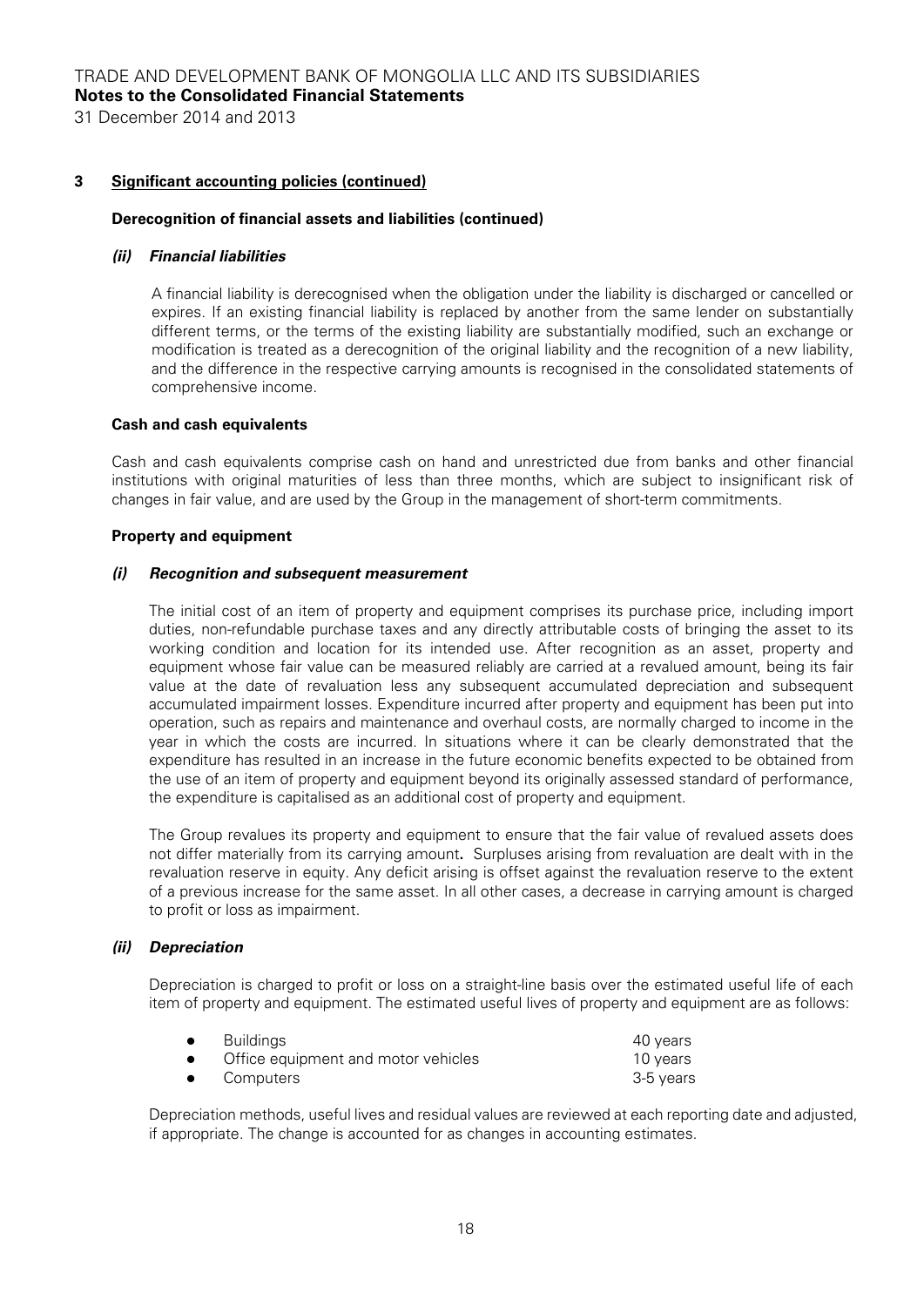## 3 Significant accounting policies (continued)

### Derecognition of financial assets and liabilities (continued)

#### *(ii) Financial liabilities*

A financial liability is derecognised when the obligation under the liability is discharged or cancelled or expires. If an existing financial liability is replaced by another from the same lender on substantially different terms, or the terms of the existing liability are substantially modified, such an exchange or modification is treated as a derecognition of the original liability and the recognition of a new liability, and the difference in the respective carrying amounts is recognised in the consolidated statements of comprehensive income.

### Cash and cash equivalents

Cash and cash equivalents comprise cash on hand and unrestricted due from banks and other financial institutions with original maturities of less than three months, which are subject to insignificant risk of changes in fair value, and are used by the Group in the management of short-term commitments.

### Property and equipment

#### *(i) Recognition and subsequent measurement*

The initial cost of an item of property and equipment comprises its purchase price, including import duties, non-refundable purchase taxes and any directly attributable costs of bringing the asset to its working condition and location for its intended use. After recognition as an asset, property and equipment whose fair value can be measured reliably are carried at a revalued amount, being its fair value at the date of revaluation less any subsequent accumulated depreciation and subsequent accumulated impairment losses. Expenditure incurred after property and equipment has been put into operation, such as repairs and maintenance and overhaul costs, are normally charged to income in the year in which the costs are incurred. In situations where it can be clearly demonstrated that the expenditure has resulted in an increase in the future economic benefits expected to be obtained from the use of an item of property and equipment beyond its originally assessed standard of performance, the expenditure is capitalised as an additional cost of property and equipment.

The Group revalues its property and equipment to ensure that the fair value of revalued assets does not differ materially from its carrying amount**.** Surpluses arising from revaluation are dealt with in the revaluation reserve in equity. Any deficit arising is offset against the revaluation reserve to the extent of a previous increase for the same asset. In all other cases, a decrease in carrying amount is charged to profit or loss as impairment.

#### *(ii) Depreciation*

Depreciation is charged to profit or loss on a straight-line basis over the estimated useful life of each item of property and equipment. The estimated useful lives of property and equipment are as follows:

| | |
|---|---|
| • Buildings | 40 years |
| • Office equipment and motor vehicles | 10 years |
| • Computers | 3-5 years |

Depreciation methods, useful lives and residual values are reviewed at each reporting date and adjusted, if appropriate. The change is accounted for as changes in accounting estimates.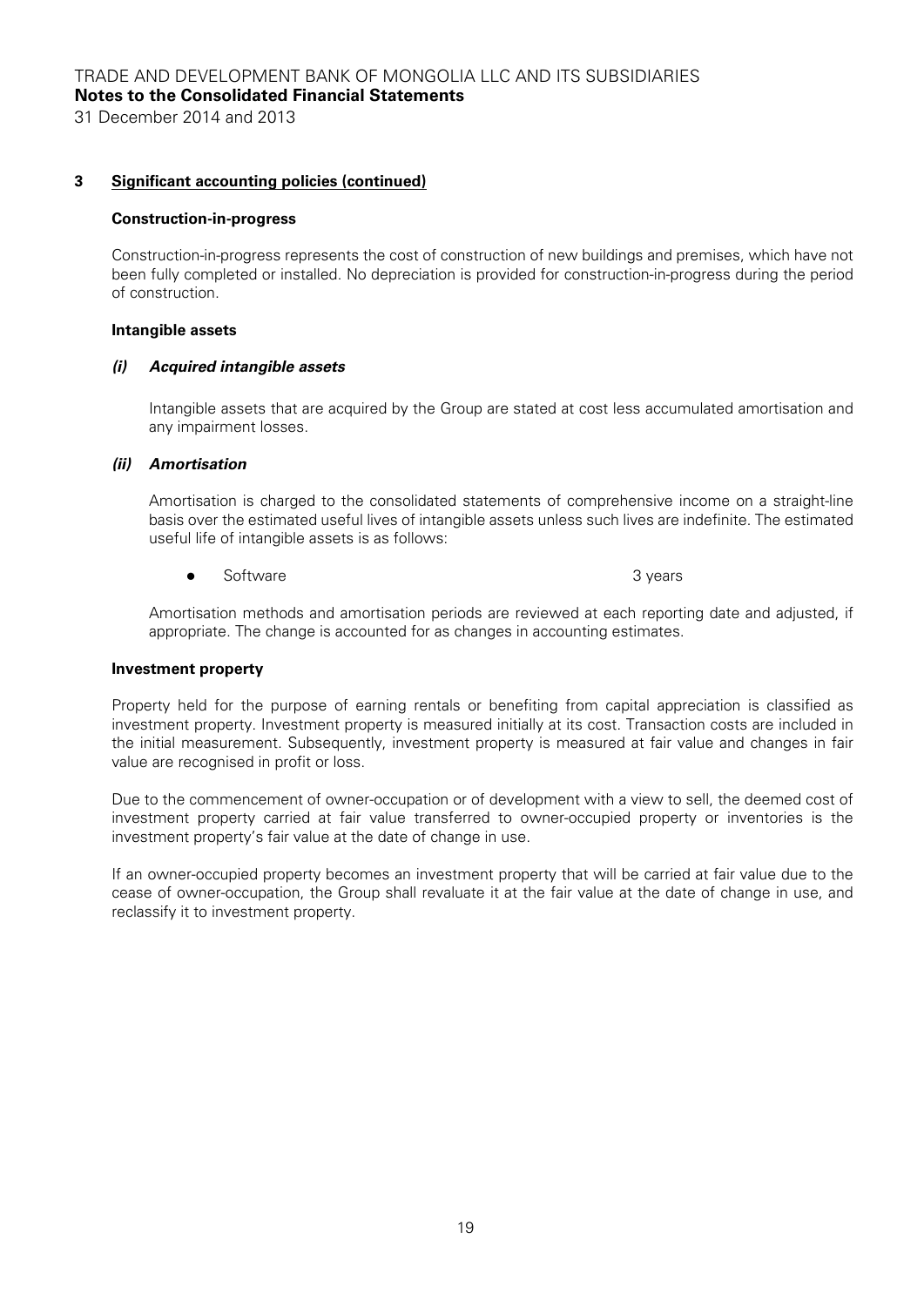## 3 Significant accounting policies (continued)

### Construction-in-progress

Construction-in-progress represents the cost of construction of new buildings and premises, which have not been fully completed or installed. No depreciation is provided for construction-in-progress during the period of construction.

### Intangible assets

#### *(i) Acquired intangible assets*

Intangible assets that are acquired by the Group are stated at cost less accumulated amortisation and any impairment losses.

#### *(ii) Amortisation*

Amortisation is charged to the consolidated statements of comprehensive income on a straight-line basis over the estimated useful lives of intangible assets unless such lives are indefinite. The estimated useful life of intangible assets is as follows:

- Software 3 years

Amortisation methods and amortisation periods are reviewed at each reporting date and adjusted, if appropriate. The change is accounted for as changes in accounting estimates.

### Investment property

Property held for the purpose of earning rentals or benefiting from capital appreciation is classified as investment property. Investment property is measured initially at its cost. Transaction costs are included in the initial measurement. Subsequently, investment property is measured at fair value and changes in fair value are recognised in profit or loss.

Due to the commencement of owner-occupation or of development with a view to sell, the deemed cost of investment property carried at fair value transferred to owner-occupied property or inventories is the investment property's fair value at the date of change in use.

If an owner-occupied property becomes an investment property that will be carried at fair value due to the cease of owner-occupation, the Group shall revaluate it at the fair value at the date of change in use, and reclassify it to investment property.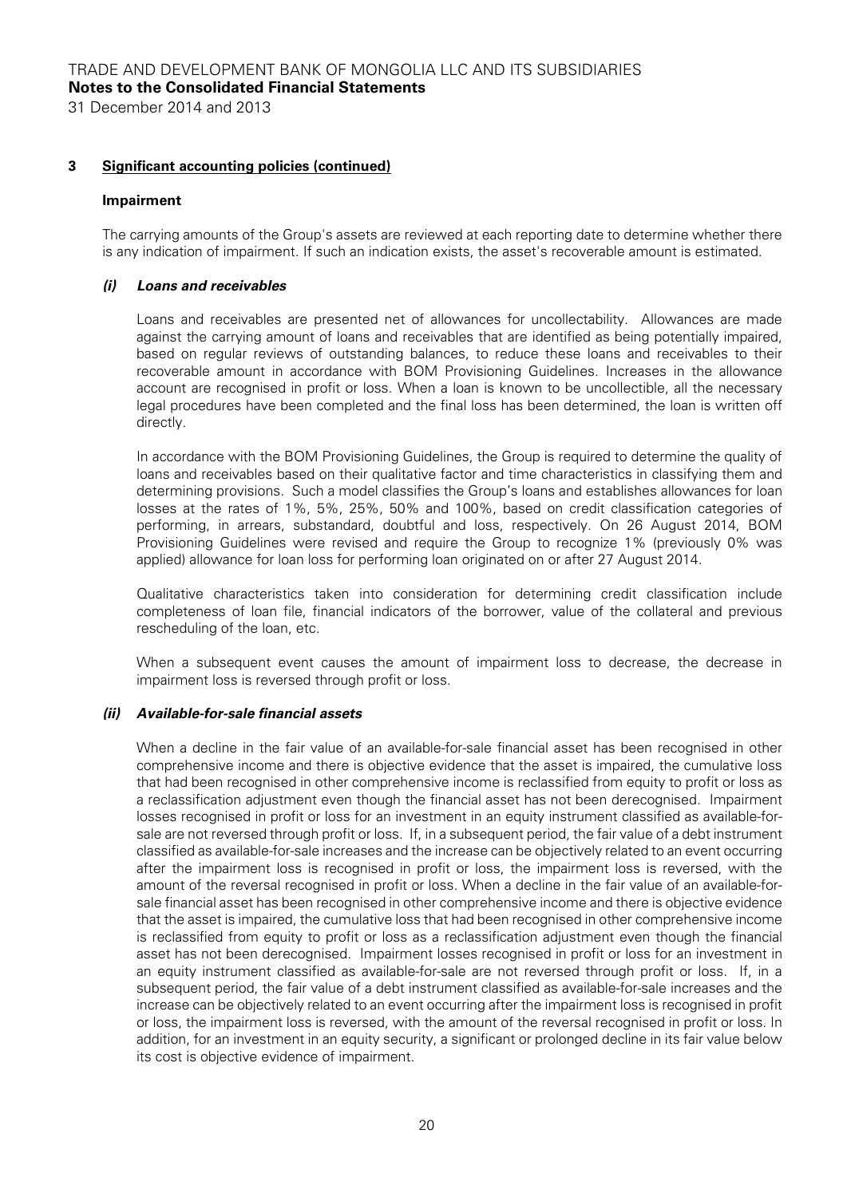## 3 Significant accounting policies (continued)

### Impairment

The carrying amounts of the Group's assets are reviewed at each reporting date to determine whether there is any indication of impairment. If such an indication exists, the asset's recoverable amount is estimated.

#### *(i) Loans and receivables*

Loans and receivables are presented net of allowances for uncollectability. Allowances are made against the carrying amount of loans and receivables that are identified as being potentially impaired, based on regular reviews of outstanding balances, to reduce these loans and receivables to their recoverable amount in accordance with BOM Provisioning Guidelines. Increases in the allowance account are recognised in profit or loss. When a loan is known to be uncollectible, all the necessary legal procedures have been completed and the final loss has been determined, the loan is written off directly.

In accordance with the BOM Provisioning Guidelines, the Group is required to determine the quality of loans and receivables based on their qualitative factor and time characteristics in classifying them and determining provisions. Such a model classifies the Group's loans and establishes allowances for loan losses at the rates of 1%, 5%, 25%, 50% and 100%, based on credit classification categories of performing, in arrears, substandard, doubtful and loss, respectively. On 26 August 2014, BOM Provisioning Guidelines were revised and require the Group to recognize 1% (previously 0% was applied) allowance for loan loss for performing loan originated on or after 27 August 2014.

Qualitative characteristics taken into consideration for determining credit classification include completeness of loan file, financial indicators of the borrower, value of the collateral and previous rescheduling of the loan, etc.

When a subsequent event causes the amount of impairment loss to decrease, the decrease in impairment loss is reversed through profit or loss.

#### *(ii) Available-for-sale financial assets*

When a decline in the fair value of an available-for-sale financial asset has been recognised in other comprehensive income and there is objective evidence that the asset is impaired, the cumulative loss that had been recognised in other comprehensive income is reclassified from equity to profit or loss as a reclassification adjustment even though the financial asset has not been derecognised. Impairment losses recognised in profit or loss for an investment in an equity instrument classified as available-for-sale are not reversed through profit or loss. If, in a subsequent period, the fair value of a debt instrument classified as available-for-sale increases and the increase can be objectively related to an event occurring after the impairment loss is recognised in profit or loss, the impairment loss is reversed, with the amount of the reversal recognised in profit or loss. When a decline in the fair value of an available-for-sale financial asset has been recognised in other comprehensive income and there is objective evidence that the asset is impaired, the cumulative loss that had been recognised in other comprehensive income is reclassified from equity to profit or loss as a reclassification adjustment even though the financial asset has not been derecognised. Impairment losses recognised in profit or loss for an investment in an equity instrument classified as available-for-sale are not reversed through profit or loss. If, in a subsequent period, the fair value of a debt instrument classified as available-for-sale increases and the increase can be objectively related to an event occurring after the impairment loss is recognised in profit or loss, the impairment loss is reversed, with the amount of the reversal recognised in profit or loss. In addition, for an investment in an equity security, a significant or prolonged decline in its fair value below its cost is objective evidence of impairment.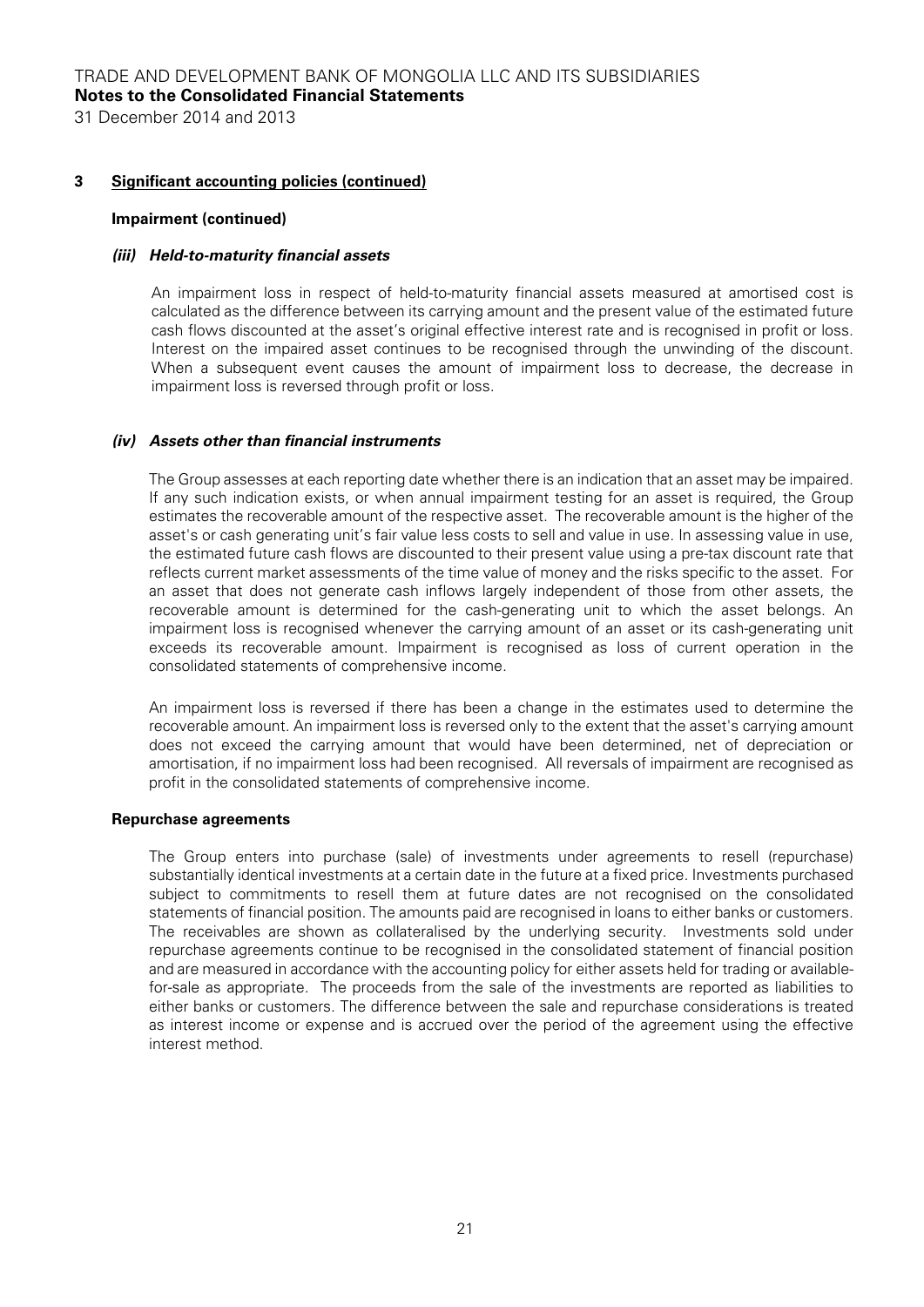## 3 Significant accounting policies (continued)

### Impairment (continued)

#### *(iii) Held-to-maturity financial assets*

An impairment loss in respect of held-to-maturity financial assets measured at amortised cost is calculated as the difference between its carrying amount and the present value of the estimated future cash flows discounted at the asset's original effective interest rate and is recognised in profit or loss. Interest on the impaired asset continues to be recognised through the unwinding of the discount. When a subsequent event causes the amount of impairment loss to decrease, the decrease in impairment loss is reversed through profit or loss.

#### *(iv) Assets other than financial instruments*

The Group assesses at each reporting date whether there is an indication that an asset may be impaired. If any such indication exists, or when annual impairment testing for an asset is required, the Group estimates the recoverable amount of the respective asset. The recoverable amount is the higher of the asset's or cash generating unit's fair value less costs to sell and value in use. In assessing value in use, the estimated future cash flows are discounted to their present value using a pre-tax discount rate that reflects current market assessments of the time value of money and the risks specific to the asset. For an asset that does not generate cash inflows largely independent of those from other assets, the recoverable amount is determined for the cash-generating unit to which the asset belongs. An impairment loss is recognised whenever the carrying amount of an asset or its cash-generating unit exceeds its recoverable amount. Impairment is recognised as loss of current operation in the consolidated statements of comprehensive income.

An impairment loss is reversed if there has been a change in the estimates used to determine the recoverable amount. An impairment loss is reversed only to the extent that the asset's carrying amount does not exceed the carrying amount that would have been determined, net of depreciation or amortisation, if no impairment loss had been recognised. All reversals of impairment are recognised as profit in the consolidated statements of comprehensive income.

### Repurchase agreements

The Group enters into purchase (sale) of investments under agreements to resell (repurchase) substantially identical investments at a certain date in the future at a fixed price. Investments purchased subject to commitments to resell them at future dates are not recognised on the consolidated statements of financial position. The amounts paid are recognised in loans to either banks or customers. The receivables are shown as collateralised by the underlying security. Investments sold under repurchase agreements continue to be recognised in the consolidated statement of financial position and are measured in accordance with the accounting policy for either assets held for trading or available-for-sale as appropriate. The proceeds from the sale of the investments are reported as liabilities to either banks or customers. The difference between the sale and repurchase considerations is treated as interest income or expense and is accrued over the period of the agreement using the effective interest method.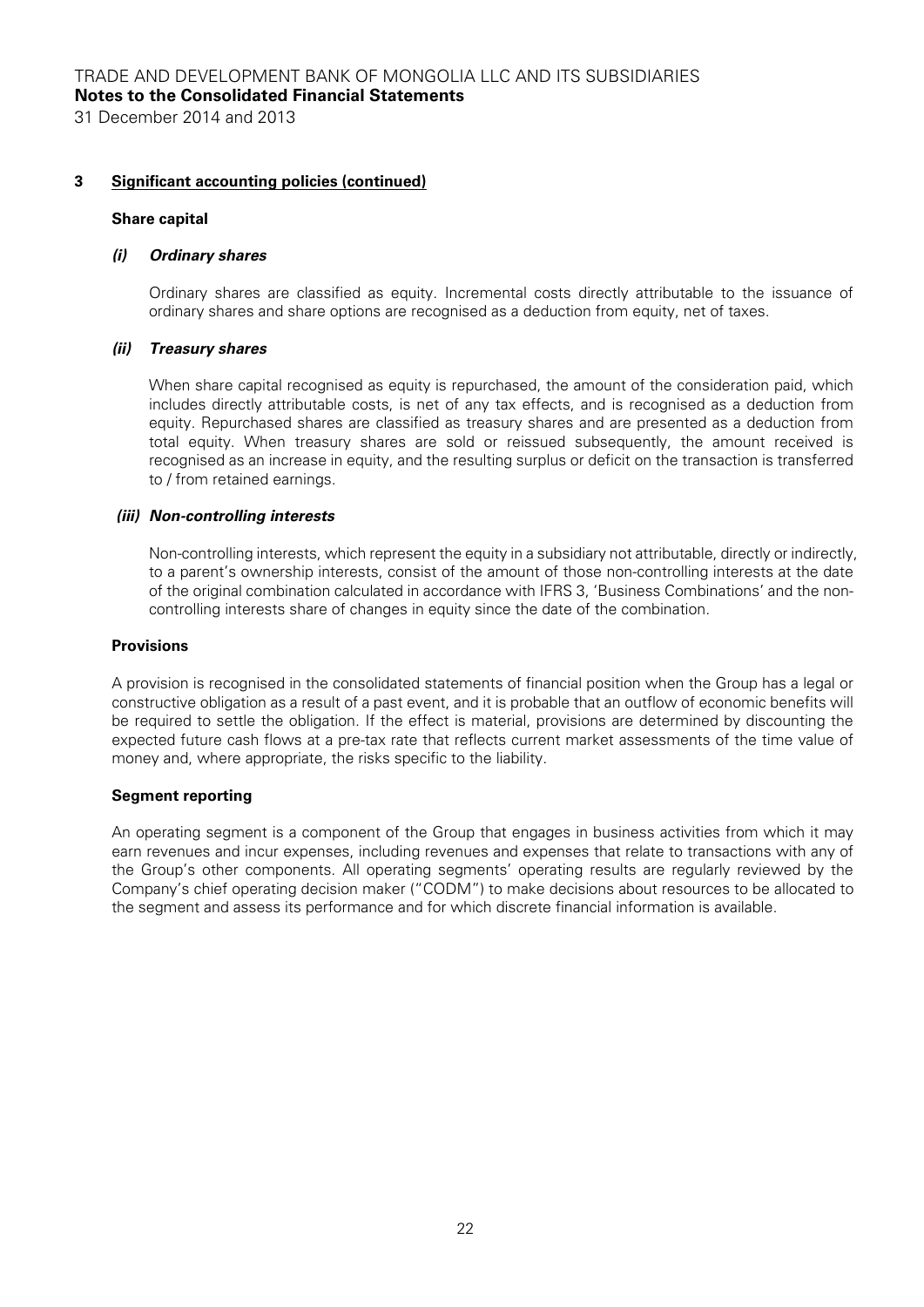## 3 Significant accounting policies (continued)

### Share capital

#### *(i) Ordinary shares*

Ordinary shares are classified as equity. Incremental costs directly attributable to the issuance of ordinary shares and share options are recognised as a deduction from equity, net of taxes.

#### *(ii) Treasury shares*

When share capital recognised as equity is repurchased, the amount of the consideration paid, which includes directly attributable costs, is net of any tax effects, and is recognised as a deduction from equity. Repurchased shares are classified as treasury shares and are presented as a deduction from total equity. When treasury shares are sold or reissued subsequently, the amount received is recognised as an increase in equity, and the resulting surplus or deficit on the transaction is transferred to / from retained earnings.

#### *(iii) Non-controlling interests*

Non-controlling interests, which represent the equity in a subsidiary not attributable, directly or indirectly, to a parent's ownership interests, consist of the amount of those non-controlling interests at the date of the original combination calculated in accordance with IFRS 3, 'Business Combinations' and the non-controlling interests share of changes in equity since the date of the combination.

### Provisions

A provision is recognised in the consolidated statements of financial position when the Group has a legal or constructive obligation as a result of a past event, and it is probable that an outflow of economic benefits will be required to settle the obligation. If the effect is material, provisions are determined by discounting the expected future cash flows at a pre-tax rate that reflects current market assessments of the time value of money and, where appropriate, the risks specific to the liability.

### Segment reporting

An operating segment is a component of the Group that engages in business activities from which it may earn revenues and incur expenses, including revenues and expenses that relate to transactions with any of the Group's other components. All operating segments' operating results are regularly reviewed by the Company's chief operating decision maker ("CODM") to make decisions about resources to be allocated to the segment and assess its performance and for which discrete financial information is available.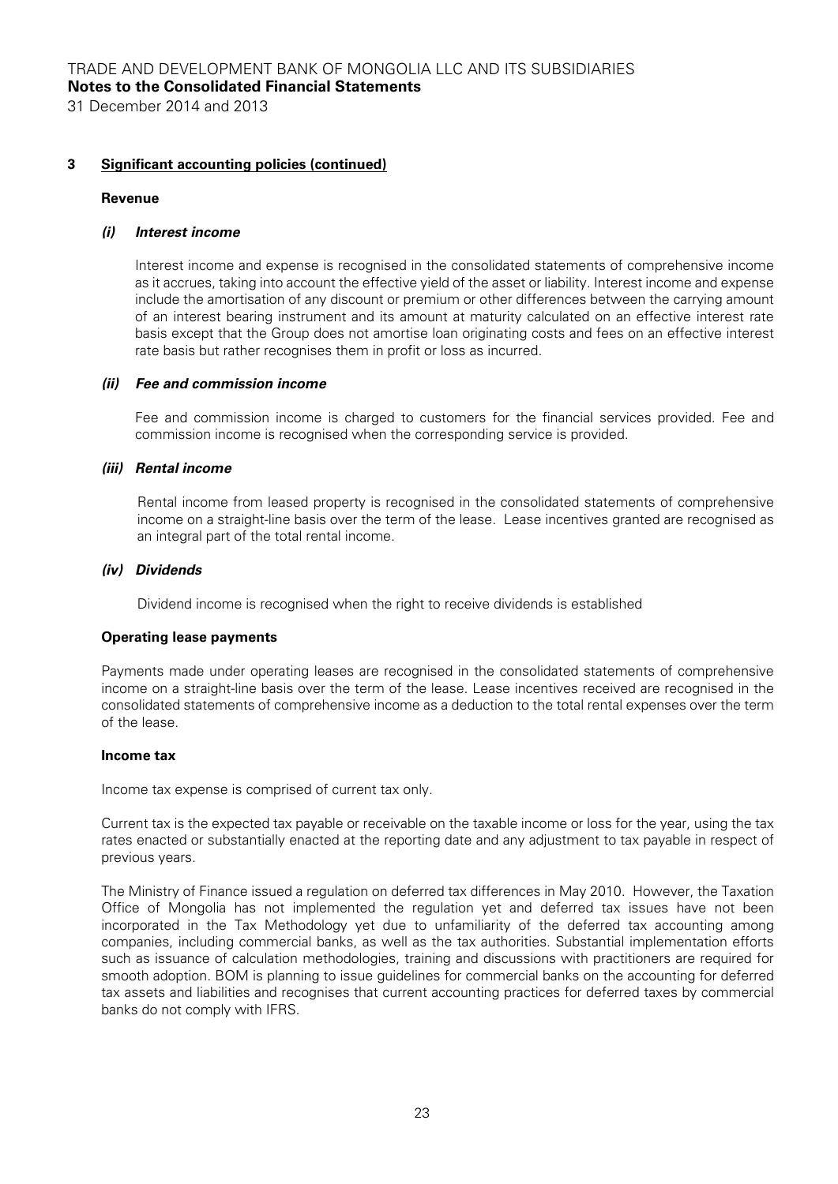## 3 Significant accounting policies (continued)

### Revenue

#### *(i) Interest income*

Interest income and expense is recognised in the consolidated statements of comprehensive income as it accrues, taking into account the effective yield of the asset or liability. Interest income and expense include the amortisation of any discount or premium or other differences between the carrying amount of an interest bearing instrument and its amount at maturity calculated on an effective interest rate basis except that the Group does not amortise loan originating costs and fees on an effective interest rate basis but rather recognises them in profit or loss as incurred.

#### *(ii) Fee and commission income*

Fee and commission income is charged to customers for the financial services provided. Fee and commission income is recognised when the corresponding service is provided.

#### *(iii) Rental income*

Rental income from leased property is recognised in the consolidated statements of comprehensive income on a straight-line basis over the term of the lease. Lease incentives granted are recognised as an integral part of the total rental income.

#### *(iv) Dividends*

Dividend income is recognised when the right to receive dividends is established

### Operating lease payments

Payments made under operating leases are recognised in the consolidated statements of comprehensive income on a straight-line basis over the term of the lease. Lease incentives received are recognised in the consolidated statements of comprehensive income as a deduction to the total rental expenses over the term of the lease.

### Income tax

Income tax expense is comprised of current tax only.

Current tax is the expected tax payable or receivable on the taxable income or loss for the year, using the tax rates enacted or substantially enacted at the reporting date and any adjustment to tax payable in respect of previous years.

The Ministry of Finance issued a regulation on deferred tax differences in May 2010. However, the Taxation Office of Mongolia has not implemented the regulation yet and deferred tax issues have not been incorporated in the Tax Methodology yet due to unfamiliarity of the deferred tax accounting among companies, including commercial banks, as well as the tax authorities. Substantial implementation efforts such as issuance of calculation methodologies, training and discussions with practitioners are required for smooth adoption. BOM is planning to issue guidelines for commercial banks on the accounting for deferred tax assets and liabilities and recognises that current accounting practices for deferred taxes by commercial banks do not comply with IFRS.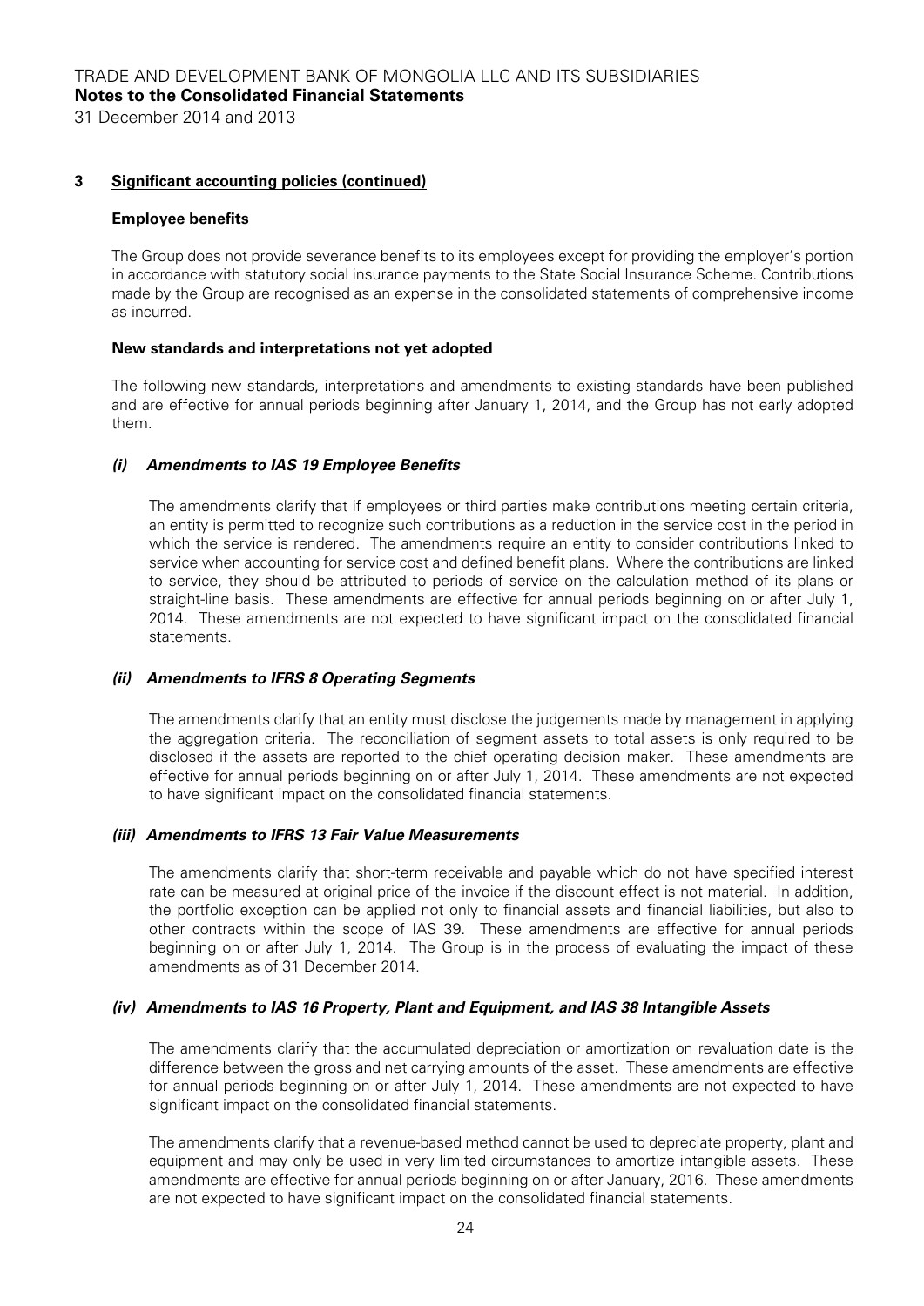## 3 Significant accounting policies (continued)

### Employee benefits

The Group does not provide severance benefits to its employees except for providing the employer's portion in accordance with statutory social insurance payments to the State Social Insurance Scheme. Contributions made by the Group are recognised as an expense in the consolidated statements of comprehensive income as incurred.

### New standards and interpretations not yet adopted

The following new standards, interpretations and amendments to existing standards have been published and are effective for annual periods beginning after January 1, 2014, and the Group has not early adopted them.

#### *(i) Amendments to IAS 19 Employee Benefits*

The amendments clarify that if employees or third parties make contributions meeting certain criteria, an entity is permitted to recognize such contributions as a reduction in the service cost in the period in which the service is rendered. The amendments require an entity to consider contributions linked to service when accounting for service cost and defined benefit plans. Where the contributions are linked to service, they should be attributed to periods of service on the calculation method of its plans or straight-line basis. These amendments are effective for annual periods beginning on or after July 1, 2014. These amendments are not expected to have significant impact on the consolidated financial statements.

#### *(ii) Amendments to IFRS 8 Operating Segments*

The amendments clarify that an entity must disclose the judgements made by management in applying the aggregation criteria. The reconciliation of segment assets to total assets is only required to be disclosed if the assets are reported to the chief operating decision maker. These amendments are effective for annual periods beginning on or after July 1, 2014. These amendments are not expected to have significant impact on the consolidated financial statements.

#### *(iii) Amendments to IFRS 13 Fair Value Measurements*

The amendments clarify that short-term receivable and payable which do not have specified interest rate can be measured at original price of the invoice if the discount effect is not material. In addition, the portfolio exception can be applied not only to financial assets and financial liabilities, but also to other contracts within the scope of IAS 39. These amendments are effective for annual periods beginning on or after July 1, 2014. The Group is in the process of evaluating the impact of these amendments as of 31 December 2014.

#### *(iv) Amendments to IAS 16 Property, Plant and Equipment, and IAS 38 Intangible Assets*

The amendments clarify that the accumulated depreciation or amortization on revaluation date is the difference between the gross and net carrying amounts of the asset. These amendments are effective for annual periods beginning on or after July 1, 2014. These amendments are not expected to have significant impact on the consolidated financial statements.

The amendments clarify that a revenue-based method cannot be used to depreciate property, plant and equipment and may only be used in very limited circumstances to amortize intangible assets. These amendments are effective for annual periods beginning on or after January, 2016. These amendments are not expected to have significant impact on the consolidated financial statements.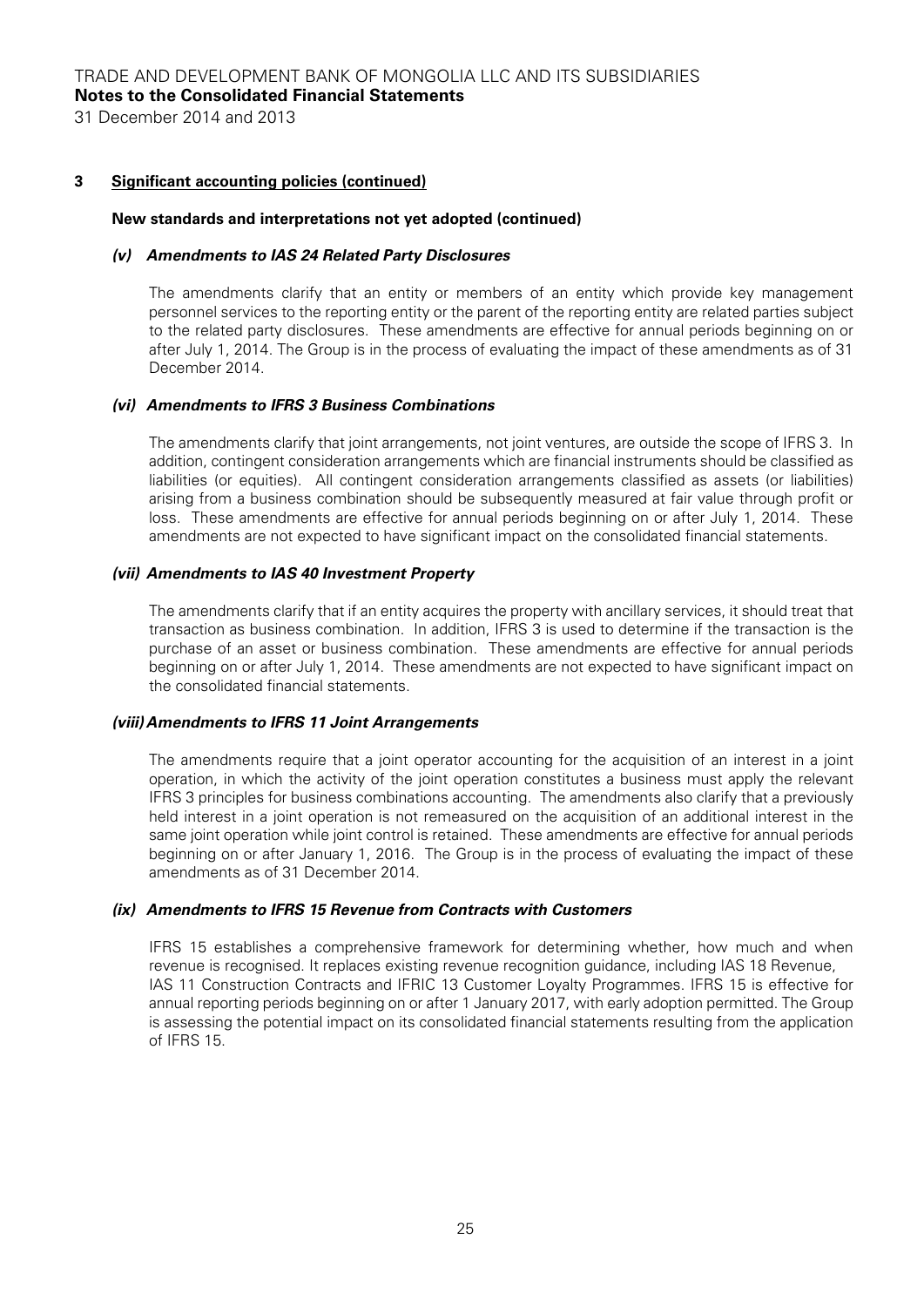## 3 Significant accounting policies (continued)

### New standards and interpretations not yet adopted (continued)

#### *(v) Amendments to IAS 24 Related Party Disclosures*

The amendments clarify that an entity or members of an entity which provide key management personnel services to the reporting entity or the parent of the reporting entity are related parties subject to the related party disclosures. These amendments are effective for annual periods beginning on or after July 1, 2014. The Group is in the process of evaluating the impact of these amendments as of 31 December 2014.

#### *(vi) Amendments to IFRS 3 Business Combinations*

The amendments clarify that joint arrangements, not joint ventures, are outside the scope of IFRS 3. In addition, contingent consideration arrangements which are financial instruments should be classified as liabilities (or equities). All contingent consideration arrangements classified as assets (or liabilities) arising from a business combination should be subsequently measured at fair value through profit or loss. These amendments are effective for annual periods beginning on or after July 1, 2014. These amendments are not expected to have significant impact on the consolidated financial statements.

#### *(vii) Amendments to IAS 40 Investment Property*

The amendments clarify that if an entity acquires the property with ancillary services, it should treat that transaction as business combination. In addition, IFRS 3 is used to determine if the transaction is the purchase of an asset or business combination. These amendments are effective for annual periods beginning on or after July 1, 2014. These amendments are not expected to have significant impact on the consolidated financial statements.

#### *(viii) Amendments to IFRS 11 Joint Arrangements*

The amendments require that a joint operator accounting for the acquisition of an interest in a joint operation, in which the activity of the joint operation constitutes a business must apply the relevant IFRS 3 principles for business combinations accounting. The amendments also clarify that a previously held interest in a joint operation is not remeasured on the acquisition of an additional interest in the same joint operation while joint control is retained. These amendments are effective for annual periods beginning on or after January 1, 2016. The Group is in the process of evaluating the impact of these amendments as of 31 December 2014.

#### *(ix) Amendments to IFRS 15 Revenue from Contracts with Customers*

IFRS 15 establishes a comprehensive framework for determining whether, how much and when revenue is recognised. It replaces existing revenue recognition guidance, including IAS 18 Revenue, IAS 11 Construction Contracts and IFRIC 13 Customer Loyalty Programmes. IFRS 15 is effective for annual reporting periods beginning on or after 1 January 2017, with early adoption permitted. The Group is assessing the potential impact on its consolidated financial statements resulting from the application of IFRS 15.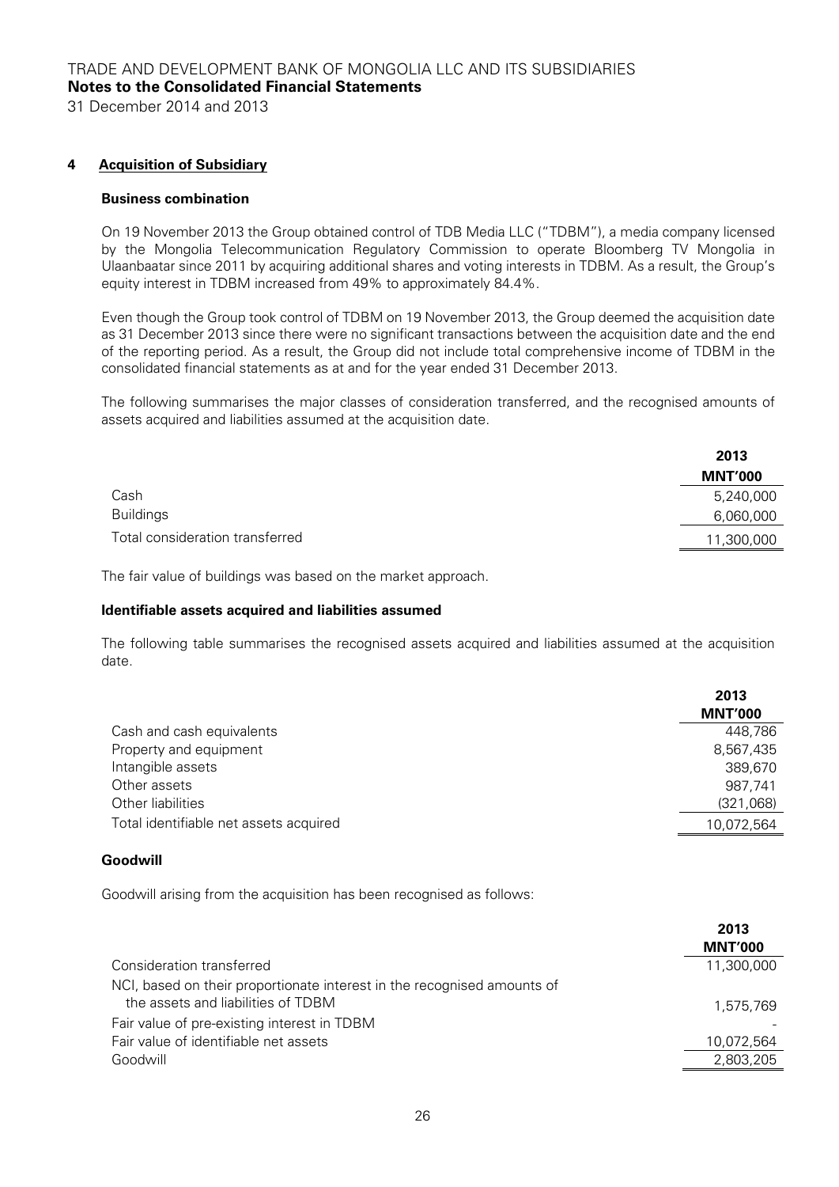## 4 Acquisition of Subsidiary

### Business combination

On 19 November 2013 the Group obtained control of TDB Media LLC ("TDBM"), a media company licensed by the Mongolia Telecommunication Regulatory Commission to operate Bloomberg TV Mongolia in Ulaanbaatar since 2011 by acquiring additional shares and voting interests in TDBM. As a result, the Group's equity interest in TDBM increased from 49% to approximately 84.4%.

Even though the Group took control of TDBM on 19 November 2013, the Group deemed the acquisition date as 31 December 2013 since there were no significant transactions between the acquisition date and the end of the reporting period. As a result, the Group did not include total comprehensive income of TDBM in the consolidated financial statements as at and for the year ended 31 December 2013.

The following summarises the major classes of consideration transferred, and the recognised amounts of assets acquired and liabilities assumed at the acquisition date.

| | 2013 |
|---|---|
| | MNT'000 |
| Cash | 5,240,000 |
| Buildings | 6,060,000 |
| Total consideration transferred | 11,300,000 |

The fair value of buildings was based on the market approach.

### Identifiable assets acquired and liabilities assumed

The following table summarises the recognised assets acquired and liabilities assumed at the acquisition date.

| | 2013 |
|---|---|
| | MNT'000 |
| Cash and cash equivalents | 448,786 |
| Property and equipment | 8,567,435 |
| Intangible assets | 389,670 |
| Other assets | 987,741 |
| Other liabilities | (321,068) |
| Total identifiable net assets acquired | 10,072,564 |

### Goodwill

Goodwill arising from the acquisition has been recognised as follows:

| | 2013 |
|---|---|
| | MNT'000 |
| Consideration transferred | 11,300,000 |
| NCI, based on their proportionate interest in the recognised amounts of the assets and liabilities of TDBM | 1,575,769 |
| Fair value of pre-existing interest in TDBM | - |
| Fair value of identifiable net assets | 10,072,564 |
| Goodwill | 2,803,205 |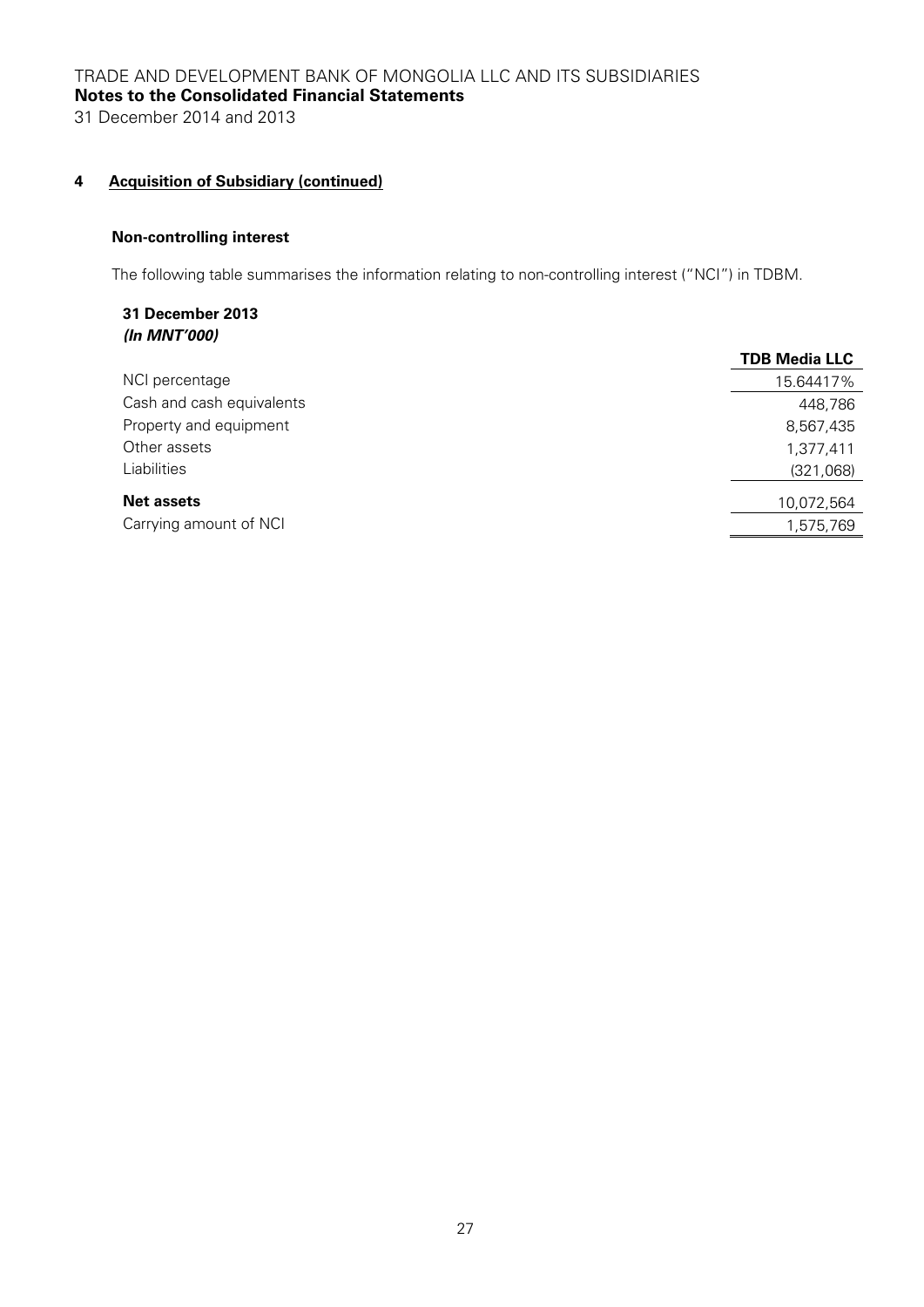## 4 Acquisition of Subsidiary (continued)

**Non-controlling interest**

The following table summarises the information relating to non-controlling interest ("NCI") in TDBM.

**31 December 2013**
***(In MNT'000)***

| | TDB Media LLC |
|---|---|
| NCI percentage | 15.64417% |
| Cash and cash equivalents | 448,786 |
| Property and equipment | 8,567,435 |
| Other assets | 1,377,411 |
| Liabilities | (321,068) |
| **Net assets** | 10,072,564 |
| Carrying amount of NCI | 1,575,769 |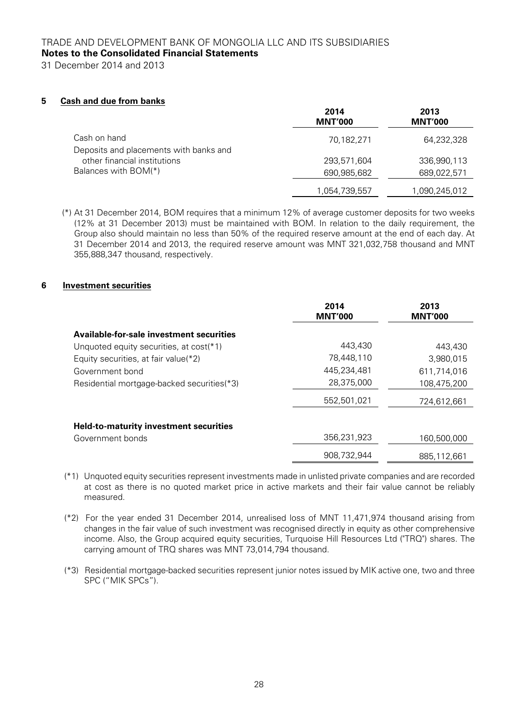## 5 Cash and due from banks

| | 2014 MNT'000 | 2013 MNT'000 |
|---|---|---|
| Cash on hand | 70,182,271 | 64,232,328 |
| Deposits and placements with banks and other financial institutions | 293,571,604 | 336,990,113 |
| Balances with BOM(*) | 690,985,682 | 689,022,571 |
| | 1,054,739,557 | 1,090,245,012 |

(*) At 31 December 2014, BOM requires that a minimum 12% of average customer deposits for two weeks (12% at 31 December 2013) must be maintained with BOM. In relation to the daily requirement, the Group also should maintain no less than 50% of the required reserve amount at the end of each day. At 31 December 2014 and 2013, the required reserve amount was MNT 321,032,758 thousand and MNT 355,888,347 thousand, respectively.

## 6 Investment securities

| | 2014 MNT'000 | 2013 MNT'000 |
|---|---|---|
| **Available-for-sale investment securities** | | |
| Unquoted equity securities, at cost(*1) | 443,430 | 443,430 |
| Equity securities, at fair value(*2) | 78,448,110 | 3,980,015 |
| Government bond | 445,234,481 | 611,714,016 |
| Residential mortgage-backed securities(*3) | 28,375,000 | 108,475,200 |
| | 552,501,021 | 724,612,661 |
| **Held-to-maturity investment securities** | | |
| Government bonds | 356,231,923 | 160,500,000 |
| | 908,732,944 | 885,112,661 |

(*1) Unquoted equity securities represent investments made in unlisted private companies and are recorded at cost as there is no quoted market price in active markets and their fair value cannot be reliably measured.

(*2) For the year ended 31 December 2014, unrealised loss of MNT 11,471,974 thousand arising from changes in the fair value of such investment was recognised directly in equity as other comprehensive income. Also, the Group acquired equity securities, Turquoise Hill Resources Ltd ("TRQ") shares. The carrying amount of TRQ shares was MNT 73,014,794 thousand.

(*3) Residential mortgage-backed securities represent junior notes issued by MIK active one, two and three SPC ("MIK SPCs").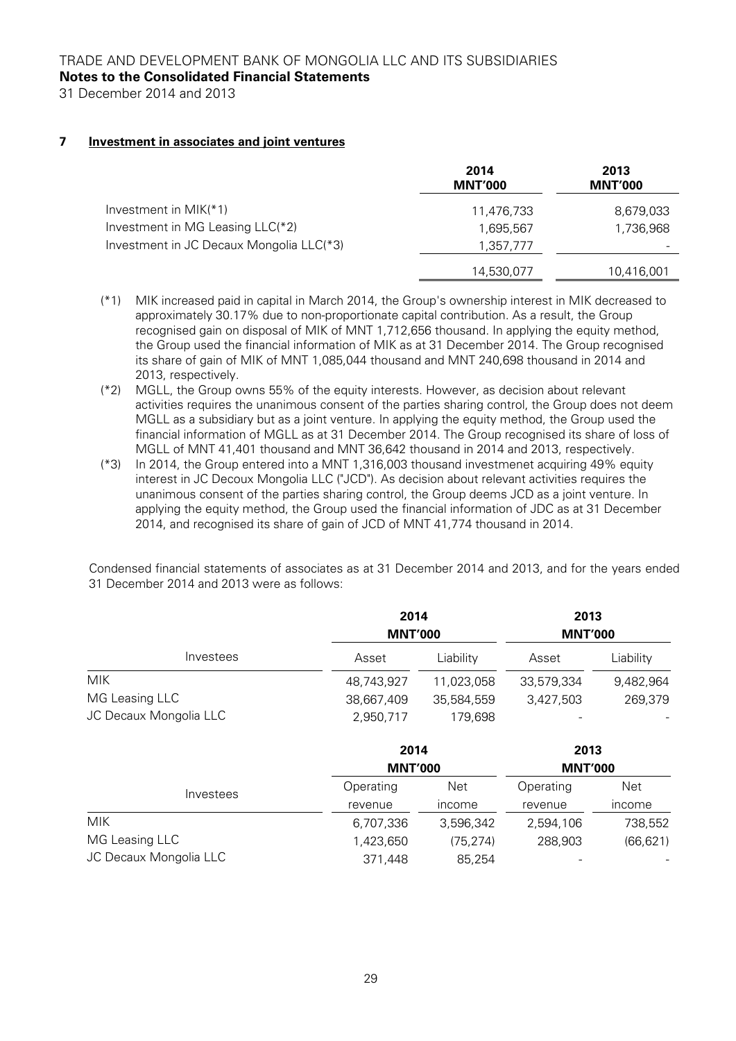## 7 Investment in associates and joint ventures

| | 2014 MNT'000 | 2013 MNT'000 |
|---|---|---|
| Investment in MIK(*1) | 11,476,733 | 8,679,033 |
| Investment in MG Leasing LLC(*2) | 1,695,567 | 1,736,968 |
| Investment in JC Decaux Mongolia LLC(*3) | 1,357,777 | - |
| | 14,530,077 | 10,416,001 |

(*1) MIK increased paid in capital in March 2014, the Group's ownership interest in MIK decreased to approximately 30.17% due to non-proportionate capital contribution. As a result, the Group recognised gain on disposal of MIK of MNT 1,712,656 thousand. In applying the equity method, the Group used the financial information of MIK as at 31 December 2014. The Group recognised its share of gain of MIK of MNT 1,085,044 thousand and MNT 240,698 thousand in 2014 and 2013, respectively.

(*2) MGLL, the Group owns 55% of the equity interests. However, as decision about relevant activities requires the unanimous consent of the parties sharing control, the Group does not deem MGLL as a subsidiary but as a joint venture. In applying the equity method, the Group used the financial information of MGLL as at 31 December 2014. The Group recognised its share of loss of MGLL of MNT 41,401 thousand and MNT 36,642 thousand in 2014 and 2013, respectively.

(*3) In 2014, the Group entered into a MNT 1,316,003 thousand investmenet acquiring 49% equity interest in JC Decoux Mongolia LLC ("JCD"). As decision about relevant activities requires the unanimous consent of the parties sharing control, the Group deems JCD as a joint venture. In applying the equity method, the Group used the financial information of JDC as at 31 December 2014, and recognised its share of gain of JCD of MNT 41,774 thousand in 2014.

Condensed financial statements of associates as at 31 December 2014 and 2013, and for the years ended 31 December 2014 and 2013 were as follows:

| | 2014 MNT'000 | | 2013 MNT'000 | |
|---|---|---|---|---|
| Investees | Asset | Liability | Asset | Liability |
| MIK | 48,743,927 | 11,023,058 | 33,579,334 | 9,482,964 |
| MG Leasing LLC | 38,667,409 | 35,584,559 | 3,427,503 | 269,379 |
| JC Decaux Mongolia LLC | 2,950,717 | 179,698 | - | - |

| | 2014 MNT'000 | | 2013 MNT'000 | |
|---|---|---|---|---|
| Investees | Operating revenue | Net income | Operating revenue | Net income |
| MIK | 6,707,336 | 3,596,342 | 2,594,106 | 738,552 |
| MG Leasing LLC | 1,423,650 | (75,274) | 288,903 | (66,621) |
| JC Decaux Mongolia LLC | 371,448 | 85,254 | - | - |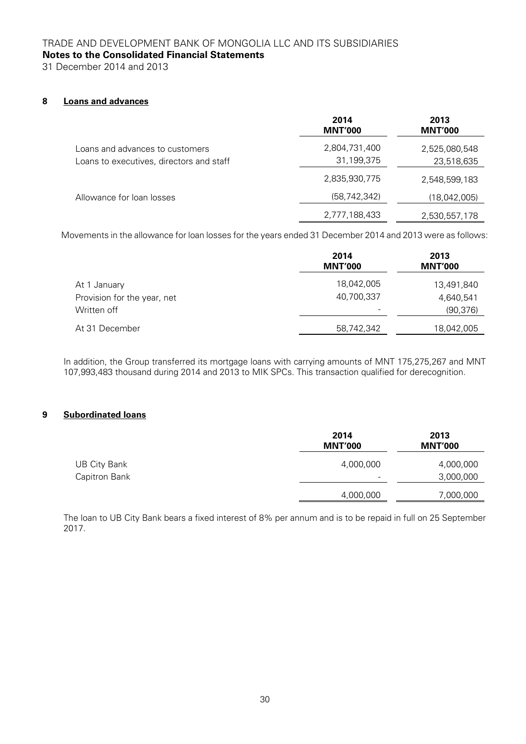## 8 Loans and advances

| | 2014 MNT'000 | 2013 MNT'000 |
|---|---|---|
| Loans and advances to customers | 2,804,731,400 | 2,525,080,548 |
| Loans to executives, directors and staff | 31,199,375 | 23,518,635 |
| | 2,835,930,775 | 2,548,599,183 |
| Allowance for loan losses | (58,742,342) | (18,042,005) |
| | 2,777,188,433 | 2,530,557,178 |

Movements in the allowance for loan losses for the years ended 31 December 2014 and 2013 were as follows:

| | 2014 MNT'000 | 2013 MNT'000 |
|---|---|---|
| At 1 January | 18,042,005 | 13,491,840 |
| Provision for the year, net | 40,700,337 | 4,640,541 |
| Written off | - | (90,376) |
| At 31 December | 58,742,342 | 18,042,005 |

In addition, the Group transferred its mortgage loans with carrying amounts of MNT 175,275,267 and MNT 107,993,483 thousand during 2014 and 2013 to MIK SPCs. This transaction qualified for derecognition.

## 9 Subordinated loans

| | 2014 MNT'000 | 2013 MNT'000 |
|---|---|---|
| UB City Bank | 4,000,000 | 4,000,000 |
| Capitron Bank | - | 3,000,000 |
| | 4,000,000 | 7,000,000 |

The loan to UB City Bank bears a fixed interest of 8% per annum and is to be repaid in full on 25 September 2017.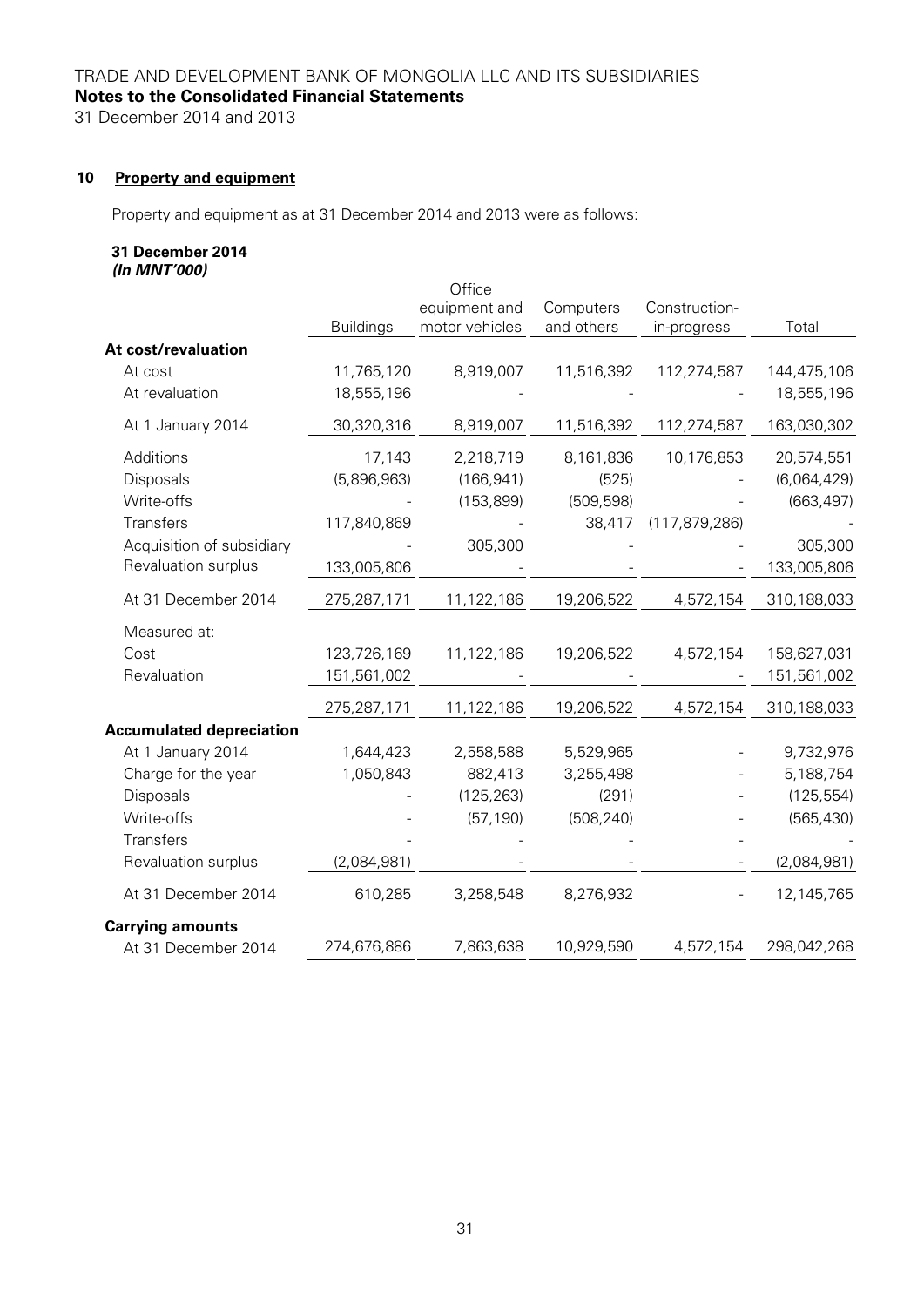TRADE AND DEVELOPMENT BANK OF MONGOLIA LLC AND ITS SUBSIDIARIES
**Notes to the Consolidated Financial Statements**
31 December 2014 and 2013

## 10 Property and equipment

Property and equipment as at 31 December 2014 and 2013 were as follows:

**31 December 2014**
***(In MNT'000)***

| | Buildings | Office equipment and motor vehicles | Computers and others | Construction-in-progress | Total |
|---|---|---|---|---|---|
| **At cost/revaluation** | | | | | |
| At cost | 11,765,120 | 8,919,007 | 11,516,392 | 112,274,587 | 144,475,106 |
| At revaluation | 18,555,196 | - | - | - | 18,555,196 |
| At 1 January 2014 | 30,320,316 | 8,919,007 | 11,516,392 | 112,274,587 | 163,030,302 |
| Additions | 17,143 | 2,218,719 | 8,161,836 | 10,176,853 | 20,574,551 |
| Disposals | (5,896,963) | (166,941) | (525) | - | (6,064,429) |
| Write-offs | - | (153,899) | (509,598) | - | (663,497) |
| Transfers | 117,840,869 | - | 38,417 | (117,879,286) | - |
| Acquisition of subsidiary | - | 305,300 | - | - | 305,300 |
| Revaluation surplus | 133,005,806 | - | - | - | 133,005,806 |
| At 31 December 2014 | 275,287,171 | 11,122,186 | 19,206,522 | 4,572,154 | 310,188,033 |
| Measured at: | | | | | |
| Cost | 123,726,169 | 11,122,186 | 19,206,522 | 4,572,154 | 158,627,031 |
| Revaluation | 151,561,002 | - | - | - | 151,561,002 |
| | 275,287,171 | 11,122,186 | 19,206,522 | 4,572,154 | 310,188,033 |
| **Accumulated depreciation** | | | | | |
| At 1 January 2014 | 1,644,423 | 2,558,588 | 5,529,965 | - | 9,732,976 |
| Charge for the year | 1,050,843 | 882,413 | 3,255,498 | - | 5,188,754 |
| Disposals | - | (125,263) | (291) | - | (125,554) |
| Write-offs | - | (57,190) | (508,240) | - | (565,430) |
| Transfers | - | - | - | - | - |
| Revaluation surplus | (2,084,981) | - | - | - | (2,084,981) |
| At 31 December 2014 | 610,285 | 3,258,548 | 8,276,932 | - | 12,145,765 |
| **Carrying amounts** | | | | | |
| At 31 December 2014 | 274,676,886 | 7,863,638 | 10,929,590 | 4,572,154 | 298,042,268 |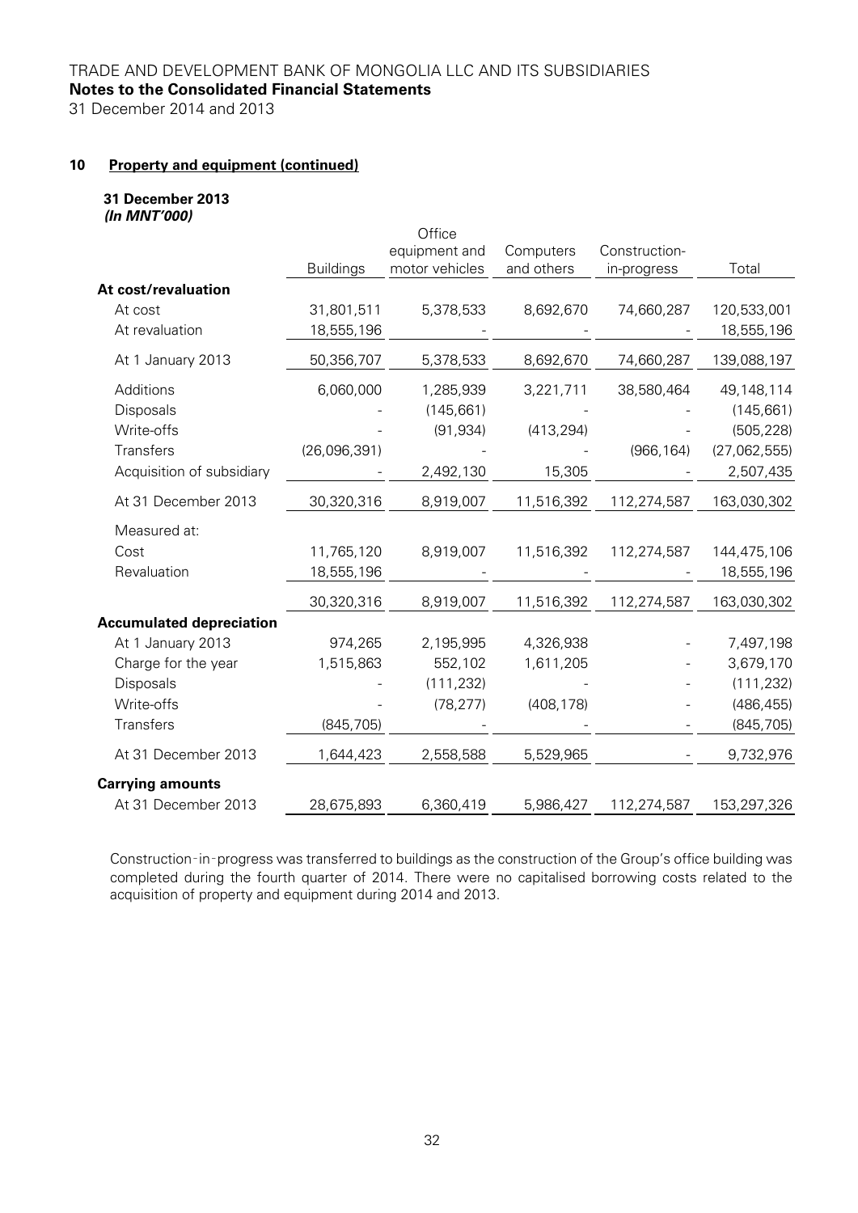# TRADE AND DEVELOPMENT BANK OF MONGOLIA LLC AND ITS SUBSIDIARIES

**Notes to the Consolidated Financial Statements**

31 December 2014 and 2013

## 10 Property and equipment (continued)

**31 December 2013**
***(In MNT'000)***

| | Buildings | Office equipment and motor vehicles | Computers and others | Construction-in-progress | Total |
|---|---|---|---|---|---|
| **At cost/revaluation** | | | | | |
| At cost | 31,801,511 | 5,378,533 | 8,692,670 | 74,660,287 | 120,533,001 |
| At revaluation | 18,555,196 | - | - | - | 18,555,196 |
| At 1 January 2013 | 50,356,707 | 5,378,533 | 8,692,670 | 74,660,287 | 139,088,197 |
| Additions | 6,060,000 | 1,285,939 | 3,221,711 | 38,580,464 | 49,148,114 |
| Disposals | - | (145,661) | - | - | (145,661) |
| Write-offs | - | (91,934) | (413,294) | - | (505,228) |
| Transfers | (26,096,391) | - | - | (966,164) | (27,062,555) |
| Acquisition of subsidiary | - | 2,492,130 | 15,305 | - | 2,507,435 |
| At 31 December 2013 | 30,320,316 | 8,919,007 | 11,516,392 | 112,274,587 | 163,030,302 |
| Measured at: | | | | | |
| Cost | 11,765,120 | 8,919,007 | 11,516,392 | 112,274,587 | 144,475,106 |
| Revaluation | 18,555,196 | - | - | - | 18,555,196 |
| | 30,320,316 | 8,919,007 | 11,516,392 | 112,274,587 | 163,030,302 |
| **Accumulated depreciation** | | | | | |
| At 1 January 2013 | 974,265 | 2,195,995 | 4,326,938 | - | 7,497,198 |
| Charge for the year | 1,515,863 | 552,102 | 1,611,205 | - | 3,679,170 |
| Disposals | - | (111,232) | - | - | (111,232) |
| Write-offs | - | (78,277) | (408,178) | - | (486,455) |
| Transfers | (845,705) | - | - | - | (845,705) |
| At 31 December 2013 | 1,644,423 | 2,558,588 | 5,529,965 | - | 9,732,976 |
| **Carrying amounts** | | | | | |
| At 31 December 2013 | 28,675,893 | 6,360,419 | 5,986,427 | 112,274,587 | 153,297,326 |

Construction-in-progress was transferred to buildings as the construction of the Group's office building was completed during the fourth quarter of 2014. There were no capitalised borrowing costs related to the acquisition of property and equipment during 2014 and 2013.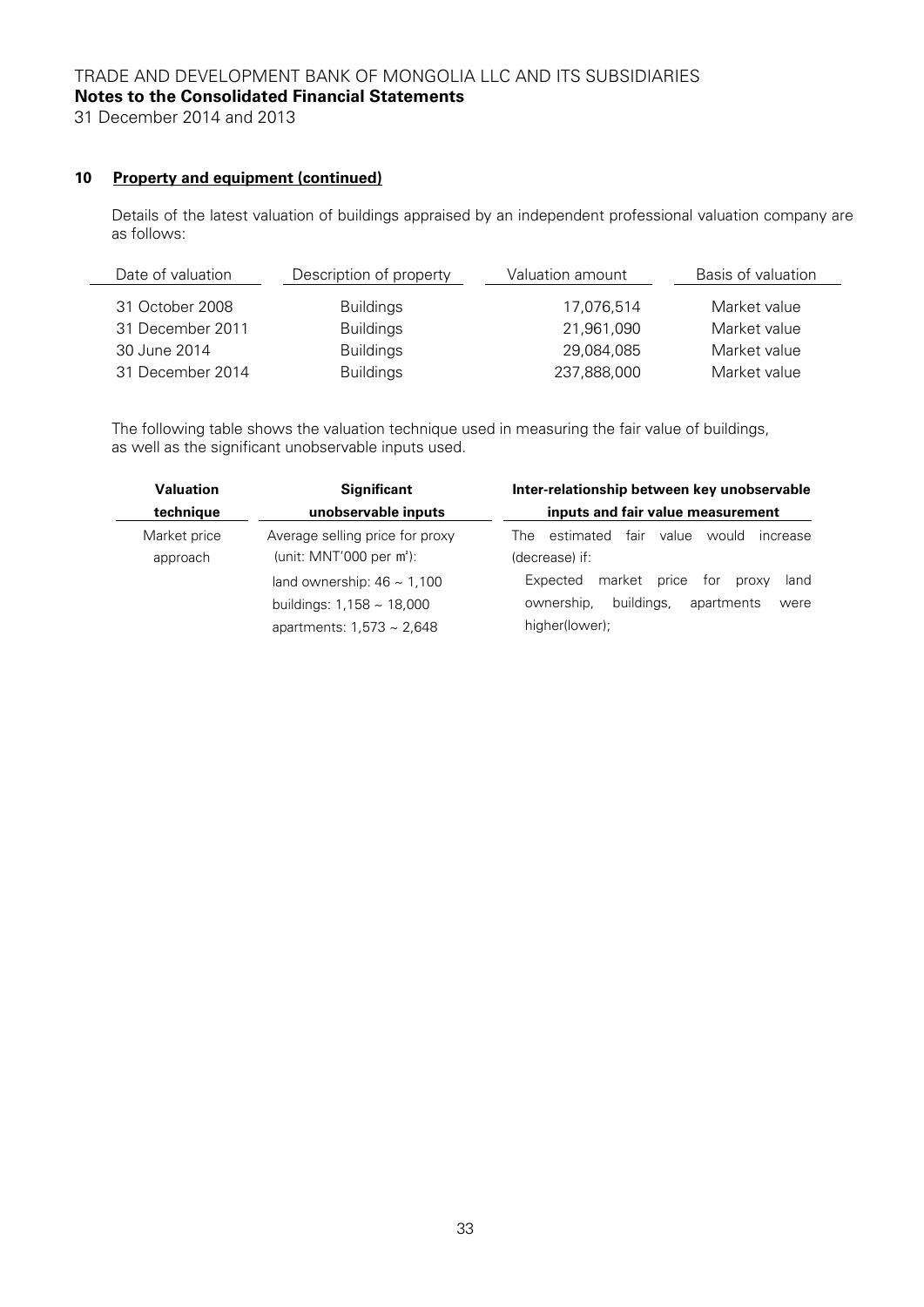## 10 Property and equipment (continued)

Details of the latest valuation of buildings appraised by an independent professional valuation company are as follows:

| Date of valuation | Description of property | Valuation amount | Basis of valuation |
|---|---|---|---|
| 31 October 2008 | Buildings | 17,076,514 | Market value |
| 31 December 2011 | Buildings | 21,961,090 | Market value |
| 30 June 2014 | Buildings | 29,084,085 | Market value |
| 31 December 2014 | Buildings | 237,888,000 | Market value |

The following table shows the valuation technique used in measuring the fair value of buildings, as well as the significant unobservable inputs used.

| Valuation technique | Significant unobservable inputs | Inter-relationship between key unobservable inputs and fair value measurement |
|---|---|---|
| Market price approach | Average selling price for proxy (unit: MNT'000 per ㎡):<br>land ownership: 46 ~ 1,100<br>buildings: 1,158 ~ 18,000<br>apartments: 1,573 ~ 2,648 | The estimated fair value would increase (decrease) if:<br>Expected market price for proxy land ownership, buildings, apartments were higher(lower); |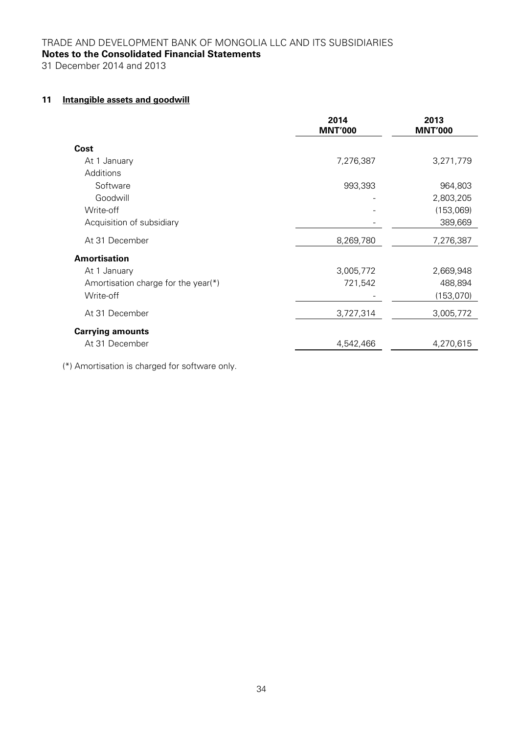## 11 Intangible assets and goodwill

| | 2014 MNT'000 | 2013 MNT'000 |
|---|---|---|
| **Cost** | | |
| At 1 January | 7,276,387 | 3,271,779 |
| Additions | | |
| Software | 993,393 | 964,803 |
| Goodwill | - | 2,803,205 |
| Write-off | - | (153,069) |
| Acquisition of subsidiary | - | 389,669 |
| At 31 December | 8,269,780 | 7,276,387 |
| **Amortisation** | | |
| At 1 January | 3,005,772 | 2,669,948 |
| Amortisation charge for the year(*) | 721,542 | 488,894 |
| Write-off | - | (153,070) |
| At 31 December | 3,727,314 | 3,005,772 |
| **Carrying amounts** | | |
| At 31 December | 4,542,466 | 4,270,615 |

(*) Amortisation is charged for software only.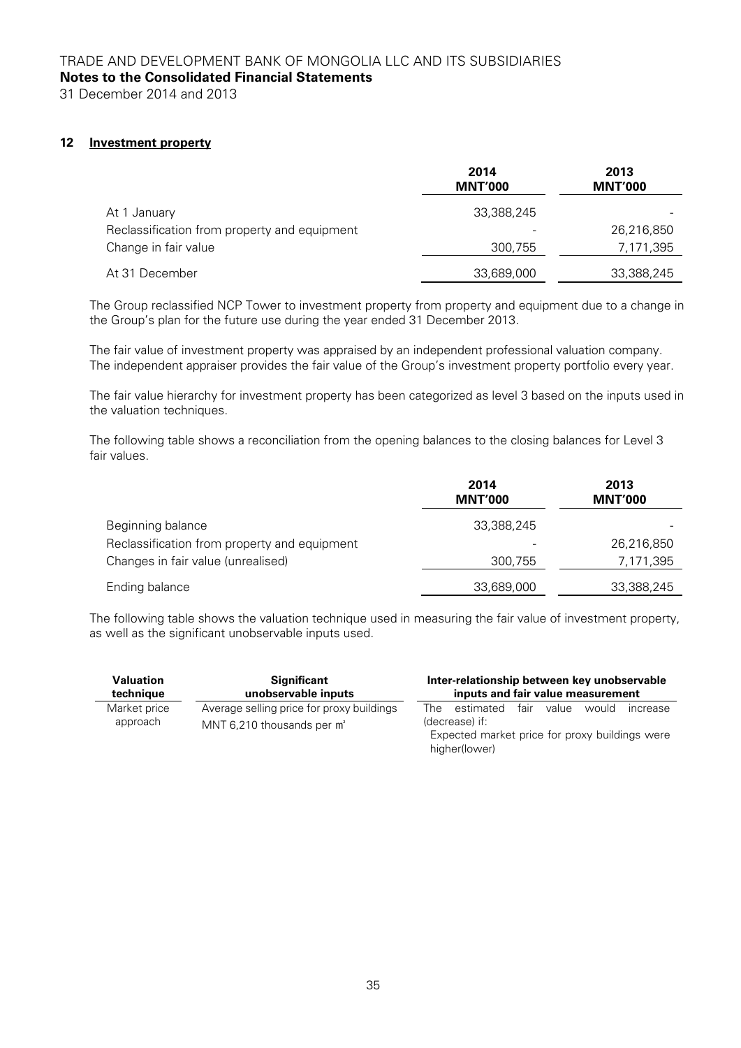## 12 Investment property

| | 2014 MNT'000 | 2013 MNT'000 |
|---|---|---|
| At 1 January | 33,388,245 | - |
| Reclassification from property and equipment | - | 26,216,850 |
| Change in fair value | 300,755 | 7,171,395 |
| At 31 December | 33,689,000 | 33,388,245 |

The Group reclassified NCP Tower to investment property from property and equipment due to a change in the Group's plan for the future use during the year ended 31 December 2013.

The fair value of investment property was appraised by an independent professional valuation company. The independent appraiser provides the fair value of the Group's investment property portfolio every year.

The fair value hierarchy for investment property has been categorized as level 3 based on the inputs used in the valuation techniques.

The following table shows a reconciliation from the opening balances to the closing balances for Level 3 fair values.

| | 2014 MNT'000 | 2013 MNT'000 |
|---|---|---|
| Beginning balance | 33,388,245 | - |
| Reclassification from property and equipment | - | 26,216,850 |
| Changes in fair value (unrealised) | 300,755 | 7,171,395 |
| Ending balance | 33,689,000 | 33,388,245 |

The following table shows the valuation technique used in measuring the fair value of investment property, as well as the significant unobservable inputs used.

| Valuation technique | Significant unobservable inputs | Inter-relationship between key unobservable inputs and fair value measurement |
|---|---|---|
| Market price approach | Average selling price for proxy buildings MNT 6,210 thousands per ㎡ | The estimated fair value would increase (decrease) if: Expected market price for proxy buildings were higher(lower) |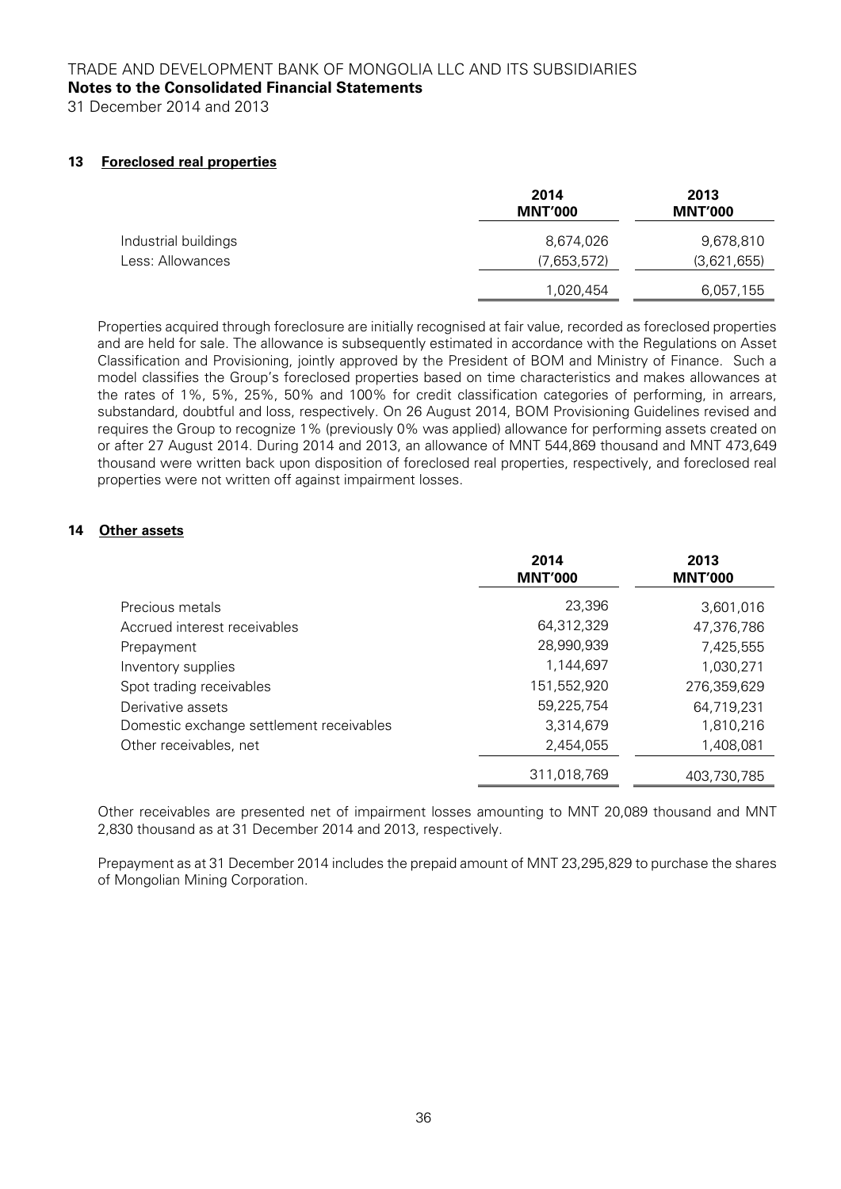## 13 Foreclosed real properties

| | 2014 MNT'000 | 2013 MNT'000 |
|---|---|---|
| Industrial buildings | 8,674,026 | 9,678,810 |
| Less: Allowances | (7,653,572) | (3,621,655) |
| | 1,020,454 | 6,057,155 |

Properties acquired through foreclosure are initially recognised at fair value, recorded as foreclosed properties and are held for sale. The allowance is subsequently estimated in accordance with the Regulations on Asset Classification and Provisioning, jointly approved by the President of BOM and Ministry of Finance. Such a model classifies the Group's foreclosed properties based on time characteristics and makes allowances at the rates of 1%, 5%, 25%, 50% and 100% for credit classification categories of performing, in arrears, substandard, doubtful and loss, respectively. On 26 August 2014, BOM Provisioning Guidelines revised and requires the Group to recognize 1% (previously 0% was applied) allowance for performing assets created on or after 27 August 2014. During 2014 and 2013, an allowance of MNT 544,869 thousand and MNT 473,649 thousand were written back upon disposition of foreclosed real properties, respectively, and foreclosed real properties were not written off against impairment losses.

## 14 Other assets

| | 2014 MNT'000 | 2013 MNT'000 |
|---|---|---|
| Precious metals | 23,396 | 3,601,016 |
| Accrued interest receivables | 64,312,329 | 47,376,786 |
| Prepayment | 28,990,939 | 7,425,555 |
| Inventory supplies | 1,144,697 | 1,030,271 |
| Spot trading receivables | 151,552,920 | 276,359,629 |
| Derivative assets | 59,225,754 | 64,719,231 |
| Domestic exchange settlement receivables | 3,314,679 | 1,810,216 |
| Other receivables, net | 2,454,055 | 1,408,081 |
| | 311,018,769 | 403,730,785 |

Other receivables are presented net of impairment losses amounting to MNT 20,089 thousand and MNT 2,830 thousand as at 31 December 2014 and 2013, respectively.

Prepayment as at 31 December 2014 includes the prepaid amount of MNT 23,295,829 to purchase the shares of Mongolian Mining Corporation.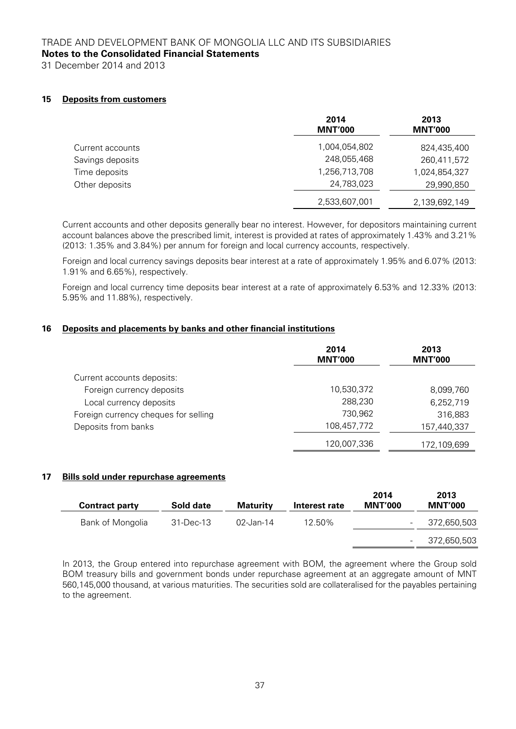## 15 Deposits from customers

| | 2014 MNT'000 | 2013 MNT'000 |
|---|---|---|
| Current accounts | 1,004,054,802 | 824,435,400 |
| Savings deposits | 248,055,468 | 260,411,572 |
| Time deposits | 1,256,713,708 | 1,024,854,327 |
| Other deposits | 24,783,023 | 29,990,850 |
| | 2,533,607,001 | 2,139,692,149 |

Current accounts and other deposits generally bear no interest. However, for depositors maintaining current account balances above the prescribed limit, interest is provided at rates of approximately 1.43% and 3.21% (2013: 1.35% and 3.84%) per annum for foreign and local currency accounts, respectively.

Foreign and local currency savings deposits bear interest at a rate of approximately 1.95% and 6.07% (2013: 1.91% and 6.65%), respectively.

Foreign and local currency time deposits bear interest at a rate of approximately 6.53% and 12.33% (2013: 5.95% and 11.88%), respectively.

## 16 Deposits and placements by banks and other financial institutions

| | 2014 MNT'000 | 2013 MNT'000 |
|---|---|---|
| Current accounts deposits: | | |
| Foreign currency deposits | 10,530,372 | 8,099,760 |
| Local currency deposits | 288,230 | 6,252,719 |
| Foreign currency cheques for selling | 730,962 | 316,883 |
| Deposits from banks | 108,457,772 | 157,440,337 |
| | 120,007,336 | 172,109,699 |

## 17 Bills sold under repurchase agreements

| Contract party | Sold date | Maturity | Interest rate | 2014 MNT'000 | 2013 MNT'000 |
|---|---|---|---|---|---|
| Bank of Mongolia | 31-Dec-13 | 02-Jan-14 | 12.50% | - | 372,650,503 |
| | | | | - | 372,650,503 |

In 2013, the Group entered into repurchase agreement with BOM, the agreement where the Group sold BOM treasury bills and government bonds under repurchase agreement at an aggregate amount of MNT 560,145,000 thousand, at various maturities. The securities sold are collateralised for the payables pertaining to the agreement.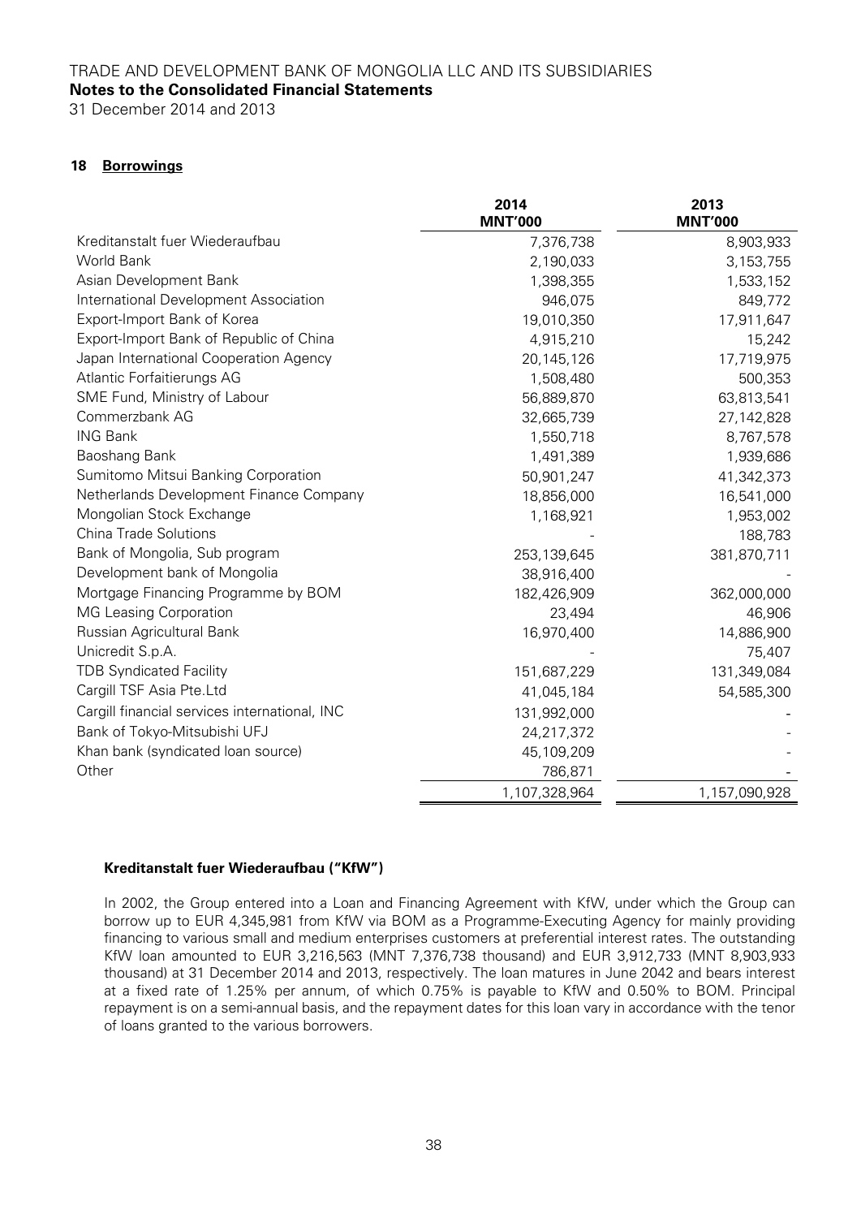## 18 Borrowings

| | 2014 MNT'000 | 2013 MNT'000 |
|---|---|---|
| Kreditanstalt fuer Wiederaufbau | 7,376,738 | 8,903,933 |
| World Bank | 2,190,033 | 3,153,755 |
| Asian Development Bank | 1,398,355 | 1,533,152 |
| International Development Association | 946,075 | 849,772 |
| Export-Import Bank of Korea | 19,010,350 | 17,911,647 |
| Export-Import Bank of Republic of China | 4,915,210 | 15,242 |
| Japan International Cooperation Agency | 20,145,126 | 17,719,975 |
| Atlantic Forfaitierungs AG | 1,508,480 | 500,353 |
| SME Fund, Ministry of Labour | 56,889,870 | 63,813,541 |
| Commerzbank AG | 32,665,739 | 27,142,828 |
| ING Bank | 1,550,718 | 8,767,578 |
| Baoshang Bank | 1,491,389 | 1,939,686 |
| Sumitomo Mitsui Banking Corporation | 50,901,247 | 41,342,373 |
| Netherlands Development Finance Company | 18,856,000 | 16,541,000 |
| Mongolian Stock Exchange | 1,168,921 | 1,953,002 |
| China Trade Solutions | - | 188,783 |
| Bank of Mongolia, Sub program | 253,139,645 | 381,870,711 |
| Development bank of Mongolia | 38,916,400 | - |
| Mortgage Financing Programme by BOM | 182,426,909 | 362,000,000 |
| MG Leasing Corporation | 23,494 | 46,906 |
| Russian Agricultural Bank | 16,970,400 | 14,886,900 |
| Unicredit S.p.A. | - | 75,407 |
| TDB Syndicated Facility | 151,687,229 | 131,349,084 |
| Cargill TSF Asia Pte.Ltd | 41,045,184 | 54,585,300 |
| Cargill financial services international, INC | 131,992,000 | - |
| Bank of Tokyo-Mitsubishi UFJ | 24,217,372 | - |
| Khan bank (syndicated loan source) | 45,109,209 | - |
| Other | 786,871 | - |
| | 1,107,328,964 | 1,157,090,928 |

**Kreditanstalt fuer Wiederaufbau ("KfW")**

In 2002, the Group entered into a Loan and Financing Agreement with KfW, under which the Group can borrow up to EUR 4,345,981 from KfW via BOM as a Programme-Executing Agency for mainly providing financing to various small and medium enterprises customers at preferential interest rates. The outstanding KfW loan amounted to EUR 3,216,563 (MNT 7,376,738 thousand) and EUR 3,912,733 (MNT 8,903,933 thousand) at 31 December 2014 and 2013, respectively. The loan matures in June 2042 and bears interest at a fixed rate of 1.25% per annum, of which 0.75% is payable to KfW and 0.50% to BOM. Principal repayment is on a semi-annual basis, and the repayment dates for this loan vary in accordance with the tenor of loans granted to the various borrowers.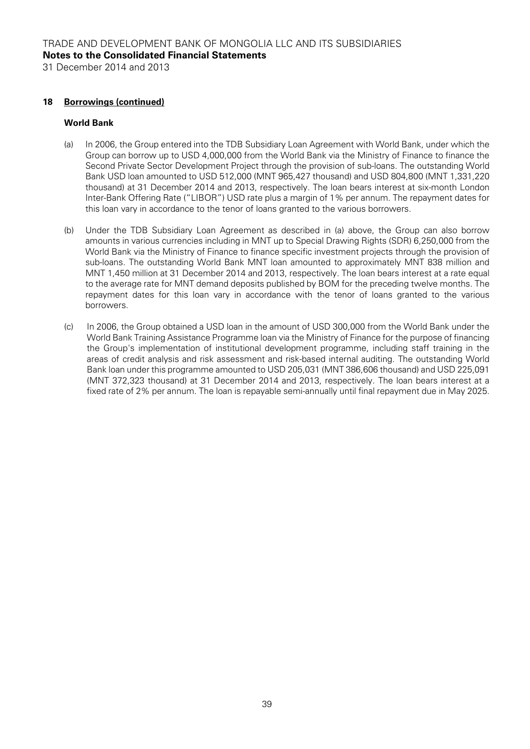## 18 Borrowings (continued)

**World Bank**

(a) In 2006, the Group entered into the TDB Subsidiary Loan Agreement with World Bank, under which the Group can borrow up to USD 4,000,000 from the World Bank via the Ministry of Finance to finance the Second Private Sector Development Project through the provision of sub-loans. The outstanding World Bank USD loan amounted to USD 512,000 (MNT 965,427 thousand) and USD 804,800 (MNT 1,331,220 thousand) at 31 December 2014 and 2013, respectively. The loan bears interest at six-month London Inter-Bank Offering Rate ("LIBOR") USD rate plus a margin of 1% per annum. The repayment dates for this loan vary in accordance to the tenor of loans granted to the various borrowers.

(b) Under the TDB Subsidiary Loan Agreement as described in (a) above, the Group can also borrow amounts in various currencies including in MNT up to Special Drawing Rights (SDR) 6,250,000 from the World Bank via the Ministry of Finance to finance specific investment projects through the provision of sub-loans. The outstanding World Bank MNT loan amounted to approximately MNT 838 million and MNT 1,450 million at 31 December 2014 and 2013, respectively. The loan bears interest at a rate equal to the average rate for MNT demand deposits published by BOM for the preceding twelve months. The repayment dates for this loan vary in accordance with the tenor of loans granted to the various borrowers.

(c) In 2006, the Group obtained a USD loan in the amount of USD 300,000 from the World Bank under the World Bank Training Assistance Programme loan via the Ministry of Finance for the purpose of financing the Group's implementation of institutional development programme, including staff training in the areas of credit analysis and risk assessment and risk-based internal auditing. The outstanding World Bank loan under this programme amounted to USD 205,031 (MNT 386,606 thousand) and USD 225,091 (MNT 372,323 thousand) at 31 December 2014 and 2013, respectively. The loan bears interest at a fixed rate of 2% per annum. The loan is repayable semi-annually until final repayment due in May 2025.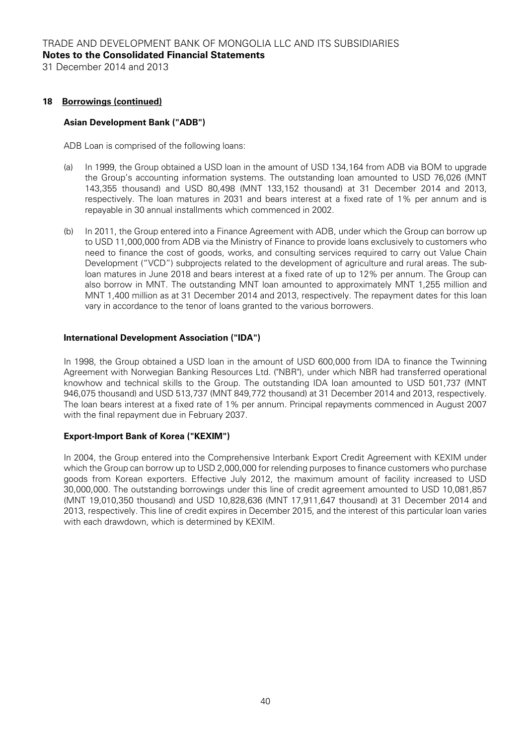## 18 Borrowings (continued)

**Asian Development Bank ("ADB")**

ADB Loan is comprised of the following loans:

(a) In 1999, the Group obtained a USD loan in the amount of USD 134,164 from ADB via BOM to upgrade the Group's accounting information systems. The outstanding loan amounted to USD 76,026 (MNT 143,355 thousand) and USD 80,498 (MNT 133,152 thousand) at 31 December 2014 and 2013, respectively. The loan matures in 2031 and bears interest at a fixed rate of 1% per annum and is repayable in 30 annual installments which commenced in 2002.

(b) In 2011, the Group entered into a Finance Agreement with ADB, under which the Group can borrow up to USD 11,000,000 from ADB via the Ministry of Finance to provide loans exclusively to customers who need to finance the cost of goods, works, and consulting services required to carry out Value Chain Development ("VCD") subprojects related to the development of agriculture and rural areas. The sub-loan matures in June 2018 and bears interest at a fixed rate of up to 12% per annum. The Group can also borrow in MNT. The outstanding MNT loan amounted to approximately MNT 1,255 million and MNT 1,400 million as at 31 December 2014 and 2013, respectively. The repayment dates for this loan vary in accordance to the tenor of loans granted to the various borrowers.

**International Development Association ("IDA")**

In 1998, the Group obtained a USD loan in the amount of USD 600,000 from IDA to finance the Twinning Agreement with Norwegian Banking Resources Ltd. ("NBR"), under which NBR had transferred operational knowhow and technical skills to the Group. The outstanding IDA loan amounted to USD 501,737 (MNT 946,075 thousand) and USD 513,737 (MNT 849,772 thousand) at 31 December 2014 and 2013, respectively. The loan bears interest at a fixed rate of 1% per annum. Principal repayments commenced in August 2007 with the final repayment due in February 2037.

**Export-Import Bank of Korea ("KEXIM")**

In 2004, the Group entered into the Comprehensive Interbank Export Credit Agreement with KEXIM under which the Group can borrow up to USD 2,000,000 for relending purposes to finance customers who purchase goods from Korean exporters. Effective July 2012, the maximum amount of facility increased to USD 30,000,000. The outstanding borrowings under this line of credit agreement amounted to USD 10,081,857 (MNT 19,010,350 thousand) and USD 10,828,636 (MNT 17,911,647 thousand) at 31 December 2014 and 2013, respectively. This line of credit expires in December 2015, and the interest of this particular loan varies with each drawdown, which is determined by KEXIM.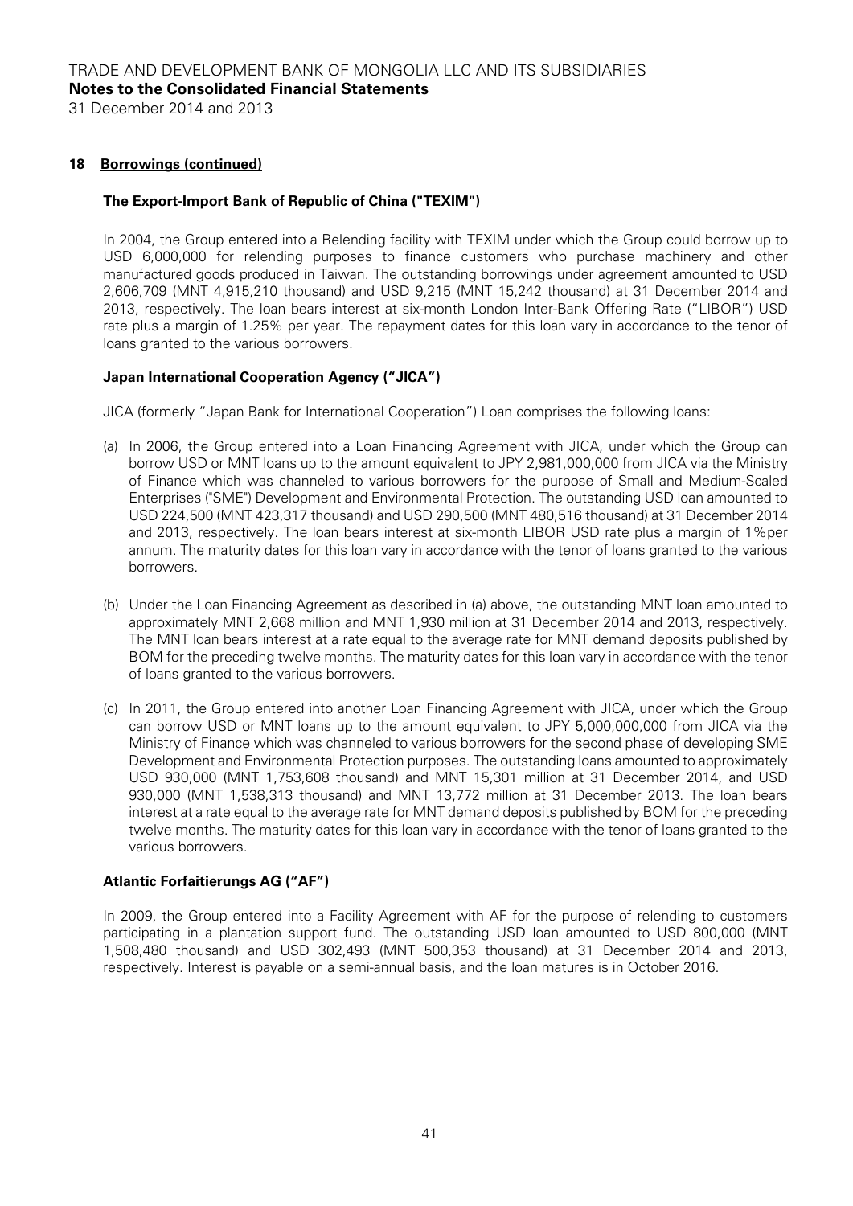## 18 Borrowings (continued)

### The Export-Import Bank of Republic of China ("TEXIM")

In 2004, the Group entered into a Relending facility with TEXIM under which the Group could borrow up to USD 6,000,000 for relending purposes to finance customers who purchase machinery and other manufactured goods produced in Taiwan. The outstanding borrowings under agreement amounted to USD 2,606,709 (MNT 4,915,210 thousand) and USD 9,215 (MNT 15,242 thousand) at 31 December 2014 and 2013, respectively. The loan bears interest at six-month London Inter-Bank Offering Rate ("LIBOR") USD rate plus a margin of 1.25% per year. The repayment dates for this loan vary in accordance to the tenor of loans granted to the various borrowers.

### Japan International Cooperation Agency ("JICA")

JICA (formerly "Japan Bank for International Cooperation") Loan comprises the following loans:

(a) In 2006, the Group entered into a Loan Financing Agreement with JICA, under which the Group can borrow USD or MNT loans up to the amount equivalent to JPY 2,981,000,000 from JICA via the Ministry of Finance which was channeled to various borrowers for the purpose of Small and Medium-Scaled Enterprises ("SME") Development and Environmental Protection. The outstanding USD loan amounted to USD 224,500 (MNT 423,317 thousand) and USD 290,500 (MNT 480,516 thousand) at 31 December 2014 and 2013, respectively. The loan bears interest at six-month LIBOR USD rate plus a margin of 1%per annum. The maturity dates for this loan vary in accordance with the tenor of loans granted to the various borrowers.

(b) Under the Loan Financing Agreement as described in (a) above, the outstanding MNT loan amounted to approximately MNT 2,668 million and MNT 1,930 million at 31 December 2014 and 2013, respectively. The MNT loan bears interest at a rate equal to the average rate for MNT demand deposits published by BOM for the preceding twelve months. The maturity dates for this loan vary in accordance with the tenor of loans granted to the various borrowers.

(c) In 2011, the Group entered into another Loan Financing Agreement with JICA, under which the Group can borrow USD or MNT loans up to the amount equivalent to JPY 5,000,000,000 from JICA via the Ministry of Finance which was channeled to various borrowers for the second phase of developing SME Development and Environmental Protection purposes. The outstanding loans amounted to approximately USD 930,000 (MNT 1,753,608 thousand) and MNT 15,301 million at 31 December 2014, and USD 930,000 (MNT 1,538,313 thousand) and MNT 13,772 million at 31 December 2013. The loan bears interest at a rate equal to the average rate for MNT demand deposits published by BOM for the preceding twelve months. The maturity dates for this loan vary in accordance with the tenor of loans granted to the various borrowers.

### Atlantic Forfaitierungs AG ("AF")

In 2009, the Group entered into a Facility Agreement with AF for the purpose of relending to customers participating in a plantation support fund. The outstanding USD loan amounted to USD 800,000 (MNT 1,508,480 thousand) and USD 302,493 (MNT 500,353 thousand) at 31 December 2014 and 2013, respectively. Interest is payable on a semi-annual basis, and the loan matures is in October 2016.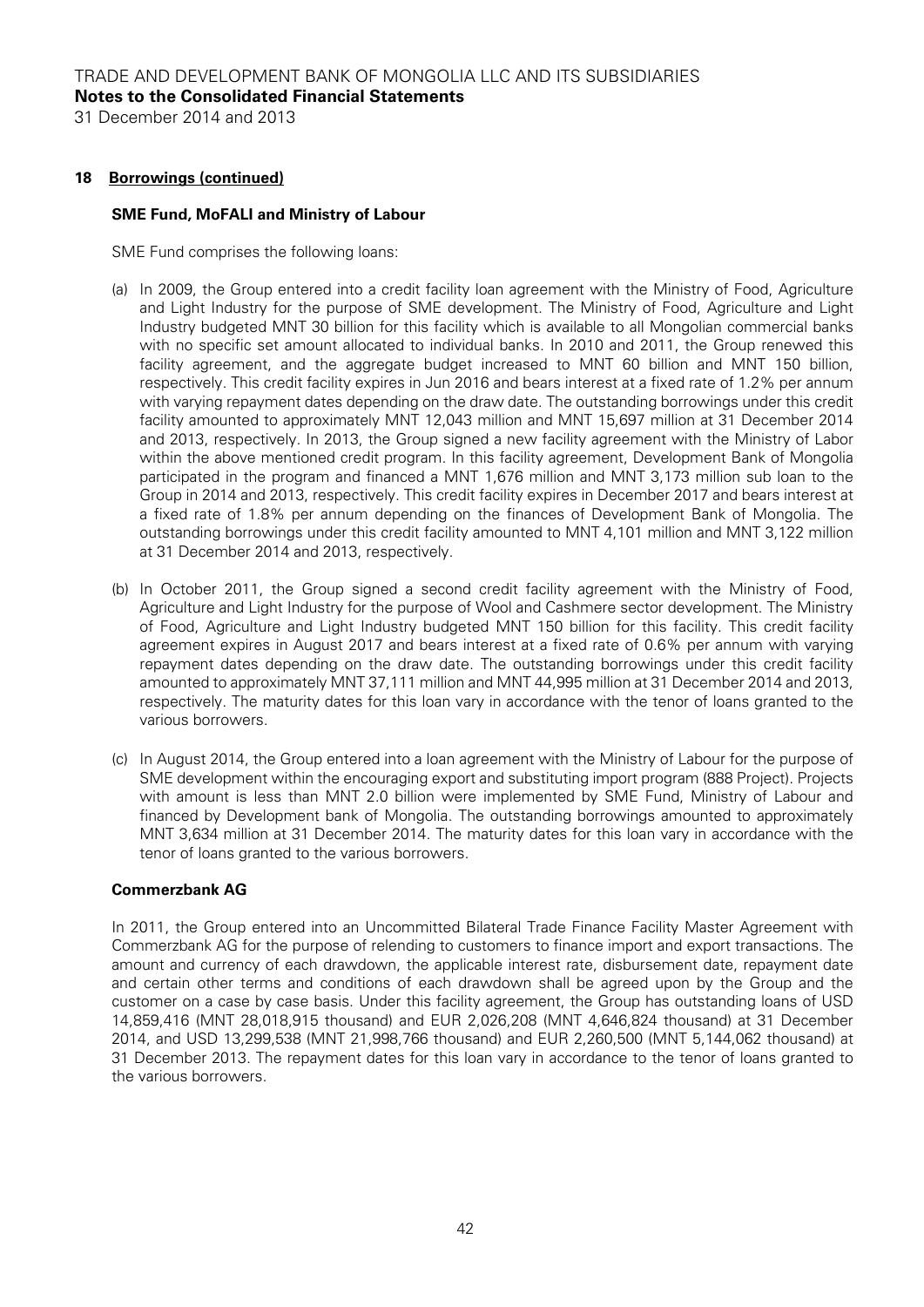## 18 Borrowings (continued)

### SME Fund, MoFALI and Ministry of Labour

SME Fund comprises the following loans:

(a) In 2009, the Group entered into a credit facility loan agreement with the Ministry of Food, Agriculture and Light Industry for the purpose of SME development. The Ministry of Food, Agriculture and Light Industry budgeted MNT 30 billion for this facility which is available to all Mongolian commercial banks with no specific set amount allocated to individual banks. In 2010 and 2011, the Group renewed this facility agreement, and the aggregate budget increased to MNT 60 billion and MNT 150 billion, respectively. This credit facility expires in Jun 2016 and bears interest at a fixed rate of 1.2% per annum with varying repayment dates depending on the draw date. The outstanding borrowings under this credit facility amounted to approximately MNT 12,043 million and MNT 15,697 million at 31 December 2014 and 2013, respectively. In 2013, the Group signed a new facility agreement with the Ministry of Labor within the above mentioned credit program. In this facility agreement, Development Bank of Mongolia participated in the program and financed a MNT 1,676 million and MNT 3,173 million sub loan to the Group in 2014 and 2013, respectively. This credit facility expires in December 2017 and bears interest at a fixed rate of 1.8% per annum depending on the finances of Development Bank of Mongolia. The outstanding borrowings under this credit facility amounted to MNT 4,101 million and MNT 3,122 million at 31 December 2014 and 2013, respectively.

(b) In October 2011, the Group signed a second credit facility agreement with the Ministry of Food, Agriculture and Light Industry for the purpose of Wool and Cashmere sector development. The Ministry of Food, Agriculture and Light Industry budgeted MNT 150 billion for this facility. This credit facility agreement expires in August 2017 and bears interest at a fixed rate of 0.6% per annum with varying repayment dates depending on the draw date. The outstanding borrowings under this credit facility amounted to approximately MNT 37,111 million and MNT 44,995 million at 31 December 2014 and 2013, respectively. The maturity dates for this loan vary in accordance with the tenor of loans granted to the various borrowers.

(c) In August 2014, the Group entered into a loan agreement with the Ministry of Labour for the purpose of SME development within the encouraging export and substituting import program (888 Project). Projects with amount is less than MNT 2.0 billion were implemented by SME Fund, Ministry of Labour and financed by Development bank of Mongolia. The outstanding borrowings amounted to approximately MNT 3,634 million at 31 December 2014. The maturity dates for this loan vary in accordance with the tenor of loans granted to the various borrowers.

### Commerzbank AG

In 2011, the Group entered into an Uncommitted Bilateral Trade Finance Facility Master Agreement with Commerzbank AG for the purpose of relending to customers to finance import and export transactions. The amount and currency of each drawdown, the applicable interest rate, disbursement date, repayment date and certain other terms and conditions of each drawdown shall be agreed upon by the Group and the customer on a case by case basis. Under this facility agreement, the Group has outstanding loans of USD 14,859,416 (MNT 28,018,915 thousand) and EUR 2,026,208 (MNT 4,646,824 thousand) at 31 December 2014, and USD 13,299,538 (MNT 21,998,766 thousand) and EUR 2,260,500 (MNT 5,144,062 thousand) at 31 December 2013. The repayment dates for this loan vary in accordance to the tenor of loans granted to the various borrowers.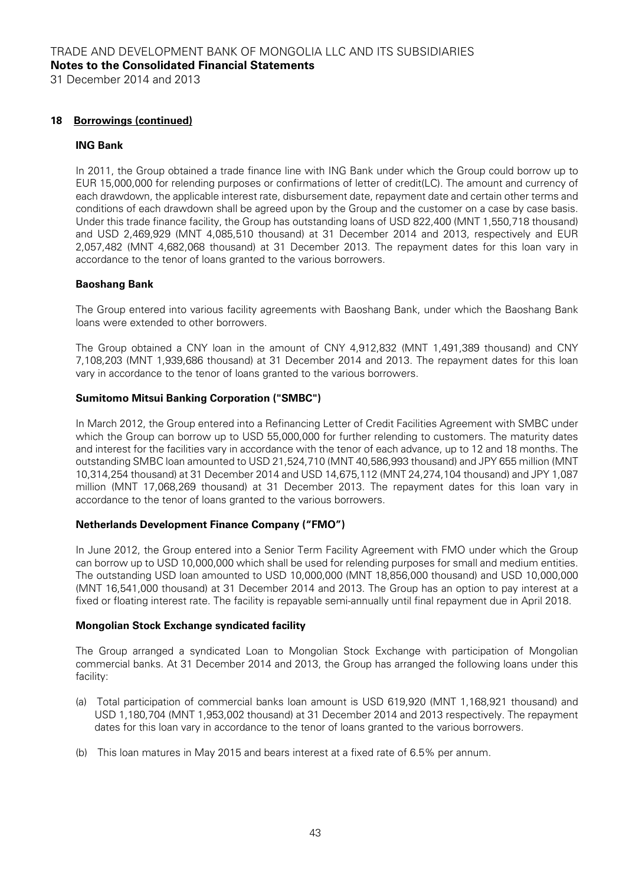## 18 Borrowings (continued)

### ING Bank

In 2011, the Group obtained a trade finance line with ING Bank under which the Group could borrow up to EUR 15,000,000 for relending purposes or confirmations of letter of credit(LC). The amount and currency of each drawdown, the applicable interest rate, disbursement date, repayment date and certain other terms and conditions of each drawdown shall be agreed upon by the Group and the customer on a case by case basis. Under this trade finance facility, the Group has outstanding loans of USD 822,400 (MNT 1,550,718 thousand) and USD 2,469,929 (MNT 4,085,510 thousand) at 31 December 2014 and 2013, respectively and EUR 2,057,482 (MNT 4,682,068 thousand) at 31 December 2013. The repayment dates for this loan vary in accordance to the tenor of loans granted to the various borrowers.

### Baoshang Bank

The Group entered into various facility agreements with Baoshang Bank, under which the Baoshang Bank loans were extended to other borrowers.

The Group obtained a CNY loan in the amount of CNY 4,912,832 (MNT 1,491,389 thousand) and CNY 7,108,203 (MNT 1,939,686 thousand) at 31 December 2014 and 2013. The repayment dates for this loan vary in accordance to the tenor of loans granted to the various borrowers.

### Sumitomo Mitsui Banking Corporation ("SMBC")

In March 2012, the Group entered into a Refinancing Letter of Credit Facilities Agreement with SMBC under which the Group can borrow up to USD 55,000,000 for further relending to customers. The maturity dates and interest for the facilities vary in accordance with the tenor of each advance, up to 12 and 18 months. The outstanding SMBC loan amounted to USD 21,524,710 (MNT 40,586,993 thousand) and JPY 655 million (MNT 10,314,254 thousand) at 31 December 2014 and USD 14,675,112 (MNT 24,274,104 thousand) and JPY 1,087 million (MNT 17,068,269 thousand) at 31 December 2013. The repayment dates for this loan vary in accordance to the tenor of loans granted to the various borrowers.

### Netherlands Development Finance Company ("FMO")

In June 2012, the Group entered into a Senior Term Facility Agreement with FMO under which the Group can borrow up to USD 10,000,000 which shall be used for relending purposes for small and medium entities. The outstanding USD loan amounted to USD 10,000,000 (MNT 18,856,000 thousand) and USD 10,000,000 (MNT 16,541,000 thousand) at 31 December 2014 and 2013. The Group has an option to pay interest at a fixed or floating interest rate. The facility is repayable semi-annually until final repayment due in April 2018.

### Mongolian Stock Exchange syndicated facility

The Group arranged a syndicated Loan to Mongolian Stock Exchange with participation of Mongolian commercial banks. At 31 December 2014 and 2013, the Group has arranged the following loans under this facility:

(a) Total participation of commercial banks loan amount is USD 619,920 (MNT 1,168,921 thousand) and USD 1,180,704 (MNT 1,953,002 thousand) at 31 December 2014 and 2013 respectively. The repayment dates for this loan vary in accordance to the tenor of loans granted to the various borrowers.

(b) This loan matures in May 2015 and bears interest at a fixed rate of 6.5% per annum.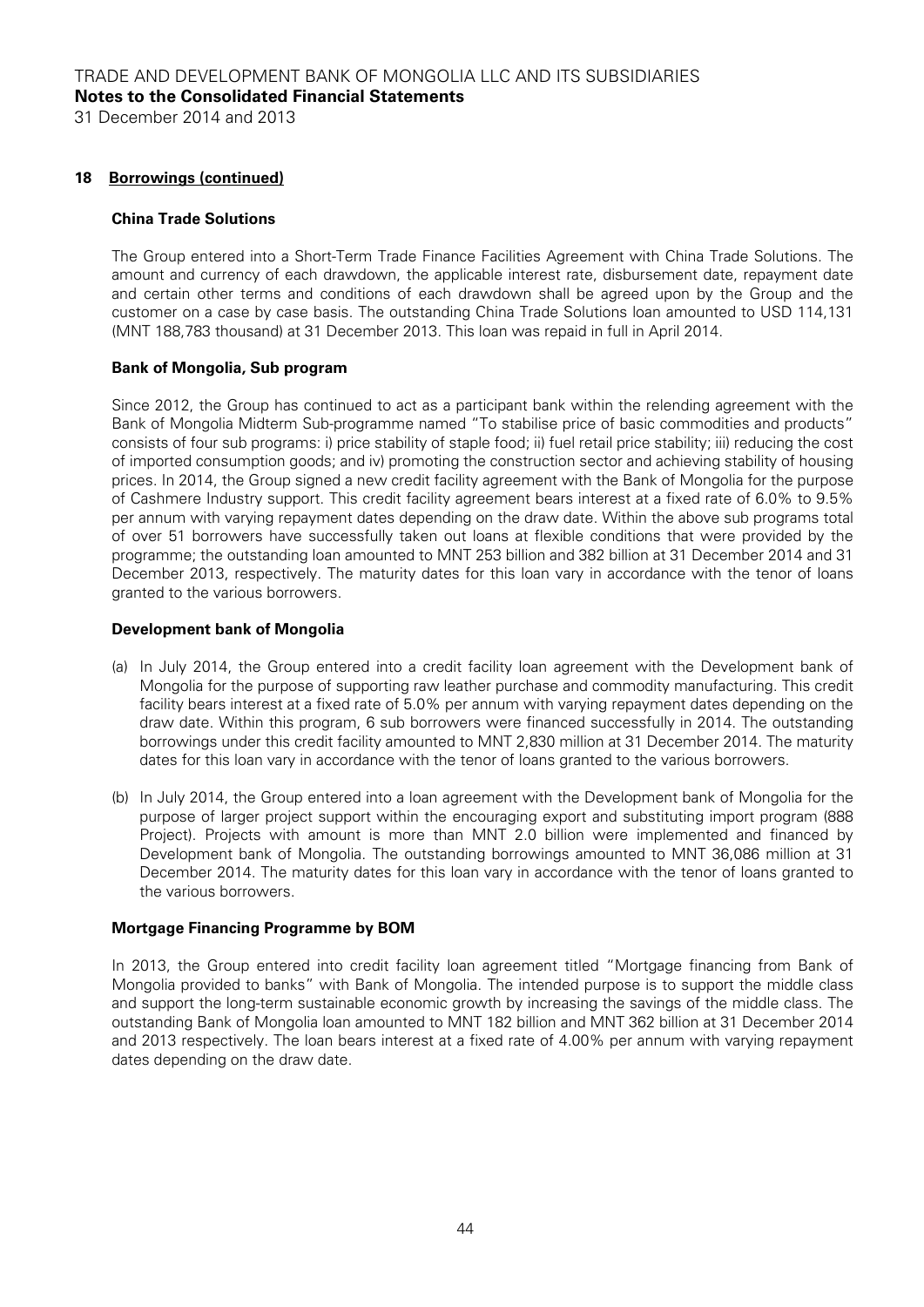## 18 Borrowings (continued)

### China Trade Solutions

The Group entered into a Short-Term Trade Finance Facilities Agreement with China Trade Solutions. The amount and currency of each drawdown, the applicable interest rate, disbursement date, repayment date and certain other terms and conditions of each drawdown shall be agreed upon by the Group and the customer on a case by case basis. The outstanding China Trade Solutions loan amounted to USD 114,131 (MNT 188,783 thousand) at 31 December 2013. This loan was repaid in full in April 2014.

### Bank of Mongolia, Sub program

Since 2012, the Group has continued to act as a participant bank within the relending agreement with the Bank of Mongolia Midterm Sub-programme named "To stabilise price of basic commodities and products" consists of four sub programs: i) price stability of staple food; ii) fuel retail price stability; iii) reducing the cost of imported consumption goods; and iv) promoting the construction sector and achieving stability of housing prices. In 2014, the Group signed a new credit facility agreement with the Bank of Mongolia for the purpose of Cashmere Industry support. This credit facility agreement bears interest at a fixed rate of 6.0% to 9.5% per annum with varying repayment dates depending on the draw date. Within the above sub programs total of over 51 borrowers have successfully taken out loans at flexible conditions that were provided by the programme; the outstanding loan amounted to MNT 253 billion and 382 billion at 31 December 2014 and 31 December 2013, respectively. The maturity dates for this loan vary in accordance with the tenor of loans granted to the various borrowers.

### Development bank of Mongolia

(a) In July 2014, the Group entered into a credit facility loan agreement with the Development bank of Mongolia for the purpose of supporting raw leather purchase and commodity manufacturing. This credit facility bears interest at a fixed rate of 5.0% per annum with varying repayment dates depending on the draw date. Within this program, 6 sub borrowers were financed successfully in 2014. The outstanding borrowings under this credit facility amounted to MNT 2,830 million at 31 December 2014. The maturity dates for this loan vary in accordance with the tenor of loans granted to the various borrowers.

(b) In July 2014, the Group entered into a loan agreement with the Development bank of Mongolia for the purpose of larger project support within the encouraging export and substituting import program (888 Project). Projects with amount is more than MNT 2.0 billion were implemented and financed by Development bank of Mongolia. The outstanding borrowings amounted to MNT 36,086 million at 31 December 2014. The maturity dates for this loan vary in accordance with the tenor of loans granted to the various borrowers.

### Mortgage Financing Programme by BOM

In 2013, the Group entered into credit facility loan agreement titled "Mortgage financing from Bank of Mongolia provided to banks" with Bank of Mongolia. The intended purpose is to support the middle class and support the long-term sustainable economic growth by increasing the savings of the middle class. The outstanding Bank of Mongolia loan amounted to MNT 182 billion and MNT 362 billion at 31 December 2014 and 2013 respectively. The loan bears interest at a fixed rate of 4.00% per annum with varying repayment dates depending on the draw date.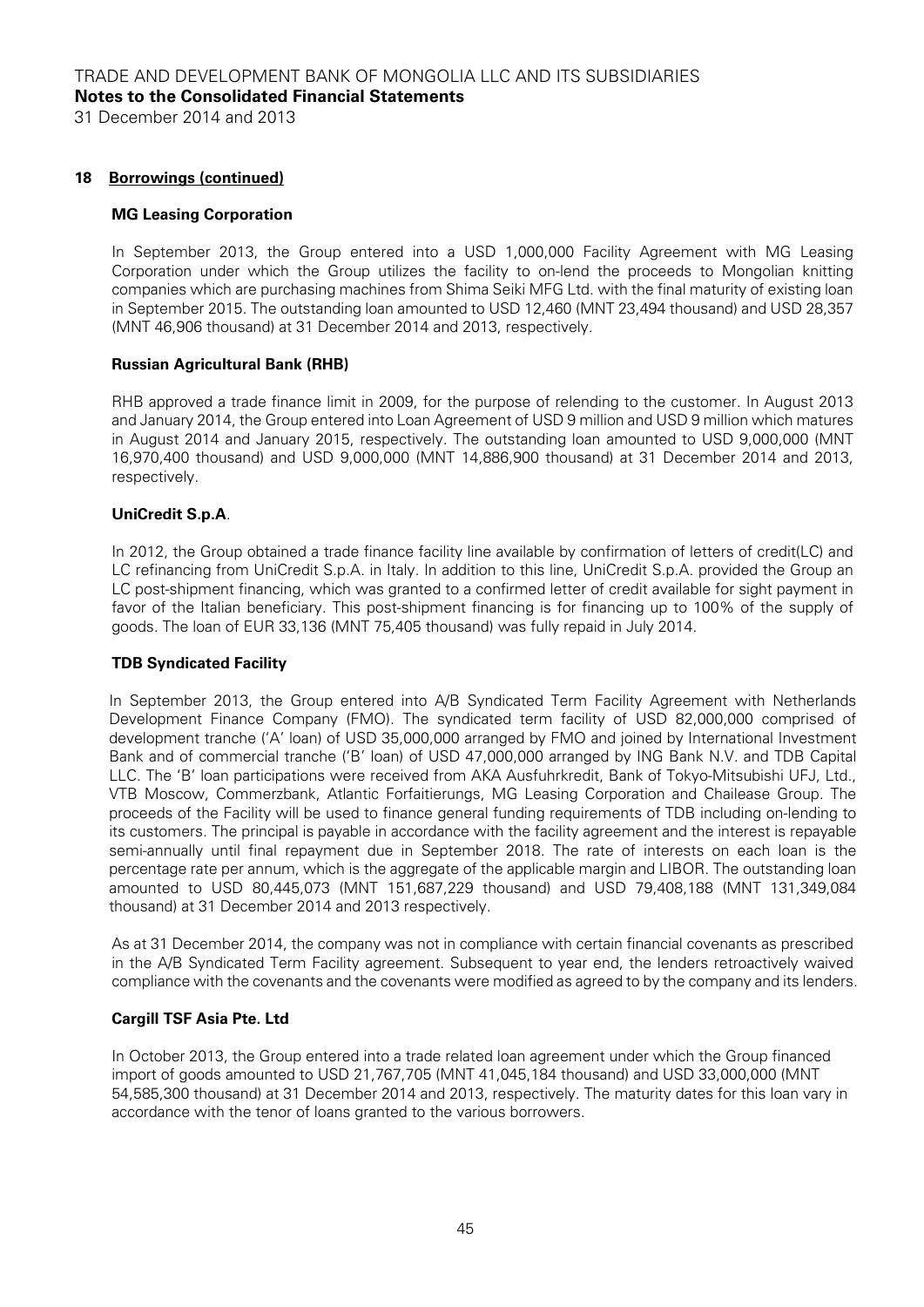### 18 Borrowings (continued)

**MG Leasing Corporation**

In September 2013, the Group entered into a USD 1,000,000 Facility Agreement with MG Leasing Corporation under which the Group utilizes the facility to on-lend the proceeds to Mongolian knitting companies which are purchasing machines from Shima Seiki MFG Ltd. with the final maturity of existing loan in September 2015. The outstanding loan amounted to USD 12,460 (MNT 23,494 thousand) and USD 28,357 (MNT 46,906 thousand) at 31 December 2014 and 2013, respectively.

**Russian Agricultural Bank (RHB)**

RHB approved a trade finance limit in 2009, for the purpose of relending to the customer. In August 2013 and January 2014, the Group entered into Loan Agreement of USD 9 million and USD 9 million which matures in August 2014 and January 2015, respectively. The outstanding loan amounted to USD 9,000,000 (MNT 16,970,400 thousand) and USD 9,000,000 (MNT 14,886,900 thousand) at 31 December 2014 and 2013, respectively.

**UniCredit S.p.A**.

In 2012, the Group obtained a trade finance facility line available by confirmation of letters of credit(LC) and LC refinancing from UniCredit S.p.A. in Italy. In addition to this line, UniCredit S.p.A. provided the Group an LC post-shipment financing, which was granted to a confirmed letter of credit available for sight payment in favor of the Italian beneficiary. This post-shipment financing is for financing up to 100% of the supply of goods. The loan of EUR 33,136 (MNT 75,405 thousand) was fully repaid in July 2014.

**TDB Syndicated Facility**

In September 2013, the Group entered into A/B Syndicated Term Facility Agreement with Netherlands Development Finance Company (FMO). The syndicated term facility of USD 82,000,000 comprised of development tranche ('A' loan) of USD 35,000,000 arranged by FMO and joined by International Investment Bank and of commercial tranche ('B' loan) of USD 47,000,000 arranged by ING Bank N.V. and TDB Capital LLC. The 'B' loan participations were received from AKA Ausfuhrkredit, Bank of Tokyo-Mitsubishi UFJ, Ltd., VTB Moscow, Commerzbank, Atlantic Forfaitierungs, MG Leasing Corporation and Chailease Group. The proceeds of the Facility will be used to finance general funding requirements of TDB including on-lending to its customers. The principal is payable in accordance with the facility agreement and the interest is repayable semi-annually until final repayment due in September 2018. The rate of interests on each loan is the percentage rate per annum, which is the aggregate of the applicable margin and LIBOR. The outstanding loan amounted to USD 80,445,073 (MNT 151,687,229 thousand) and USD 79,408,188 (MNT 131,349,084 thousand) at 31 December 2014 and 2013 respectively.

As at 31 December 2014, the company was not in compliance with certain financial covenants as prescribed in the A/B Syndicated Term Facility agreement. Subsequent to year end, the lenders retroactively waived compliance with the covenants and the covenants were modified as agreed to by the company and its lenders.

**Cargill TSF Asia Pte. Ltd**

In October 2013, the Group entered into a trade related loan agreement under which the Group financed import of goods amounted to USD 21,767,705 (MNT 41,045,184 thousand) and USD 33,000,000 (MNT 54,585,300 thousand) at 31 December 2014 and 2013, respectively. The maturity dates for this loan vary in accordance with the tenor of loans granted to the various borrowers.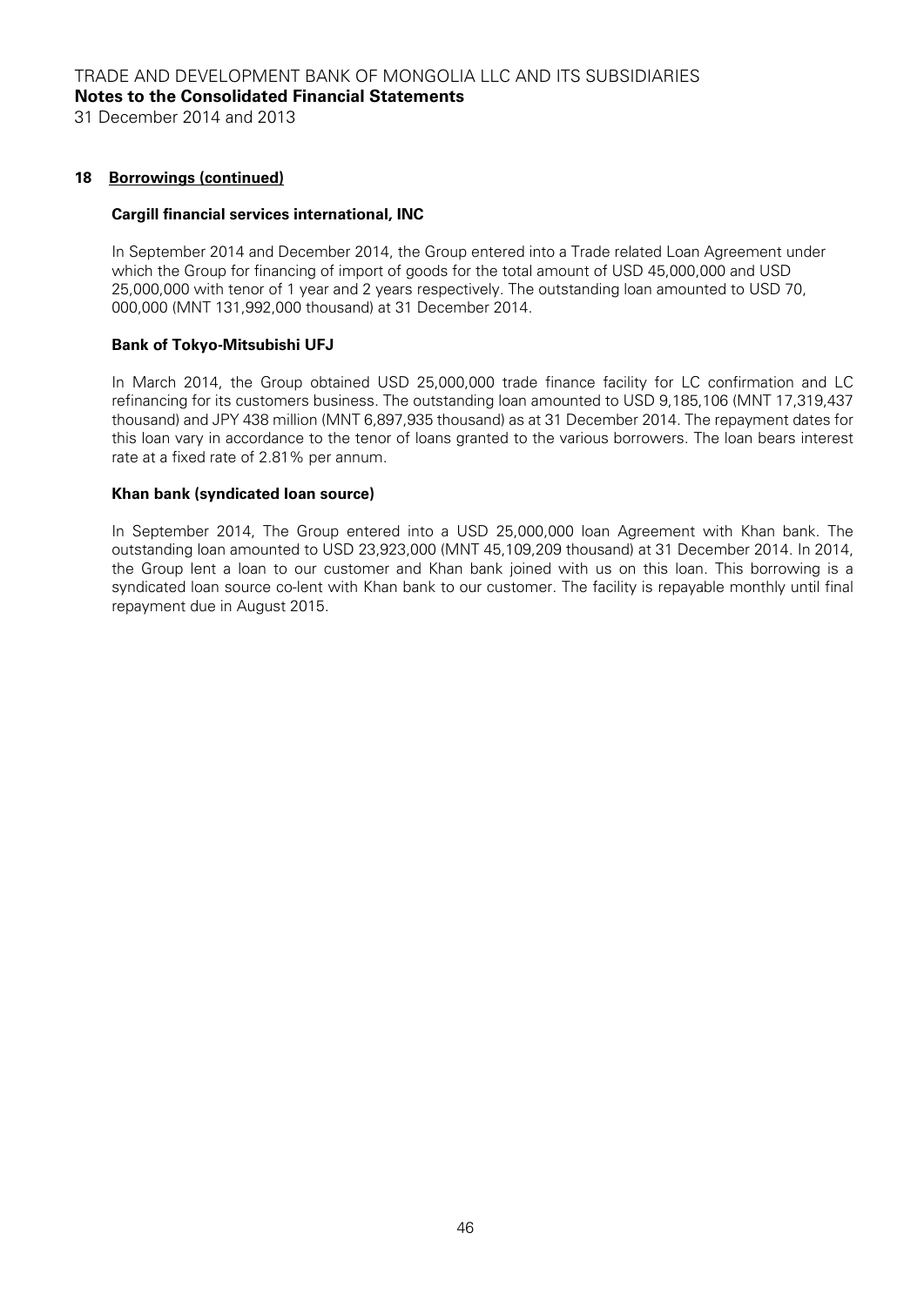## 18 Borrowings (continued)

**Cargill financial services international, INC**

In September 2014 and December 2014, the Group entered into a Trade related Loan Agreement under which the Group for financing of import of goods for the total amount of USD 45,000,000 and USD 25,000,000 with tenor of 1 year and 2 years respectively. The outstanding loan amounted to USD 70, 000,000 (MNT 131,992,000 thousand) at 31 December 2014.

**Bank of Tokyo-Mitsubishi UFJ**

In March 2014, the Group obtained USD 25,000,000 trade finance facility for LC confirmation and LC refinancing for its customers business. The outstanding loan amounted to USD 9,185,106 (MNT 17,319,437 thousand) and JPY 438 million (MNT 6,897,935 thousand) as at 31 December 2014. The repayment dates for this loan vary in accordance to the tenor of loans granted to the various borrowers. The loan bears interest rate at a fixed rate of 2.81% per annum.

**Khan bank (syndicated loan source)**

In September 2014, The Group entered into a USD 25,000,000 loan Agreement with Khan bank. The outstanding loan amounted to USD 23,923,000 (MNT 45,109,209 thousand) at 31 December 2014. In 2014, the Group lent a loan to our customer and Khan bank joined with us on this loan. This borrowing is a syndicated loan source co-lent with Khan bank to our customer. The facility is repayable monthly until final repayment due in August 2015.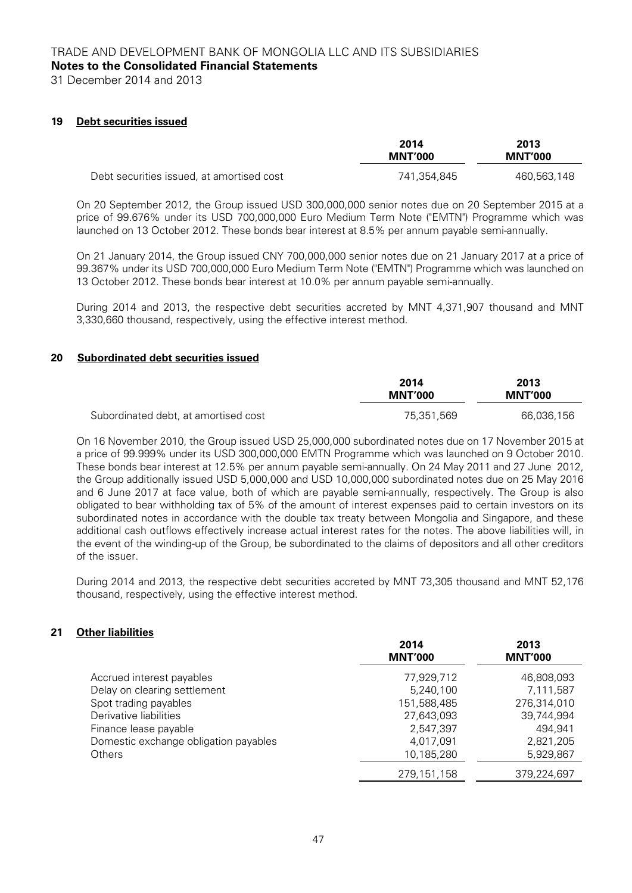## 19 Debt securities issued

| | 2014 MNT'000 | 2013 MNT'000 |
|---|---|---|
| Debt securities issued, at amortised cost | 741,354,845 | 460,563,148 |

On 20 September 2012, the Group issued USD 300,000,000 senior notes due on 20 September 2015 at a price of 99.676% under its USD 700,000,000 Euro Medium Term Note ("EMTN") Programme which was launched on 13 October 2012. These bonds bear interest at 8.5% per annum payable semi-annually.

On 21 January 2014, the Group issued CNY 700,000,000 senior notes due on 21 January 2017 at a price of 99.367% under its USD 700,000,000 Euro Medium Term Note ("EMTN") Programme which was launched on 13 October 2012. These bonds bear interest at 10.0% per annum payable semi-annually.

During 2014 and 2013, the respective debt securities accreted by MNT 4,371,907 thousand and MNT 3,330,660 thousand, respectively, using the effective interest method.

## 20 Subordinated debt securities issued

| | 2014 MNT'000 | 2013 MNT'000 |
|---|---|---|
| Subordinated debt, at amortised cost | 75,351,569 | 66,036,156 |

On 16 November 2010, the Group issued USD 25,000,000 subordinated notes due on 17 November 2015 at a price of 99.999% under its USD 300,000,000 EMTN Programme which was launched on 9 October 2010. These bonds bear interest at 12.5% per annum payable semi-annually. On 24 May 2011 and 27 June 2012, the Group additionally issued USD 5,000,000 and USD 10,000,000 subordinated notes due on 25 May 2016 and 6 June 2017 at face value, both of which are payable semi-annually, respectively. The Group is also obligated to bear withholding tax of 5% of the amount of interest expenses paid to certain investors on its subordinated notes in accordance with the double tax treaty between Mongolia and Singapore, and these additional cash outflows effectively increase actual interest rates for the notes. The above liabilities will, in the event of the winding-up of the Group, be subordinated to the claims of depositors and all other creditors of the issuer.

During 2014 and 2013, the respective debt securities accreted by MNT 73,305 thousand and MNT 52,176 thousand, respectively, using the effective interest method.

## 21 Other liabilities

| | 2014 MNT'000 | 2013 MNT'000 |
|---|---|---|
| Accrued interest payables | 77,929,712 | 46,808,093 |
| Delay on clearing settlement | 5,240,100 | 7,111,587 |
| Spot trading payables | 151,588,485 | 276,314,010 |
| Derivative liabilities | 27,643,093 | 39,744,994 |
| Finance lease payable | 2,547,397 | 494,941 |
| Domestic exchange obligation payables | 4,017,091 | 2,821,205 |
| Others | 10,185,280 | 5,929,867 |
| | 279,151,158 | 379,224,697 |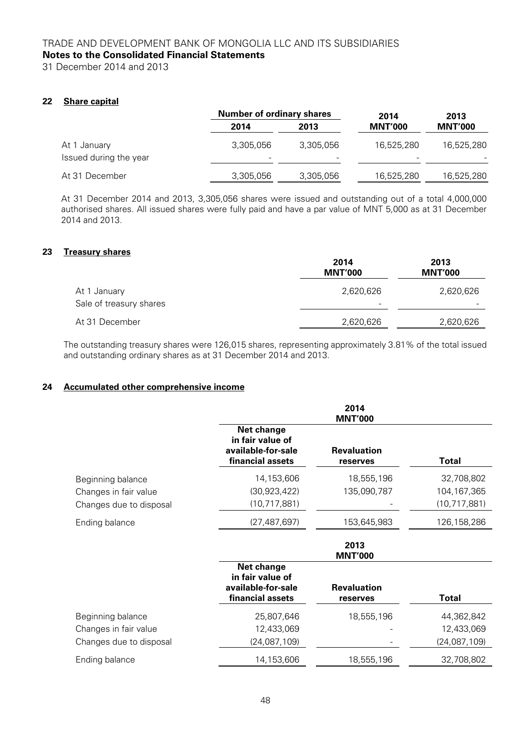## 22 Share capital

| | Number of ordinary shares | | 2014 | 2013 |
|---|---|---|---|---|
| | 2014 | 2013 | MNT'000 | MNT'000 |
| At 1 January | 3,305,056 | 3,305,056 | 16,525,280 | 16,525,280 |
| Issued during the year | - | - | - | - |
| At 31 December | 3,305,056 | 3,305,056 | 16,525,280 | 16,525,280 |

At 31 December 2014 and 2013, 3,305,056 shares were issued and outstanding out of a total 4,000,000 authorised shares. All issued shares were fully paid and have a par value of MNT 5,000 as at 31 December 2014 and 2013.

## 23 Treasury shares

| | 2014 MNT'000 | 2013 MNT'000 |
|---|---|---|
| At 1 January | 2,620,626 | 2,620,626 |
| Sale of treasury shares | - | - |
| At 31 December | 2,620,626 | 2,620,626 |

The outstanding treasury shares were 126,015 shares, representing approximately 3.81% of the total issued and outstanding ordinary shares as at 31 December 2014 and 2013.

## 24 Accumulated other comprehensive income

| | 2014 MNT'000 | | |
|---|---|---|---|
| | Net change in fair value of available-for-sale financial assets | Revaluation reserves | Total |
| Beginning balance | 14,153,606 | 18,555,196 | 32,708,802 |
| Changes in fair value | (30,923,422) | 135,090,787 | 104,167,365 |
| Changes due to disposal | (10,717,881) | - | (10,717,881) |
| Ending balance | (27,487,697) | 153,645,983 | 126,158,286 |

| | 2013 MNT'000 | | |
|---|---|---|---|
| | Net change in fair value of available-for-sale financial assets | Revaluation reserves | Total |
| Beginning balance | 25,807,646 | 18,555,196 | 44,362,842 |
| Changes in fair value | 12,433,069 | - | 12,433,069 |
| Changes due to disposal | (24,087,109) | - | (24,087,109) |
| Ending balance | 14,153,606 | 18,555,196 | 32,708,802 |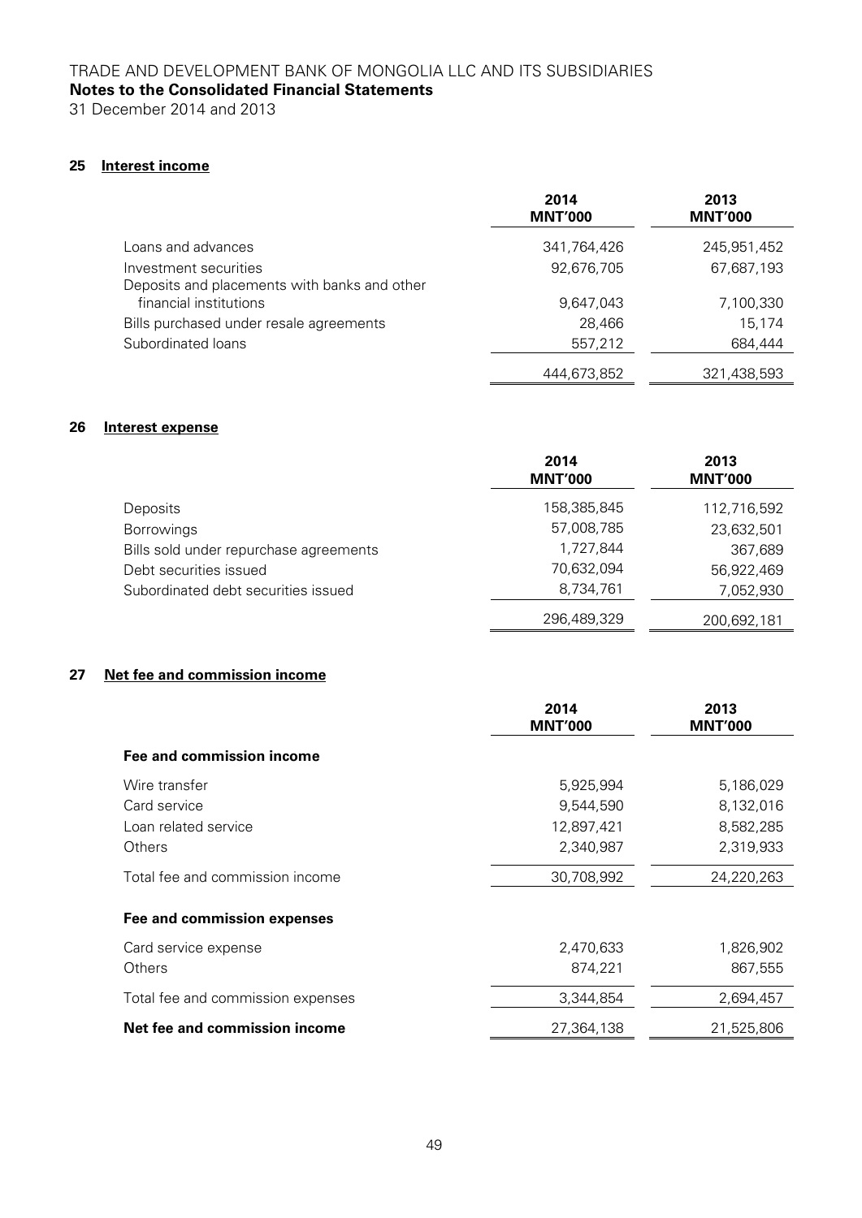## 25 Interest income

| | 2014 MNT'000 | 2013 MNT'000 |
|---|---|---|
| Loans and advances | 341,764,426 | 245,951,452 |
| Investment securities | 92,676,705 | 67,687,193 |
| Deposits and placements with banks and other financial institutions | 9,647,043 | 7,100,330 |
| Bills purchased under resale agreements | 28,466 | 15,174 |
| Subordinated loans | 557,212 | 684,444 |
| | 444,673,852 | 321,438,593 |

## 26 Interest expense

| | 2014 MNT'000 | 2013 MNT'000 |
|---|---|---|
| Deposits | 158,385,845 | 112,716,592 |
| Borrowings | 57,008,785 | 23,632,501 |
| Bills sold under repurchase agreements | 1,727,844 | 367,689 |
| Debt securities issued | 70,632,094 | 56,922,469 |
| Subordinated debt securities issued | 8,734,761 | 7,052,930 |
| | 296,489,329 | 200,692,181 |

## 27 Net fee and commission income

| | 2014 MNT'000 | 2013 MNT'000 |
|---|---|---|
| **Fee and commission income** | | |
| Wire transfer | 5,925,994 | 5,186,029 |
| Card service | 9,544,590 | 8,132,016 |
| Loan related service | 12,897,421 | 8,582,285 |
| Others | 2,340,987 | 2,319,933 |
| Total fee and commission income | 30,708,992 | 24,220,263 |
| **Fee and commission expenses** | | |
| Card service expense | 2,470,633 | 1,826,902 |
| Others | 874,221 | 867,555 |
| Total fee and commission expenses | 3,344,854 | 2,694,457 |
| **Net fee and commission income** | 27,364,138 | 21,525,806 |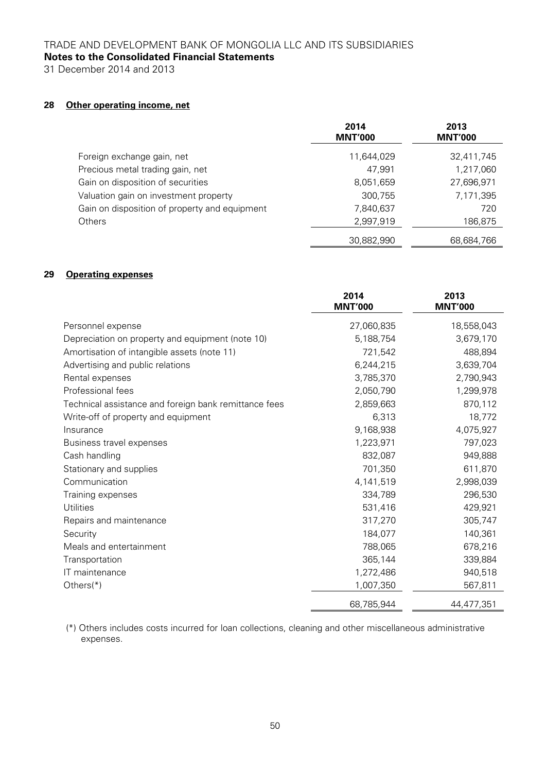## 28 Other operating income, net

| | 2014<br>MNT'000 | 2013<br>MNT'000 |
|---|---|---|
| Foreign exchange gain, net | 11,644,029 | 32,411,745 |
| Precious metal trading gain, net | 47,991 | 1,217,060 |
| Gain on disposition of securities | 8,051,659 | 27,696,971 |
| Valuation gain on investment property | 300,755 | 7,171,395 |
| Gain on disposition of property and equipment | 7,840,637 | 720 |
| Others | 2,997,919 | 186,875 |
| | 30,882,990 | 68,684,766 |

## 29 Operating expenses

| | 2014<br>MNT'000 | 2013<br>MNT'000 |
|---|---|---|
| Personnel expense | 27,060,835 | 18,558,043 |
| Depreciation on property and equipment (note 10) | 5,188,754 | 3,679,170 |
| Amortisation of intangible assets (note 11) | 721,542 | 488,894 |
| Advertising and public relations | 6,244,215 | 3,639,704 |
| Rental expenses | 3,785,370 | 2,790,943 |
| Professional fees | 2,050,790 | 1,299,978 |
| Technical assistance and foreign bank remittance fees | 2,859,663 | 870,112 |
| Write-off of property and equipment | 6,313 | 18,772 |
| Insurance | 9,168,938 | 4,075,927 |
| Business travel expenses | 1,223,971 | 797,023 |
| Cash handling | 832,087 | 949,888 |
| Stationary and supplies | 701,350 | 611,870 |
| Communication | 4,141,519 | 2,998,039 |
| Training expenses | 334,789 | 296,530 |
| Utilities | 531,416 | 429,921 |
| Repairs and maintenance | 317,270 | 305,747 |
| Security | 184,077 | 140,361 |
| Meals and entertainment | 788,065 | 678,216 |
| Transportation | 365,144 | 339,884 |
| IT maintenance | 1,272,486 | 940,518 |
| Others(*) | 1,007,350 | 567,811 |
| | 68,785,944 | 44,477,351 |

(*) Others includes costs incurred for loan collections, cleaning and other miscellaneous administrative expenses.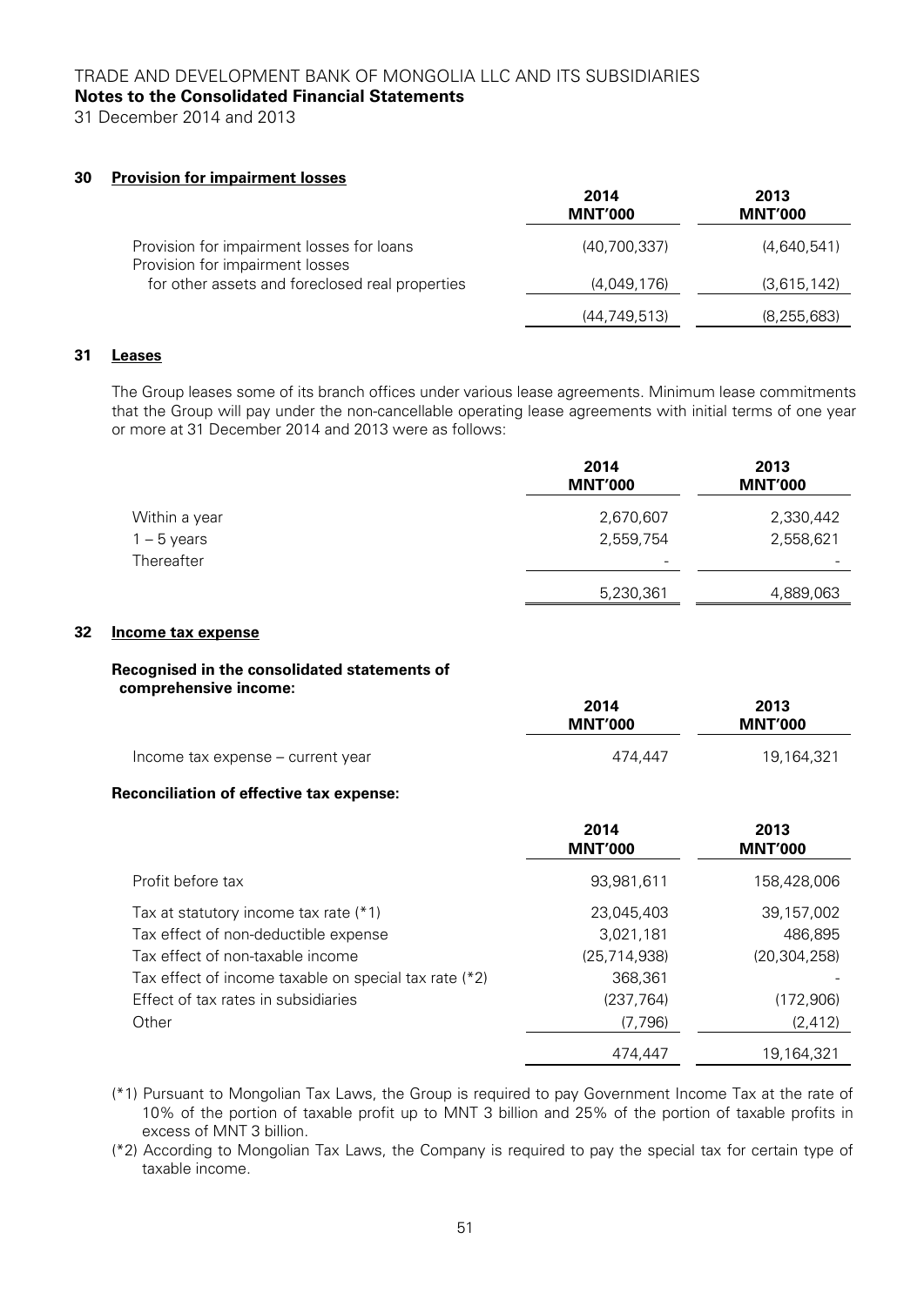## 30 Provision for impairment losses

| | 2014 MNT'000 | 2013 MNT'000 |
|---|---|---|
| Provision for impairment losses for loans | (40,700,337) | (4,640,541) |
| Provision for impairment losses for other assets and foreclosed real properties | (4,049,176) | (3,615,142) |
| | (44,749,513) | (8,255,683) |

## 31 Leases

The Group leases some of its branch offices under various lease agreements. Minimum lease commitments that the Group will pay under the non-cancellable operating lease agreements with initial terms of one year or more at 31 December 2014 and 2013 were as follows:

| | 2014 MNT'000 | 2013 MNT'000 |
|---|---|---|
| Within a year | 2,670,607 | 2,330,442 |
| 1 – 5 years | 2,559,754 | 2,558,621 |
| Thereafter | - | - |
| | 5,230,361 | 4,889,063 |

## 32 Income tax expense

**Recognised in the consolidated statements of comprehensive income:**

| | 2014 MNT'000 | 2013 MNT'000 |
|---|---|---|
| Income tax expense – current year | 474,447 | 19,164,321 |

**Reconciliation of effective tax expense:**

| | 2014 MNT'000 | 2013 MNT'000 |
|---|---|---|
| Profit before tax | 93,981,611 | 158,428,006 |
| Tax at statutory income tax rate (*1) | 23,045,403 | 39,157,002 |
| Tax effect of non-deductible expense | 3,021,181 | 486,895 |
| Tax effect of non-taxable income | (25,714,938) | (20,304,258) |
| Tax effect of income taxable on special tax rate (*2) | 368,361 | - |
| Effect of tax rates in subsidiaries | (237,764) | (172,906) |
| Other | (7,796) | (2,412) |
| | 474,447 | 19,164,321 |

(*1) Pursuant to Mongolian Tax Laws, the Group is required to pay Government Income Tax at the rate of 10% of the portion of taxable profit up to MNT 3 billion and 25% of the portion of taxable profits in excess of MNT 3 billion.

(*2) According to Mongolian Tax Laws, the Company is required to pay the special tax for certain type of taxable income.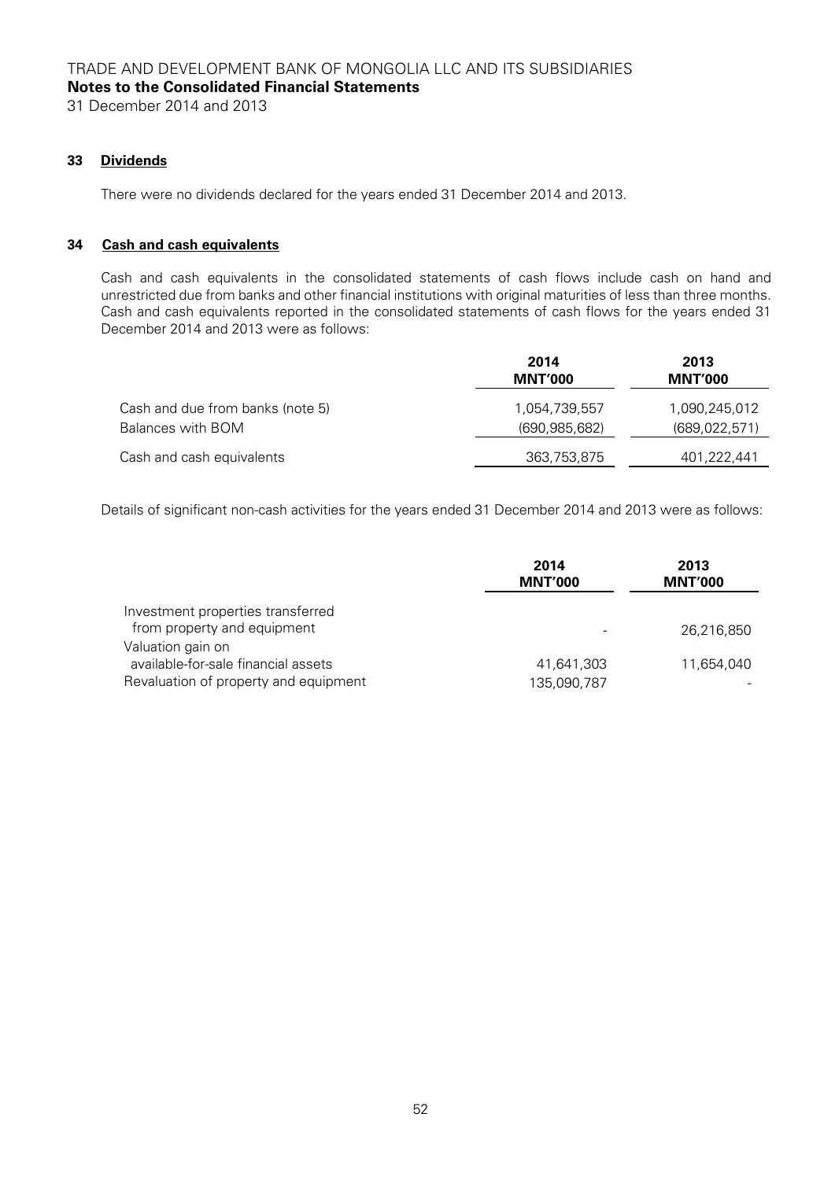## 33 Dividends

There were no dividends declared for the years ended 31 December 2014 and 2013.

## 34 Cash and cash equivalents

Cash and cash equivalents in the consolidated statements of cash flows include cash on hand and unrestricted due from banks and other financial institutions with original maturities of less than three months. Cash and cash equivalents reported in the consolidated statements of cash flows for the years ended 31 December 2014 and 2013 were as follows:

| | 2014 MNT'000 | 2013 MNT'000 |
|---|---|---|
| Cash and due from banks (note 5) | 1,054,739,557 | 1,090,245,012 |
| Balances with BOM | (690,985,682) | (689,022,571) |
| Cash and cash equivalents | 363,753,875 | 401,222,441 |

Details of significant non-cash activities for the years ended 31 December 2014 and 2013 were as follows:

| | 2014 MNT'000 | 2013 MNT'000 |
|---|---|---|
| Investment properties transferred from property and equipment | - | 26,216,850 |
| Valuation gain on available-for-sale financial assets | 41,641,303 | 11,654,040 |
| Revaluation of property and equipment | 135,090,787 | - |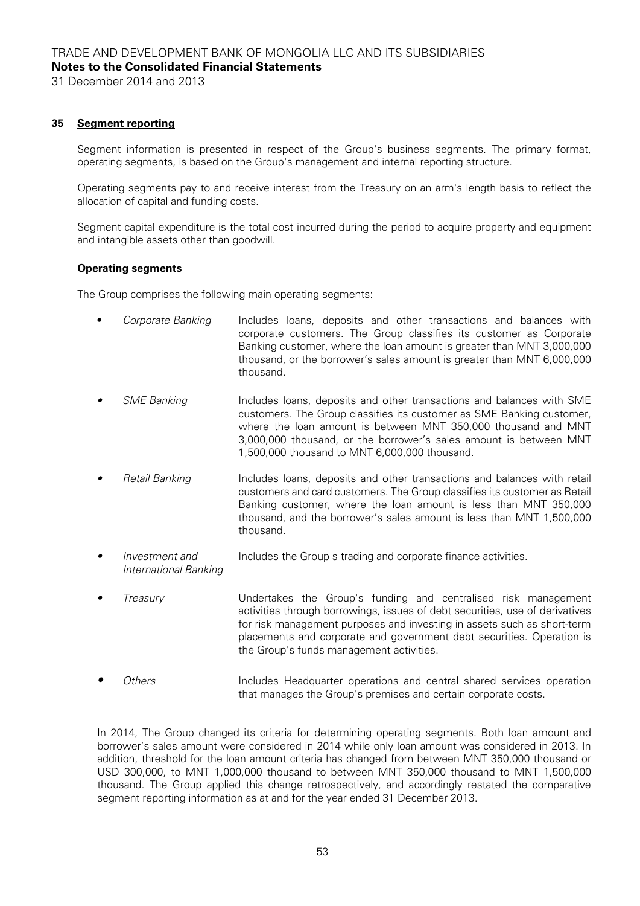## 35 Segment reporting

Segment information is presented in respect of the Group's business segments. The primary format, operating segments, is based on the Group's management and internal reporting structure.

Operating segments pay to and receive interest from the Treasury on an arm's length basis to reflect the allocation of capital and funding costs.

Segment capital expenditure is the total cost incurred during the period to acquire property and equipment and intangible assets other than goodwill.

### Operating segments

The Group comprises the following main operating segments:

- *Corporate Banking* — Includes loans, deposits and other transactions and balances with corporate customers. The Group classifies its customer as Corporate Banking customer, where the loan amount is greater than MNT 3,000,000 thousand, or the borrower's sales amount is greater than MNT 6,000,000 thousand.
- *SME Banking* — Includes loans, deposits and other transactions and balances with SME customers. The Group classifies its customer as SME Banking customer, where the loan amount is between MNT 350,000 thousand and MNT 3,000,000 thousand, or the borrower's sales amount is between MNT 1,500,000 thousand to MNT 6,000,000 thousand.
- *Retail Banking* — Includes loans, deposits and other transactions and balances with retail customers and card customers. The Group classifies its customer as Retail Banking customer, where the loan amount is less than MNT 350,000 thousand, and the borrower's sales amount is less than MNT 1,500,000 thousand.
- *Investment and International Banking* — Includes the Group's trading and corporate finance activities.
- *Treasury* — Undertakes the Group's funding and centralised risk management activities through borrowings, issues of debt securities, use of derivatives for risk management purposes and investing in assets such as short-term placements and corporate and government debt securities. Operation is the Group's funds management activities.
- *Others* — Includes Headquarter operations and central shared services operation that manages the Group's premises and certain corporate costs.

In 2014, The Group changed its criteria for determining operating segments. Both loan amount and borrower's sales amount were considered in 2014 while only loan amount was considered in 2013. In addition, threshold for the loan amount criteria has changed from between MNT 350,000 thousand or USD 300,000, to MNT 1,000,000 thousand to between MNT 350,000 thousand to MNT 1,500,000 thousand. The Group applied this change retrospectively, and accordingly restated the comparative segment reporting information as at and for the year ended 31 December 2013.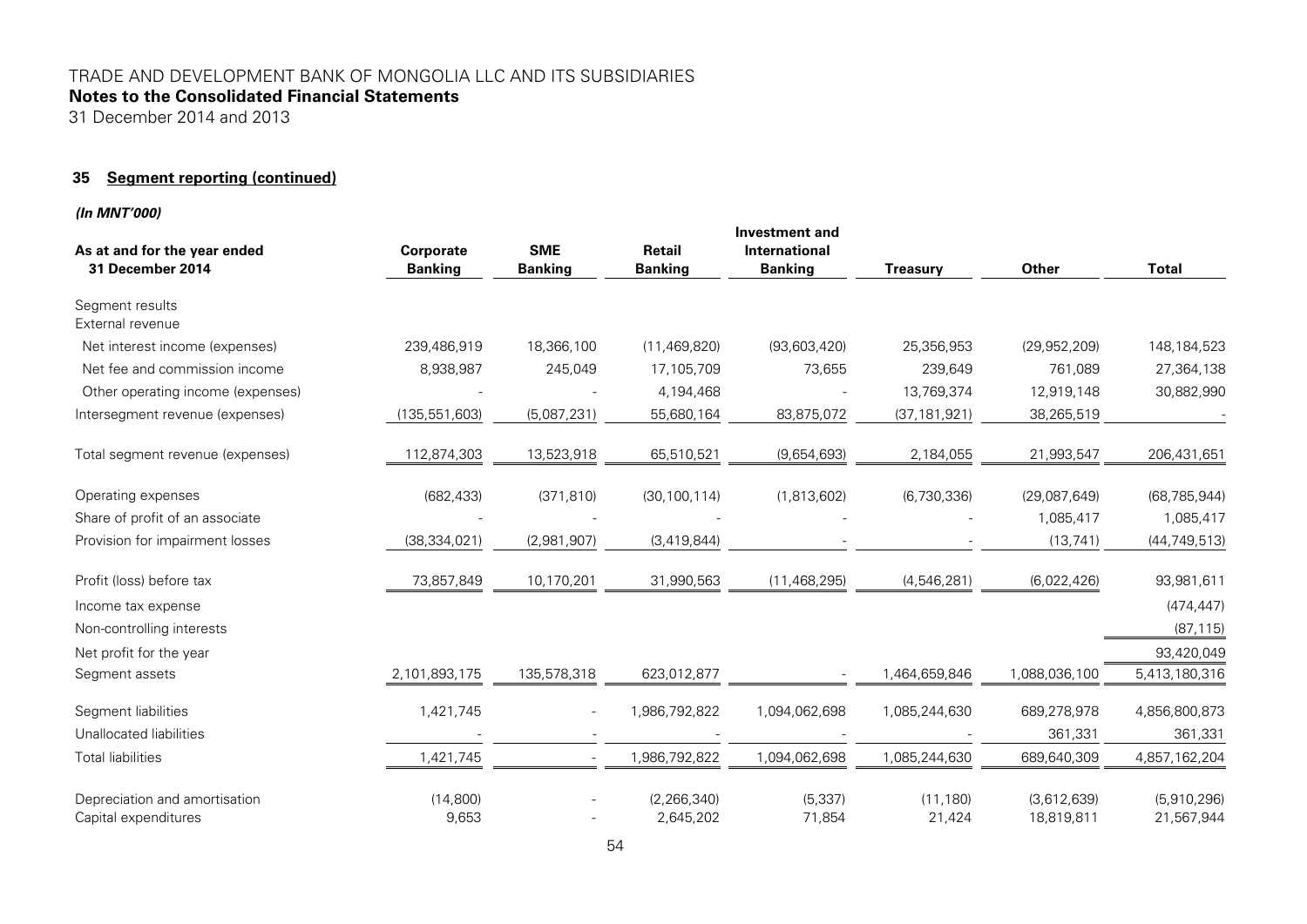TRADE AND DEVELOPMENT BANK OF MONGOLIA LLC AND ITS SUBSIDIARIES
**Notes to the Consolidated Financial Statements**
31 December 2014 and 2013

## 35 Segment reporting (continued)

***(In MNT'000)***

| As at and for the year ended 31 December 2014 | Corporate Banking | SME Banking | Retail Banking | Investment and International Banking | Treasury | Other | Total |
|---|---|---|---|---|---|---|---|
| Segment results | | | | | | | |
| External revenue | | | | | | | |
| Net interest income (expenses) | 239,486,919 | 18,366,100 | (11,469,820) | (93,603,420) | 25,356,953 | (29,952,209) | 148,184,523 |
| Net fee and commission income | 8,938,987 | 245,049 | 17,105,709 | 73,655 | 239,649 | 761,089 | 27,364,138 |
| Other operating income (expenses) | - | - | 4,194,468 | - | 13,769,374 | 12,919,148 | 30,882,990 |
| Intersegment revenue (expenses) | (135,551,603) | (5,087,231) | 55,680,164 | 83,875,072 | (37,181,921) | 38,265,519 | - |
| Total segment revenue (expenses) | 112,874,303 | 13,523,918 | 65,510,521 | (9,654,693) | 2,184,055 | 21,993,547 | 206,431,651 |
| Operating expenses | (682,433) | (371,810) | (30,100,114) | (1,813,602) | (6,730,336) | (29,087,649) | (68,785,944) |
| Share of profit of an associate | - | - | - | - | - | 1,085,417 | 1,085,417 |
| Provision for impairment losses | (38,334,021) | (2,981,907) | (3,419,844) | - | - | (13,741) | (44,749,513) |
| Profit (loss) before tax | 73,857,849 | 10,170,201 | 31,990,563 | (11,468,295) | (4,546,281) | (6,022,426) | 93,981,611 |
| Income tax expense | | | | | | | (474,447) |
| Non-controlling interests | | | | | | | (87,115) |
| Net profit for the year | | | | | | | 93,420,049 |
| Segment assets | 2,101,893,175 | 135,578,318 | 623,012,877 | - | 1,464,659,846 | 1,088,036,100 | 5,413,180,316 |
| Segment liabilities | 1,421,745 | - | 1,986,792,822 | 1,094,062,698 | 1,085,244,630 | 689,278,978 | 4,856,800,873 |
| Unallocated liabilities | - | - | - | - | - | 361,331 | 361,331 |
| Total liabilities | 1,421,745 | - | 1,986,792,822 | 1,094,062,698 | 1,085,244,630 | 689,640,309 | 4,857,162,204 |
| Depreciation and amortisation | (14,800) | - | (2,266,340) | (5,337) | (11,180) | (3,612,639) | (5,910,296) |
| Capital expenditures | 9,653 | - | 2,645,202 | 71,854 | 21,424 | 18,819,811 | 21,567,944 |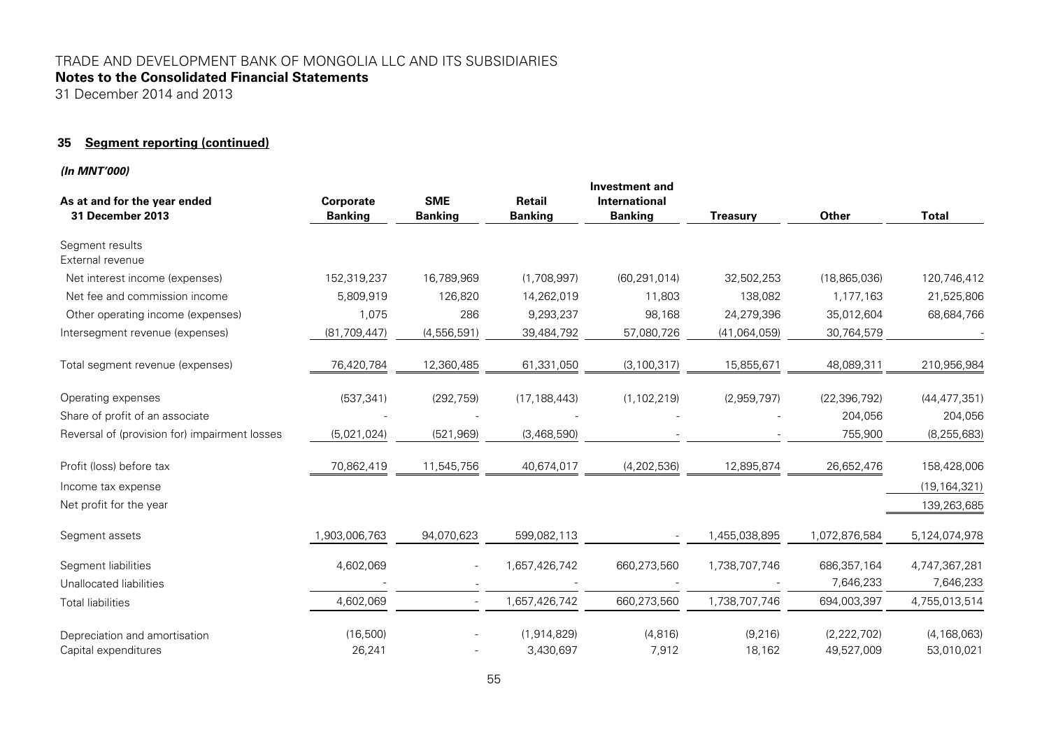# TRADE AND DEVELOPMENT BANK OF MONGOLIA LLC AND ITS SUBSIDIARIES
## Notes to the Consolidated Financial Statements
31 December 2014 and 2013

### 35 Segment reporting (continued)

***(In MNT'000)***

| As at and for the year ended 31 December 2013 | Corporate Banking | SME Banking | Retail Banking | Investment and International Banking | Treasury | Other | Total |
|---|---|---|---|---|---|---|---|
| Segment results | | | | | | | |
| External revenue | | | | | | | |
| Net interest income (expenses) | 152,319,237 | 16,789,969 | (1,708,997) | (60,291,014) | 32,502,253 | (18,865,036) | 120,746,412 |
| Net fee and commission income | 5,809,919 | 126,820 | 14,262,019 | 11,803 | 138,082 | 1,177,163 | 21,525,806 |
| Other operating income (expenses) | 1,075 | 286 | 9,293,237 | 98,168 | 24,279,396 | 35,012,604 | 68,684,766 |
| Intersegment revenue (expenses) | (81,709,447) | (4,556,591) | 39,484,792 | 57,080,726 | (41,064,059) | 30,764,579 | - |
| Total segment revenue (expenses) | 76,420,784 | 12,360,485 | 61,331,050 | (3,100,317) | 15,855,671 | 48,089,311 | 210,956,984 |
| Operating expenses | (537,341) | (292,759) | (17,188,443) | (1,102,219) | (2,959,797) | (22,396,792) | (44,477,351) |
| Share of profit of an associate | - | - | - | - | - | 204,056 | 204,056 |
| Reversal of (provision for) impairment losses | (5,021,024) | (521,969) | (3,468,590) | - | - | 755,900 | (8,255,683) |
| Profit (loss) before tax | 70,862,419 | 11,545,756 | 40,674,017 | (4,202,536) | 12,895,874 | 26,652,476 | 158,428,006 |
| Income tax expense | | | | | | | (19,164,321) |
| Net profit for the year | | | | | | | 139,263,685 |
| Segment assets | 1,903,006,763 | 94,070,623 | 599,082,113 | - | 1,455,038,895 | 1,072,876,584 | 5,124,074,978 |
| Segment liabilities | 4,602,069 | - | 1,657,426,742 | 660,273,560 | 1,738,707,746 | 686,357,164 | 4,747,367,281 |
| Unallocated liabilities | - | - | - | - | - | 7,646,233 | 7,646,233 |
| Total liabilities | 4,602,069 | - | 1,657,426,742 | 660,273,560 | 1,738,707,746 | 694,003,397 | 4,755,013,514 |
| Depreciation and amortisation | (16,500) | - | (1,914,829) | (4,816) | (9,216) | (2,222,702) | (4,168,063) |
| Capital expenditures | 26,241 | - | 3,430,697 | 7,912 | 18,162 | 49,527,009 | 53,010,021 |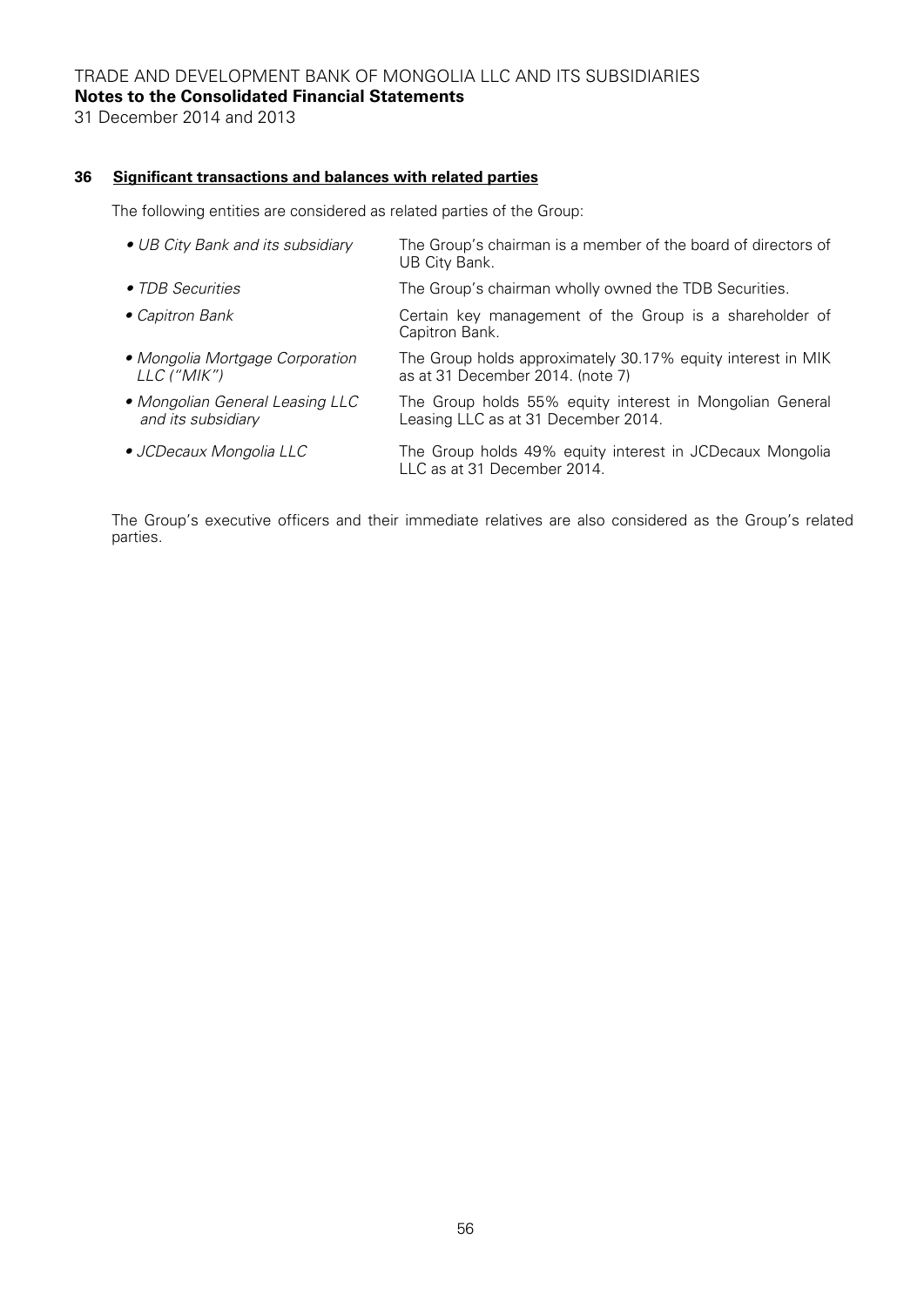## 36 Significant transactions and balances with related parties

The following entities are considered as related parties of the Group:

| | |
|---|---|
| • *UB City Bank and its subsidiary* | The Group's chairman is a member of the board of directors of UB City Bank. |
| • *TDB Securities* | The Group's chairman wholly owned the TDB Securities. |
| • *Capitron Bank* | Certain key management of the Group is a shareholder of Capitron Bank. |
| • *Mongolia Mortgage Corporation LLC ("MIK")* | The Group holds approximately 30.17% equity interest in MIK as at 31 December 2014. (note 7) |
| • *Mongolian General Leasing LLC and its subsidiary* | The Group holds 55% equity interest in Mongolian General Leasing LLC as at 31 December 2014. |
| • *JCDecaux Mongolia LLC* | The Group holds 49% equity interest in JCDecaux Mongolia LLC as at 31 December 2014. |

The Group's executive officers and their immediate relatives are also considered as the Group's related parties.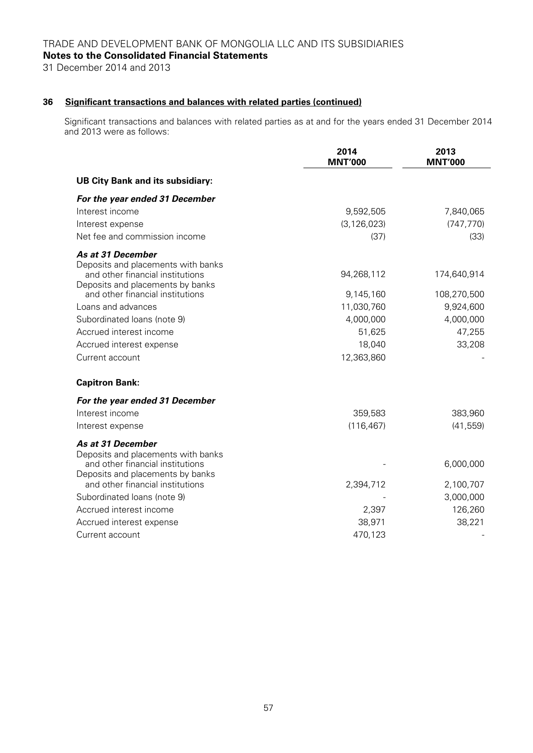## 36 Significant transactions and balances with related parties (continued)

Significant transactions and balances with related parties as at and for the years ended 31 December 2014 and 2013 were as follows:

| | 2014 MNT'000 | 2013 MNT'000 |
|---|---|---|
| **UB City Bank and its subsidiary:** | | |
| ***For the year ended 31 December*** | | |
| Interest income | 9,592,505 | 7,840,065 |
| Interest expense | (3,126,023) | (747,770) |
| Net fee and commission income | (37) | (33) |
| ***As at 31 December*** | | |
| Deposits and placements with banks and other financial institutions | 94,268,112 | 174,640,914 |
| Deposits and placements by banks and other financial institutions | 9,145,160 | 108,270,500 |
| Loans and advances | 11,030,760 | 9,924,600 |
| Subordinated loans (note 9) | 4,000,000 | 4,000,000 |
| Accrued interest income | 51,625 | 47,255 |
| Accrued interest expense | 18,040 | 33,208 |
| Current account | 12,363,860 | - |
| **Capitron Bank:** | | |
| ***For the year ended 31 December*** | | |
| Interest income | 359,583 | 383,960 |
| Interest expense | (116,467) | (41,559) |
| ***As at 31 December*** | | |
| Deposits and placements with banks and other financial institutions | - | 6,000,000 |
| Deposits and placements by banks and other financial institutions | 2,394,712 | 2,100,707 |
| Subordinated loans (note 9) | - | 3,000,000 |
| Accrued interest income | 2,397 | 126,260 |
| Accrued interest expense | 38,971 | 38,221 |
| Current account | 470,123 | - |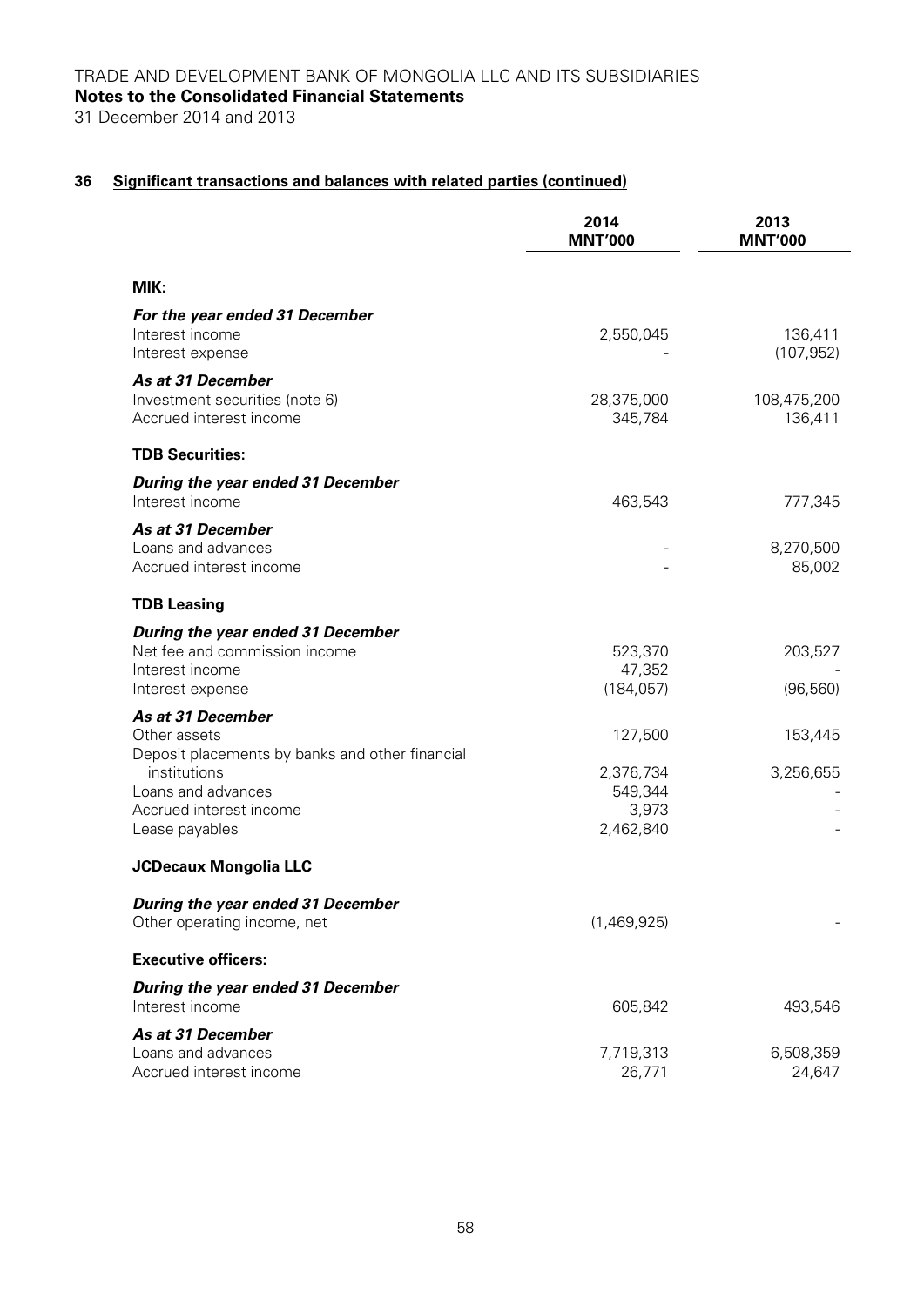## 36 Significant transactions and balances with related parties (continued)

| | 2014 MNT'000 | 2013 MNT'000 |
|---|---|---|
| **MIK:** | | |
| ***For the year ended 31 December*** | | |
| Interest income | 2,550,045 | 136,411 |
| Interest expense | - | (107,952) |
| ***As at 31 December*** | | |
| Investment securities (note 6) | 28,375,000 | 108,475,200 |
| Accrued interest income | 345,784 | 136,411 |
| **TDB Securities:** | | |
| ***During the year ended 31 December*** | | |
| Interest income | 463,543 | 777,345 |
| ***As at 31 December*** | | |
| Loans and advances | - | 8,270,500 |
| Accrued interest income | - | 85,002 |
| **TDB Leasing** | | |
| ***During the year ended 31 December*** | | |
| Net fee and commission income | 523,370 | 203,527 |
| Interest income | 47,352 | - |
| Interest expense | (184,057) | (96,560) |
| ***As at 31 December*** | | |
| Other assets | 127,500 | 153,445 |
| Deposit placements by banks and other financial institutions | 2,376,734 | 3,256,655 |
| Loans and advances | 549,344 | - |
| Accrued interest income | 3,973 | - |
| Lease payables | 2,462,840 | - |
| **JCDecaux Mongolia LLC** | | |
| ***During the year ended 31 December*** | | |
| Other operating income, net | (1,469,925) | - |
| **Executive officers:** | | |
| ***During the year ended 31 December*** | | |
| Interest income | 605,842 | 493,546 |
| ***As at 31 December*** | | |
| Loans and advances | 7,719,313 | 6,508,359 |
| Accrued interest income | 26,771 | 24,647 |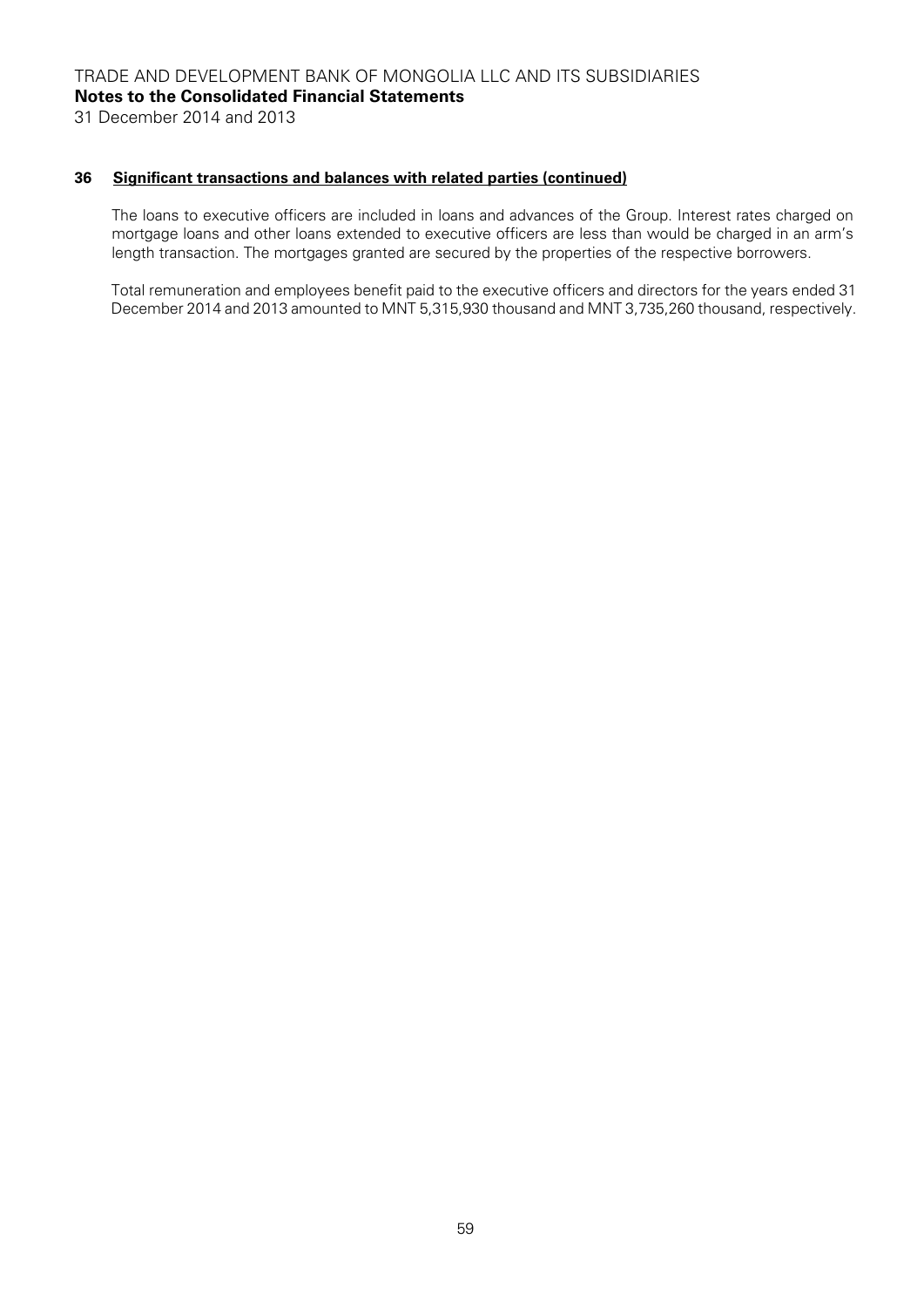## 36 Significant transactions and balances with related parties (continued)

The loans to executive officers are included in loans and advances of the Group. Interest rates charged on mortgage loans and other loans extended to executive officers are less than would be charged in an arm's length transaction. The mortgages granted are secured by the properties of the respective borrowers.

Total remuneration and employees benefit paid to the executive officers and directors for the years ended 31 December 2014 and 2013 amounted to MNT 5,315,930 thousand and MNT 3,735,260 thousand, respectively.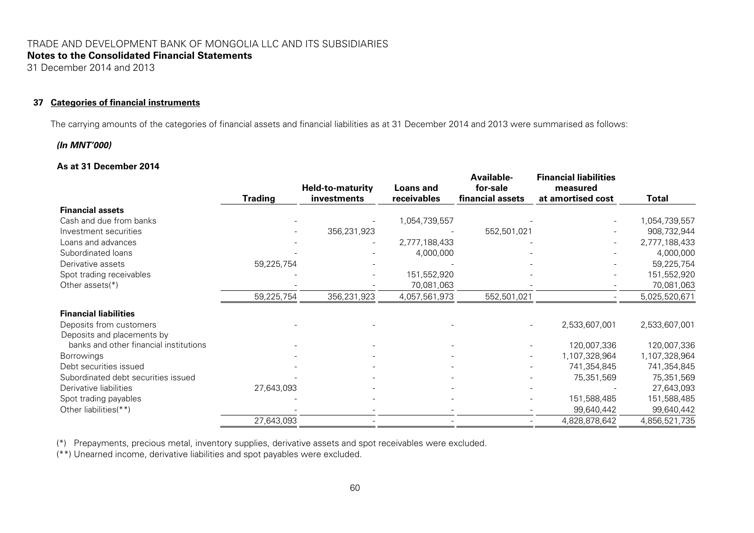TRADE AND DEVELOPMENT BANK OF MONGOLIA LLC AND ITS SUBSIDIARIES
**Notes to the Consolidated Financial Statements**
31 December 2014 and 2013

## 37 Categories of financial instruments

The carrying amounts of the categories of financial assets and financial liabilities as at 31 December 2014 and 2013 were summarised as follows:

***(In MNT'000)***

**As at 31 December 2014**

| | Trading | Held-to-maturity investments | Loans and receivables | Available-for-sale financial assets | Financial liabilities measured at amortised cost | Total |
|---|---|---|---|---|---|---|
| **Financial assets** | | | | | | |
| Cash and due from banks | - | - | 1,054,739,557 | - | - | 1,054,739,557 |
| Investment securities | - | 356,231,923 | - | 552,501,021 | - | 908,732,944 |
| Loans and advances | - | - | 2,777,188,433 | - | - | 2,777,188,433 |
| Subordinated loans | - | - | 4,000,000 | - | - | 4,000,000 |
| Derivative assets | 59,225,754 | - | - | - | - | 59,225,754 |
| Spot trading receivables | - | - | 151,552,920 | - | - | 151,552,920 |
| Other assets(*) | - | - | 70,081,063 | - | - | 70,081,063 |
| | 59,225,754 | 356,231,923 | 4,057,561,973 | 552,501,021 | - | 5,025,520,671 |
| **Financial liabilities** | | | | | | |
| Deposits from customers | - | - | - | - | 2,533,607,001 | 2,533,607,001 |
| Deposits and placements by banks and other financial institutions | - | - | - | - | 120,007,336 | 120,007,336 |
| Borrowings | - | - | - | - | 1,107,328,964 | 1,107,328,964 |
| Debt securities issued | - | - | - | - | 741,354,845 | 741,354,845 |
| Subordinated debt securities issued | - | - | - | - | 75,351,569 | 75,351,569 |
| Derivative liabilities | 27,643,093 | - | - | - | - | 27,643,093 |
| Spot trading payables | - | - | - | - | 151,588,485 | 151,588,485 |
| Other liabilities(**) | - | - | - | - | 99,640,442 | 99,640,442 |
| | 27,643,093 | - | - | - | 4,828,878,642 | 4,856,521,735 |

(*) Prepayments, precious metal, inventory supplies, derivative assets and spot receivables were excluded.
(**) Unearned income, derivative liabilities and spot payables were excluded.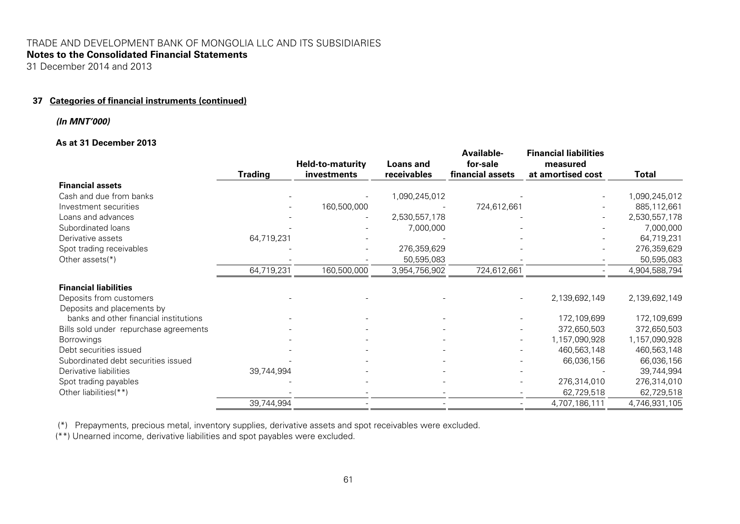TRADE AND DEVELOPMENT BANK OF MONGOLIA LLC AND ITS SUBSIDIARIES
**Notes to the Consolidated Financial Statements**
31 December 2014 and 2013

## 37 Categories of financial instruments (continued)

***(In MNT'000)***

**As at 31 December 2013**

| | Trading | Held-to-maturity investments | Loans and receivables | Available-for-sale financial assets | Financial liabilities measured at amortised cost | Total |
|---|---|---|---|---|---|---|
| **Financial assets** | | | | | | |
| Cash and due from banks | - | - | 1,090,245,012 | - | - | 1,090,245,012 |
| Investment securities | - | 160,500,000 | - | 724,612,661 | - | 885,112,661 |
| Loans and advances | - | - | 2,530,557,178 | - | - | 2,530,557,178 |
| Subordinated loans | - | - | 7,000,000 | - | - | 7,000,000 |
| Derivative assets | 64,719,231 | - | - | - | - | 64,719,231 |
| Spot trading receivables | - | - | 276,359,629 | - | - | 276,359,629 |
| Other assets(*) | - | - | 50,595,083 | - | - | 50,595,083 |
| | 64,719,231 | 160,500,000 | 3,954,756,902 | 724,612,661 | - | 4,904,588,794 |
| **Financial liabilities** | | | | | | |
| Deposits from customers | - | - | - | - | 2,139,692,149 | 2,139,692,149 |
| Deposits and placements by banks and other financial institutions | - | - | - | - | 172,109,699 | 172,109,699 |
| Bills sold under repurchase agreements | - | - | - | - | 372,650,503 | 372,650,503 |
| Borrowings | - | - | - | - | 1,157,090,928 | 1,157,090,928 |
| Debt securities issued | - | - | - | - | 460,563,148 | 460,563,148 |
| Subordinated debt securities issued | - | - | - | - | 66,036,156 | 66,036,156 |
| Derivative liabilities | 39,744,994 | - | - | - | - | 39,744,994 |
| Spot trading payables | - | - | - | - | 276,314,010 | 276,314,010 |
| Other liabilities(**) | - | - | - | - | 62,729,518 | 62,729,518 |
| | 39,744,994 | - | - | - | 4,707,186,111 | 4,746,931,105 |

(*) Prepayments, precious metal, inventory supplies, derivative assets and spot receivables were excluded.
(**) Unearned income, derivative liabilities and spot payables were excluded.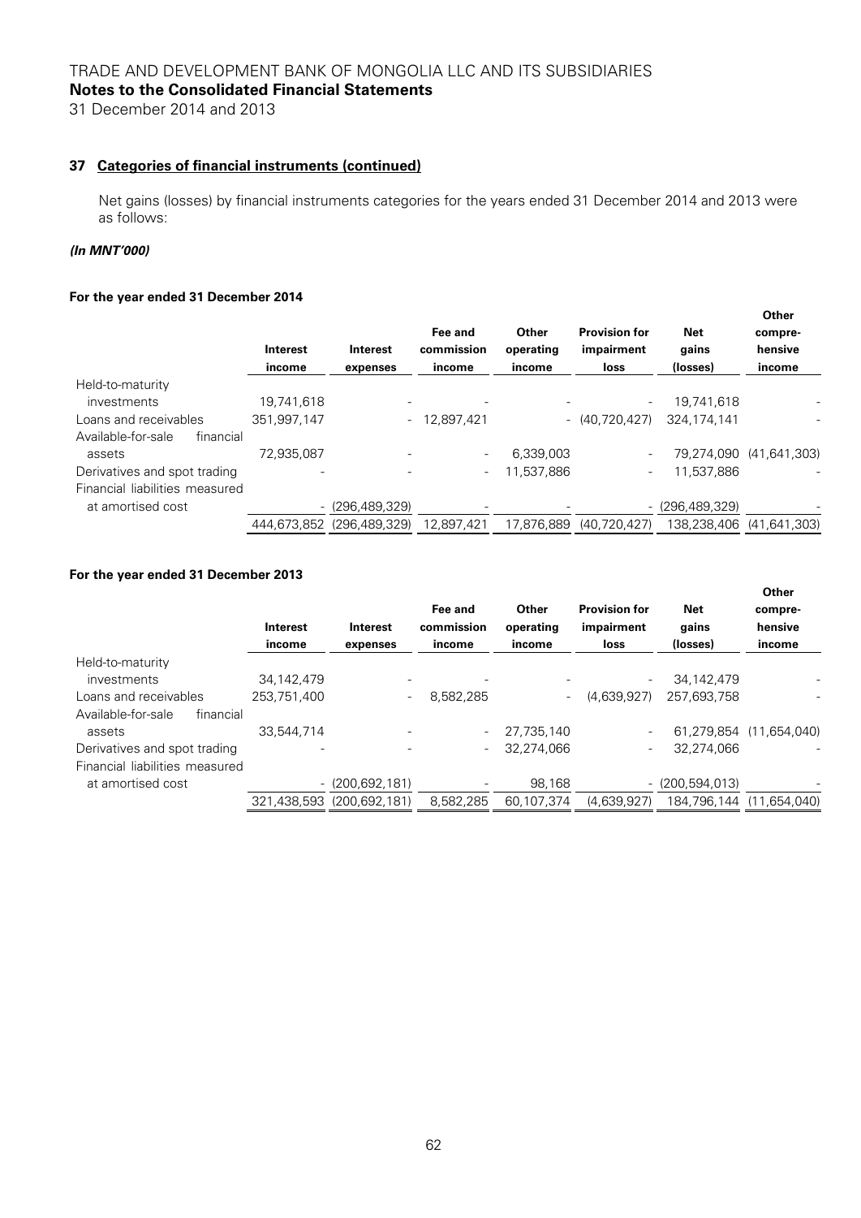## 37 Categories of financial instruments (continued)

Net gains (losses) by financial instruments categories for the years ended 31 December 2014 and 2013 were as follows:

***(In MNT'000)***

**For the year ended 31 December 2014**

| | Interest income | Interest expenses | Fee and commission income | Other operating income | Provision for impairment loss | Net gains (losses) | Other compre-hensive income |
|---|---|---|---|---|---|---|---|
| Held-to-maturity investments | 19,741,618 | - | - | - | - | 19,741,618 | - |
| Loans and receivables | 351,997,147 | - | 12,897,421 | - | (40,720,427) | 324,174,141 | - |
| Available-for-sale financial assets | 72,935,087 | - | - | 6,339,003 | - | 79,274,090 | (41,641,303) |
| Derivatives and spot trading | - | - | - | 11,537,886 | - | 11,537,886 | - |
| Financial liabilities measured at amortised cost | - | (296,489,329) | - | - | - | (296,489,329) | - |
| | 444,673,852 | (296,489,329) | 12,897,421 | 17,876,889 | (40,720,427) | 138,238,406 | (41,641,303) |

**For the year ended 31 December 2013**

| | Interest income | Interest expenses | Fee and commission income | Other operating income | Provision for impairment loss | Net gains (losses) | Other compre-hensive income |
|---|---|---|---|---|---|---|---|
| Held-to-maturity investments | 34,142,479 | - | - | - | - | 34,142,479 | - |
| Loans and receivables | 253,751,400 | - | 8,582,285 | - | (4,639,927) | 257,693,758 | - |
| Available-for-sale financial assets | 33,544,714 | - | - | 27,735,140 | - | 61,279,854 | (11,654,040) |
| Derivatives and spot trading | - | - | - | 32,274,066 | - | 32,274,066 | - |
| Financial liabilities measured at amortised cost | - | (200,692,181) | - | 98,168 | - | (200,594,013) | - |
| | 321,438,593 | (200,692,181) | 8,582,285 | 60,107,374 | (4,639,927) | 184,796,144 | (11,654,040) |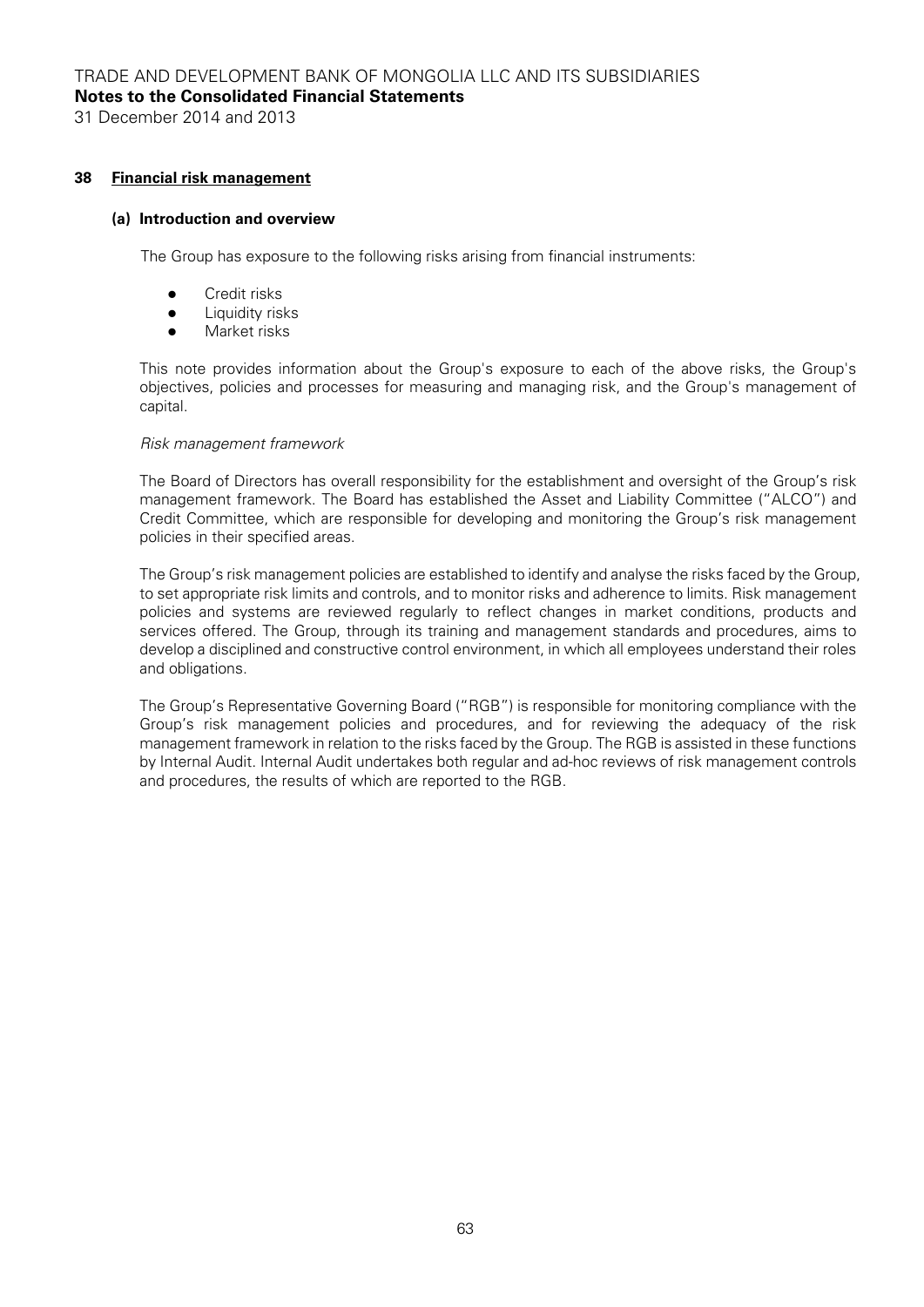## 38 Financial risk management

### (a) Introduction and overview

The Group has exposure to the following risks arising from financial instruments:

- Credit risks
- Liquidity risks
- Market risks

This note provides information about the Group's exposure to each of the above risks, the Group's objectives, policies and processes for measuring and managing risk, and the Group's management of capital.

*Risk management framework*

The Board of Directors has overall responsibility for the establishment and oversight of the Group's risk management framework. The Board has established the Asset and Liability Committee ("ALCO") and Credit Committee, which are responsible for developing and monitoring the Group's risk management policies in their specified areas.

The Group's risk management policies are established to identify and analyse the risks faced by the Group, to set appropriate risk limits and controls, and to monitor risks and adherence to limits. Risk management policies and systems are reviewed regularly to reflect changes in market conditions, products and services offered. The Group, through its training and management standards and procedures, aims to develop a disciplined and constructive control environment, in which all employees understand their roles and obligations.

The Group's Representative Governing Board ("RGB") is responsible for monitoring compliance with the Group's risk management policies and procedures, and for reviewing the adequacy of the risk management framework in relation to the risks faced by the Group. The RGB is assisted in these functions by Internal Audit. Internal Audit undertakes both regular and ad-hoc reviews of risk management controls and procedures, the results of which are reported to the RGB.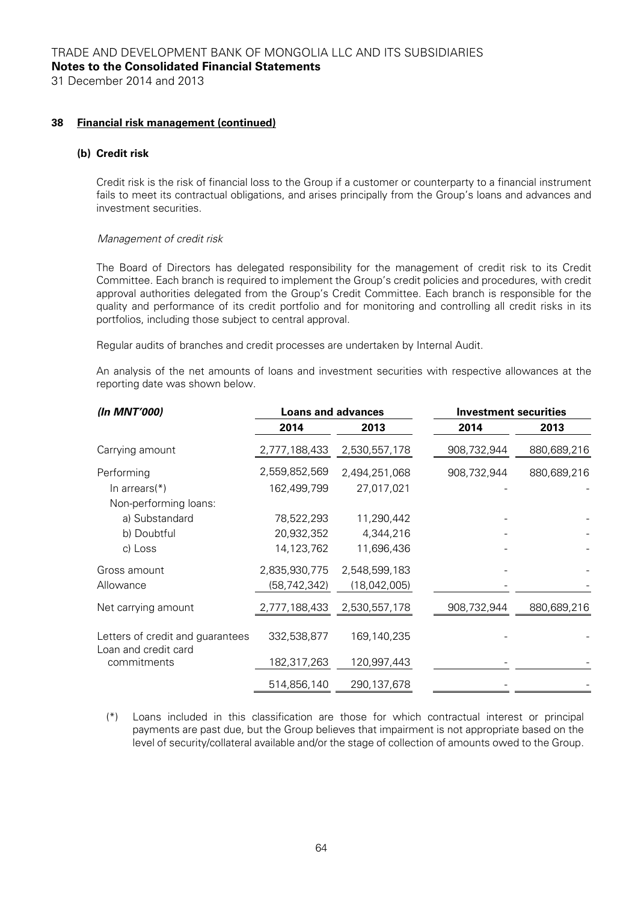# TRADE AND DEVELOPMENT BANK OF MONGOLIA LLC AND ITS SUBSIDIARIES
**Notes to the Consolidated Financial Statements**
31 December 2014 and 2013

## 38 Financial risk management (continued)

### (b) Credit risk

Credit risk is the risk of financial loss to the Group if a customer or counterparty to a financial instrument fails to meet its contractual obligations, and arises principally from the Group's loans and advances and investment securities.

*Management of credit risk*

The Board of Directors has delegated responsibility for the management of credit risk to its Credit Committee. Each branch is required to implement the Group's credit policies and procedures, with credit approval authorities delegated from the Group's Credit Committee. Each branch is responsible for the quality and performance of its credit portfolio and for monitoring and controlling all credit risks in its portfolios, including those subject to central approval.

Regular audits of branches and credit processes are undertaken by Internal Audit.

An analysis of the net amounts of loans and investment securities with respective allowances at the reporting date was shown below.

| *(In MNT'000)* | Loans and advances | | Investment securities | |
|---|---|---|---|---|
| | 2014 | 2013 | 2014 | 2013 |
| Carrying amount | 2,777,188,433 | 2,530,557,178 | 908,732,944 | 880,689,216 |
| Performing | 2,559,852,569 | 2,494,251,068 | 908,732,944 | 880,689,216 |
| In arrears(*) | 162,499,799 | 27,017,021 | - | - |
| Non-performing loans: | | | | |
| a) Substandard | 78,522,293 | 11,290,442 | - | - |
| b) Doubtful | 20,932,352 | 4,344,216 | - | - |
| c) Loss | 14,123,762 | 11,696,436 | - | - |
| Gross amount | 2,835,930,775 | 2,548,599,183 | - | - |
| Allowance | (58,742,342) | (18,042,005) | - | - |
| Net carrying amount | 2,777,188,433 | 2,530,557,178 | 908,732,944 | 880,689,216 |
| Letters of credit and guarantees | 332,538,877 | 169,140,235 | - | - |
| Loan and credit card commitments | 182,317,263 | 120,997,443 | - | - |
| | 514,856,140 | 290,137,678 | - | - |

(*) Loans included in this classification are those for which contractual interest or principal payments are past due, but the Group believes that impairment is not appropriate based on the level of security/collateral available and/or the stage of collection of amounts owed to the Group.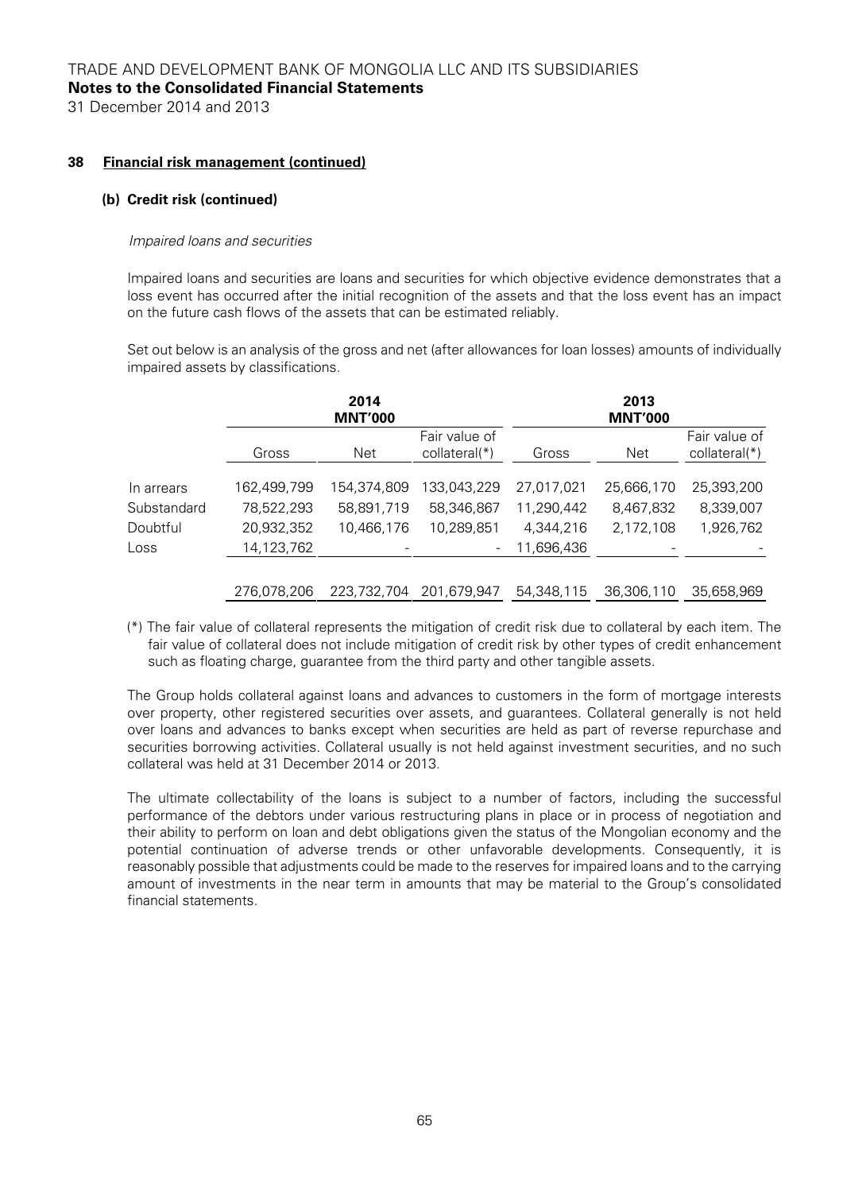## 38 Financial risk management (continued)

### (b) Credit risk (continued)

*Impaired loans and securities*

Impaired loans and securities are loans and securities for which objective evidence demonstrates that a loss event has occurred after the initial recognition of the assets and that the loss event has an impact on the future cash flows of the assets that can be estimated reliably.

Set out below is an analysis of the gross and net (after allowances for loan losses) amounts of individually impaired assets by classifications.

| | 2014 MNT'000 | | | 2013 MNT'000 | | |
|---|---|---|---|---|---|---|
| | Gross | Net | Fair value of collateral(*) | Gross | Net | Fair value of collateral(*) |
| In arrears | 162,499,799 | 154,374,809 | 133,043,229 | 27,017,021 | 25,666,170 | 25,393,200 |
| Substandard | 78,522,293 | 58,891,719 | 58,346,867 | 11,290,442 | 8,467,832 | 8,339,007 |
| Doubtful | 20,932,352 | 10,466,176 | 10,289,851 | 4,344,216 | 2,172,108 | 1,926,762 |
| Loss | 14,123,762 | - | - | 11,696,436 | - | - |
| | 276,078,206 | 223,732,704 | 201,679,947 | 54,348,115 | 36,306,110 | 35,658,969 |

(*) The fair value of collateral represents the mitigation of credit risk due to collateral by each item. The fair value of collateral does not include mitigation of credit risk by other types of credit enhancement such as floating charge, guarantee from the third party and other tangible assets.

The Group holds collateral against loans and advances to customers in the form of mortgage interests over property, other registered securities over assets, and guarantees. Collateral generally is not held over loans and advances to banks except when securities are held as part of reverse repurchase and securities borrowing activities. Collateral usually is not held against investment securities, and no such collateral was held at 31 December 2014 or 2013.

The ultimate collectability of the loans is subject to a number of factors, including the successful performance of the debtors under various restructuring plans in place or in process of negotiation and their ability to perform on loan and debt obligations given the status of the Mongolian economy and the potential continuation of adverse trends or other unfavorable developments. Consequently, it is reasonably possible that adjustments could be made to the reserves for impaired loans and to the carrying amount of investments in the near term in amounts that may be material to the Group's consolidated financial statements.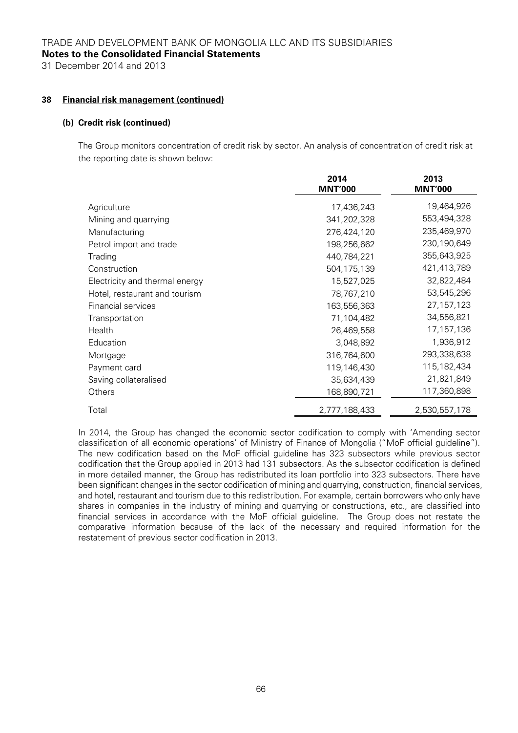TRADE AND DEVELOPMENT BANK OF MONGOLIA LLC AND ITS SUBSIDIARIES
**Notes to the Consolidated Financial Statements**
31 December 2014 and 2013

## 38 Financial risk management (continued)

### (b) Credit risk (continued)

The Group monitors concentration of credit risk by sector. An analysis of concentration of credit risk at the reporting date is shown below:

| | 2014 MNT'000 | 2013 MNT'000 |
|---|---|---|
| Agriculture | 17,436,243 | 19,464,926 |
| Mining and quarrying | 341,202,328 | 553,494,328 |
| Manufacturing | 276,424,120 | 235,469,970 |
| Petrol import and trade | 198,256,662 | 230,190,649 |
| Trading | 440,784,221 | 355,643,925 |
| Construction | 504,175,139 | 421,413,789 |
| Electricity and thermal energy | 15,527,025 | 32,822,484 |
| Hotel, restaurant and tourism | 78,767,210 | 53,545,296 |
| Financial services | 163,556,363 | 27,157,123 |
| Transportation | 71,104,482 | 34,556,821 |
| Health | 26,469,558 | 17,157,136 |
| Education | 3,048,892 | 1,936,912 |
| Mortgage | 316,764,600 | 293,338,638 |
| Payment card | 119,146,430 | 115,182,434 |
| Saving collateralised | 35,634,439 | 21,821,849 |
| Others | 168,890,721 | 117,360,898 |
| Total | 2,777,188,433 | 2,530,557,178 |

In 2014, the Group has changed the economic sector codification to comply with 'Amending sector classification of all economic operations' of Ministry of Finance of Mongolia ("MoF official guideline"). The new codification based on the MoF official guideline has 323 subsectors while previous sector codification that the Group applied in 2013 had 131 subsectors. As the subsector codification is defined in more detailed manner, the Group has redistributed its loan portfolio into 323 subsectors. There have been significant changes in the sector codification of mining and quarrying, construction, financial services, and hotel, restaurant and tourism due to this redistribution. For example, certain borrowers who only have shares in companies in the industry of mining and quarrying or constructions, etc., are classified into financial services in accordance with the MoF official guideline. The Group does not restate the comparative information because of the lack of the necessary and required information for the restatement of previous sector codification in 2013.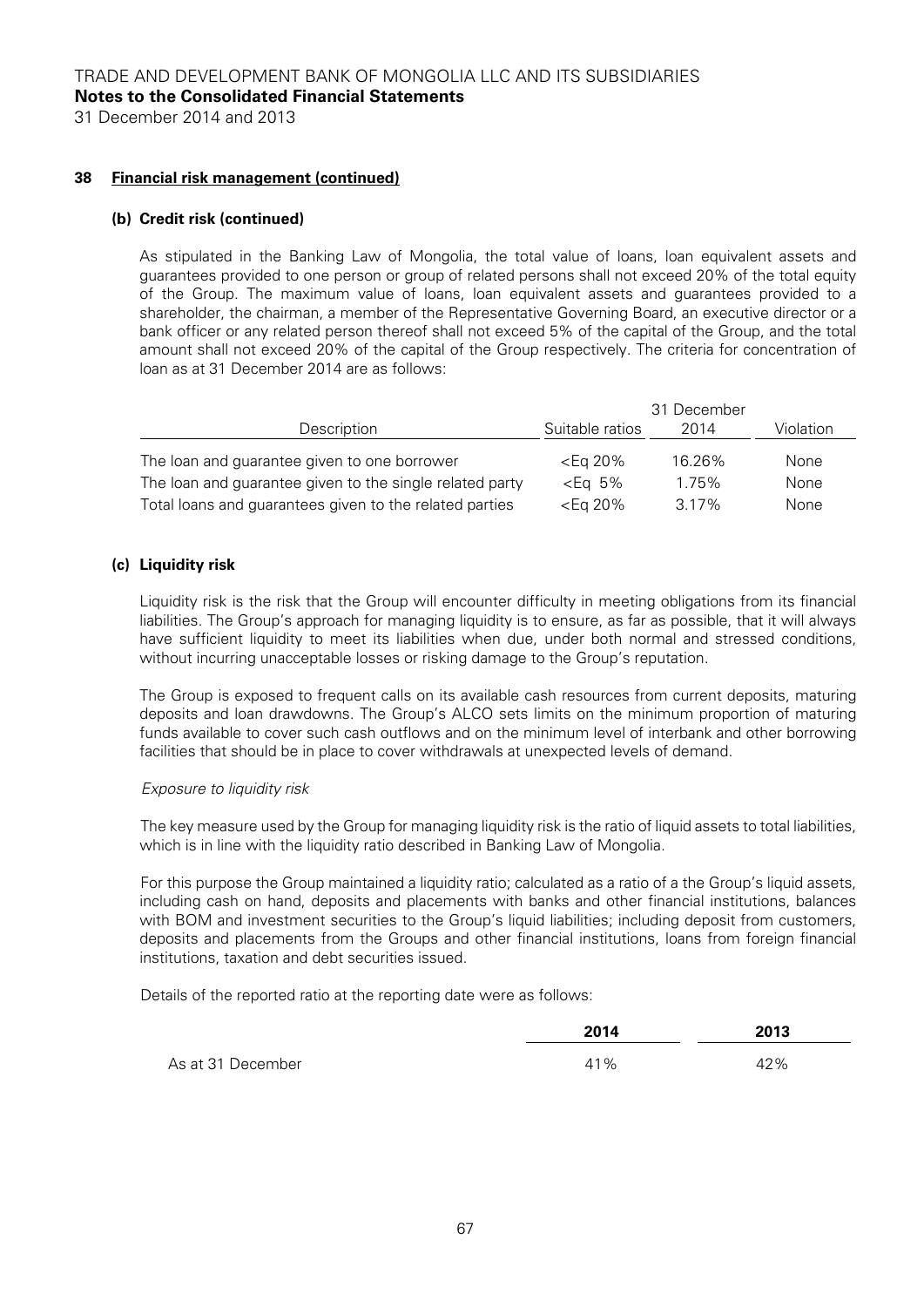## 38 Financial risk management (continued)

### (b) Credit risk (continued)

As stipulated in the Banking Law of Mongolia, the total value of loans, loan equivalent assets and guarantees provided to one person or group of related persons shall not exceed 20% of the total equity of the Group. The maximum value of loans, loan equivalent assets and guarantees provided to a shareholder, the chairman, a member of the Representative Governing Board, an executive director or a bank officer or any related person thereof shall not exceed 5% of the capital of the Group, and the total amount shall not exceed 20% of the capital of the Group respectively. The criteria for concentration of loan as at 31 December 2014 are as follows:

| Description | Suitable ratios | 31 December 2014 | Violation |
|---|---|---|---|
| The loan and guarantee given to one borrower | <Eq 20% | 16.26% | None |
| The loan and guarantee given to the single related party | <Eq 5% | 1.75% | None |
| Total loans and guarantees given to the related parties | <Eq 20% | 3.17% | None |

### (c) Liquidity risk

Liquidity risk is the risk that the Group will encounter difficulty in meeting obligations from its financial liabilities. The Group's approach for managing liquidity is to ensure, as far as possible, that it will always have sufficient liquidity to meet its liabilities when due, under both normal and stressed conditions, without incurring unacceptable losses or risking damage to the Group's reputation.

The Group is exposed to frequent calls on its available cash resources from current deposits, maturing deposits and loan drawdowns. The Group's ALCO sets limits on the minimum proportion of maturing funds available to cover such cash outflows and on the minimum level of interbank and other borrowing facilities that should be in place to cover withdrawals at unexpected levels of demand.

*Exposure to liquidity risk*

The key measure used by the Group for managing liquidity risk is the ratio of liquid assets to total liabilities, which is in line with the liquidity ratio described in Banking Law of Mongolia.

For this purpose the Group maintained a liquidity ratio; calculated as a ratio of a the Group's liquid assets, including cash on hand, deposits and placements with banks and other financial institutions, balances with BOM and investment securities to the Group's liquid liabilities; including deposit from customers, deposits and placements from the Groups and other financial institutions, loans from foreign financial institutions, taxation and debt securities issued.

Details of the reported ratio at the reporting date were as follows:

| | **2014** | **2013** |
|---|---|---|
| As at 31 December | 41% | 42% |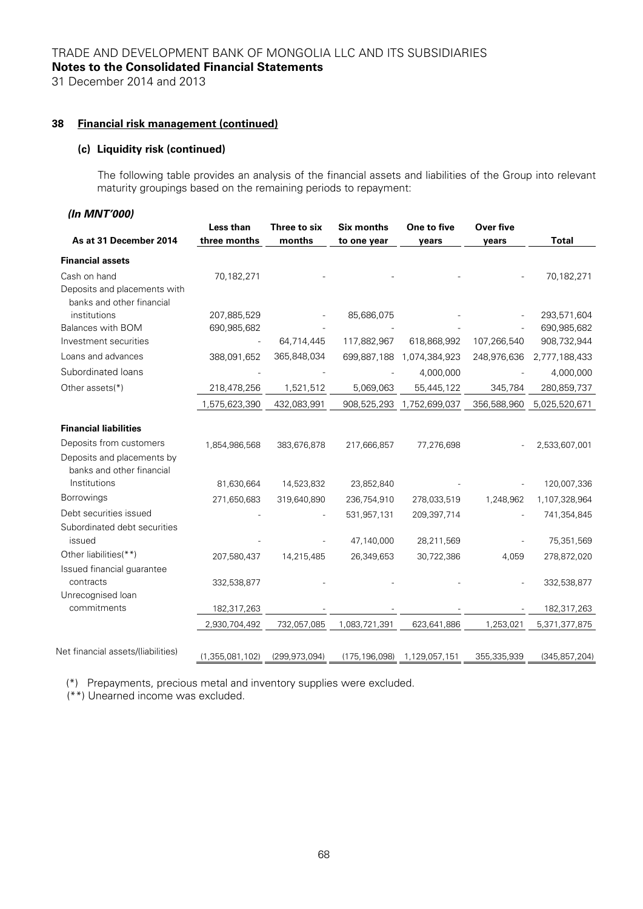TRADE AND DEVELOPMENT BANK OF MONGOLIA LLC AND ITS SUBSIDIARIES
**Notes to the Consolidated Financial Statements**
31 December 2014 and 2013

### 38 Financial risk management (continued)

#### (c) Liquidity risk (continued)

The following table provides an analysis of the financial assets and liabilities of the Group into relevant maturity groupings based on the remaining periods to repayment:

***(In MNT'000)***

| As at 31 December 2014 | Less than three months | Three to six months | Six months to one year | One to five years | Over five years | Total |
|---|---|---|---|---|---|---|
| **Financial assets** | | | | | | |
| Cash on hand | 70,182,271 | - | - | - | - | 70,182,271 |
| Deposits and placements with banks and other financial institutions | 207,885,529 | - | 85,686,075 | - | - | 293,571,604 |
| Balances with BOM | 690,985,682 | - | - | - | - | 690,985,682 |
| Investment securities | - | 64,714,445 | 117,882,967 | 618,868,992 | 107,266,540 | 908,732,944 |
| Loans and advances | 388,091,652 | 365,848,034 | 699,887,188 | 1,074,384,923 | 248,976,636 | 2,777,188,433 |
| Subordinated loans | - | - | - | 4,000,000 | - | 4,000,000 |
| Other assets(*) | 218,478,256 | 1,521,512 | 5,069,063 | 55,445,122 | 345,784 | 280,859,737 |
| | 1,575,623,390 | 432,083,991 | 908,525,293 | 1,752,699,037 | 356,588,960 | 5,025,520,671 |
| **Financial liabilities** | | | | | | |
| Deposits from customers | 1,854,986,568 | 383,676,878 | 217,666,857 | 77,276,698 | - | 2,533,607,001 |
| Deposits and placements by banks and other financial Institutions | 81,630,664 | 14,523,832 | 23,852,840 | - | - | 120,007,336 |
| Borrowings | 271,650,683 | 319,640,890 | 236,754,910 | 278,033,519 | 1,248,962 | 1,107,328,964 |
| Debt securities issued | - | - | 531,957,131 | 209,397,714 | - | 741,354,845 |
| Subordinated debt securities issued | - | - | 47,140,000 | 28,211,569 | - | 75,351,569 |
| Other liabilities(**) | 207,580,437 | 14,215,485 | 26,349,653 | 30,722,386 | 4,059 | 278,872,020 |
| Issued financial guarantee contracts | 332,538,877 | - | - | - | - | 332,538,877 |
| Unrecognised loan commitments | 182,317,263 | - | - | - | - | 182,317,263 |
| | 2,930,704,492 | 732,057,085 | 1,083,721,391 | 623,641,886 | 1,253,021 | 5,371,377,875 |
| Net financial assets/(liabilities) | (1,355,081,102) | (299,973,094) | (175,196,098) | 1,129,057,151 | 355,335,939 | (345,857,204) |

(*) Prepayments, precious metal and inventory supplies were excluded.
(**) Unearned income was excluded.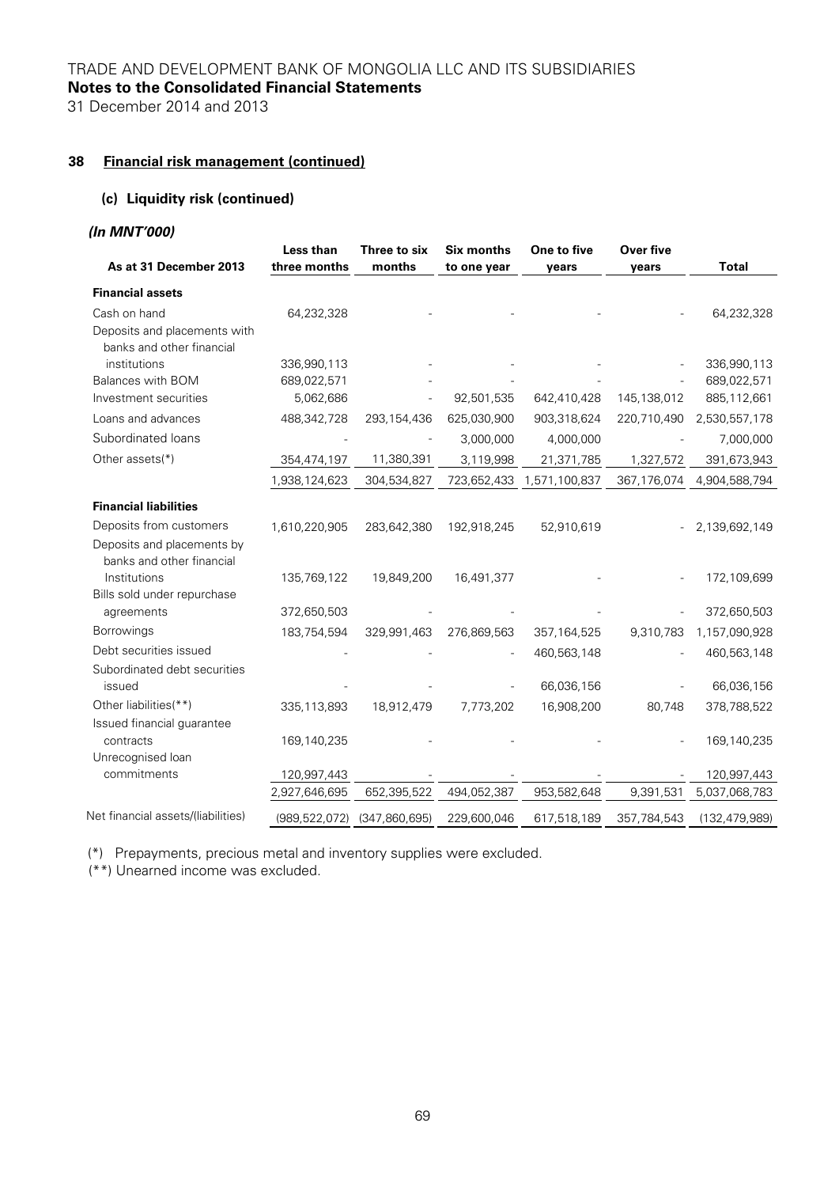## 38 Financial risk management (continued)

### (c) Liquidity risk (continued)

***(In MNT'000)***

| As at 31 December 2013 | Less than three months | Three to six months | Six months to one year | One to five years | Over five years | Total |
|---|---|---|---|---|---|---|
| **Financial assets** | | | | | | |
| Cash on hand | 64,232,328 | - | - | - | - | 64,232,328 |
| Deposits and placements with banks and other financial institutions | 336,990,113 | - | - | - | - | 336,990,113 |
| Balances with BOM | 689,022,571 | - | - | - | - | 689,022,571 |
| Investment securities | 5,062,686 | - | 92,501,535 | 642,410,428 | 145,138,012 | 885,112,661 |
| Loans and advances | 488,342,728 | 293,154,436 | 625,030,900 | 903,318,624 | 220,710,490 | 2,530,557,178 |
| Subordinated loans | - | - | 3,000,000 | 4,000,000 | - | 7,000,000 |
| Other assets(*) | 354,474,197 | 11,380,391 | 3,119,998 | 21,371,785 | 1,327,572 | 391,673,943 |
| | 1,938,124,623 | 304,534,827 | 723,652,433 | 1,571,100,837 | 367,176,074 | 4,904,588,794 |
| **Financial liabilities** | | | | | | |
| Deposits from customers | 1,610,220,905 | 283,642,380 | 192,918,245 | 52,910,619 | - | 2,139,692,149 |
| Deposits and placements by banks and other financial Institutions | 135,769,122 | 19,849,200 | 16,491,377 | - | - | 172,109,699 |
| Bills sold under repurchase agreements | 372,650,503 | - | - | - | - | 372,650,503 |
| Borrowings | 183,754,594 | 329,991,463 | 276,869,563 | 357,164,525 | 9,310,783 | 1,157,090,928 |
| Debt securities issued | - | - | - | 460,563,148 | - | 460,563,148 |
| Subordinated debt securities issued | - | - | - | 66,036,156 | - | 66,036,156 |
| Other liabilities(**) | 335,113,893 | 18,912,479 | 7,773,202 | 16,908,200 | 80,748 | 378,788,522 |
| Issued financial guarantee contracts | 169,140,235 | - | - | - | - | 169,140,235 |
| Unrecognised loan commitments | 120,997,443 | - | - | - | - | 120,997,443 |
| | 2,927,646,695 | 652,395,522 | 494,052,387 | 953,582,648 | 9,391,531 | 5,037,068,783 |
| Net financial assets/(liabilities) | (989,522,072) | (347,860,695) | 229,600,046 | 617,518,189 | 357,784,543 | (132,479,989) |

(*) Prepayments, precious metal and inventory supplies were excluded.

(**) Unearned income was excluded.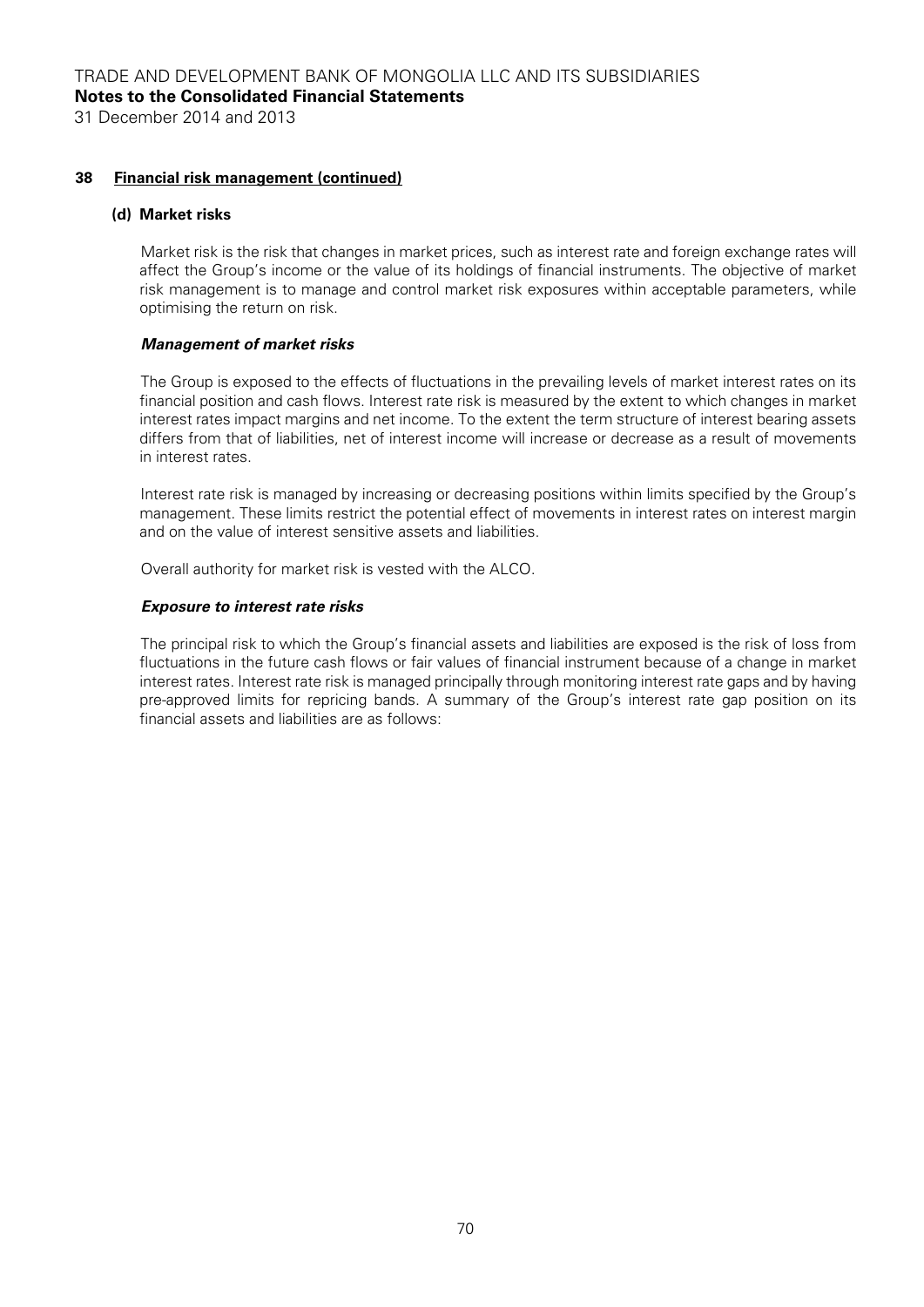## 38 Financial risk management (continued)

### (d) Market risks

Market risk is the risk that changes in market prices, such as interest rate and foreign exchange rates will affect the Group's income or the value of its holdings of financial instruments. The objective of market risk management is to manage and control market risk exposures within acceptable parameters, while optimising the return on risk.

#### *Management of market risks*

The Group is exposed to the effects of fluctuations in the prevailing levels of market interest rates on its financial position and cash flows. Interest rate risk is measured by the extent to which changes in market interest rates impact margins and net income. To the extent the term structure of interest bearing assets differs from that of liabilities, net of interest income will increase or decrease as a result of movements in interest rates.

Interest rate risk is managed by increasing or decreasing positions within limits specified by the Group's management. These limits restrict the potential effect of movements in interest rates on interest margin and on the value of interest sensitive assets and liabilities.

Overall authority for market risk is vested with the ALCO.

#### *Exposure to interest rate risks*

The principal risk to which the Group's financial assets and liabilities are exposed is the risk of loss from fluctuations in the future cash flows or fair values of financial instrument because of a change in market interest rates. Interest rate risk is managed principally through monitoring interest rate gaps and by having pre-approved limits for repricing bands. A summary of the Group's interest rate gap position on its financial assets and liabilities are as follows: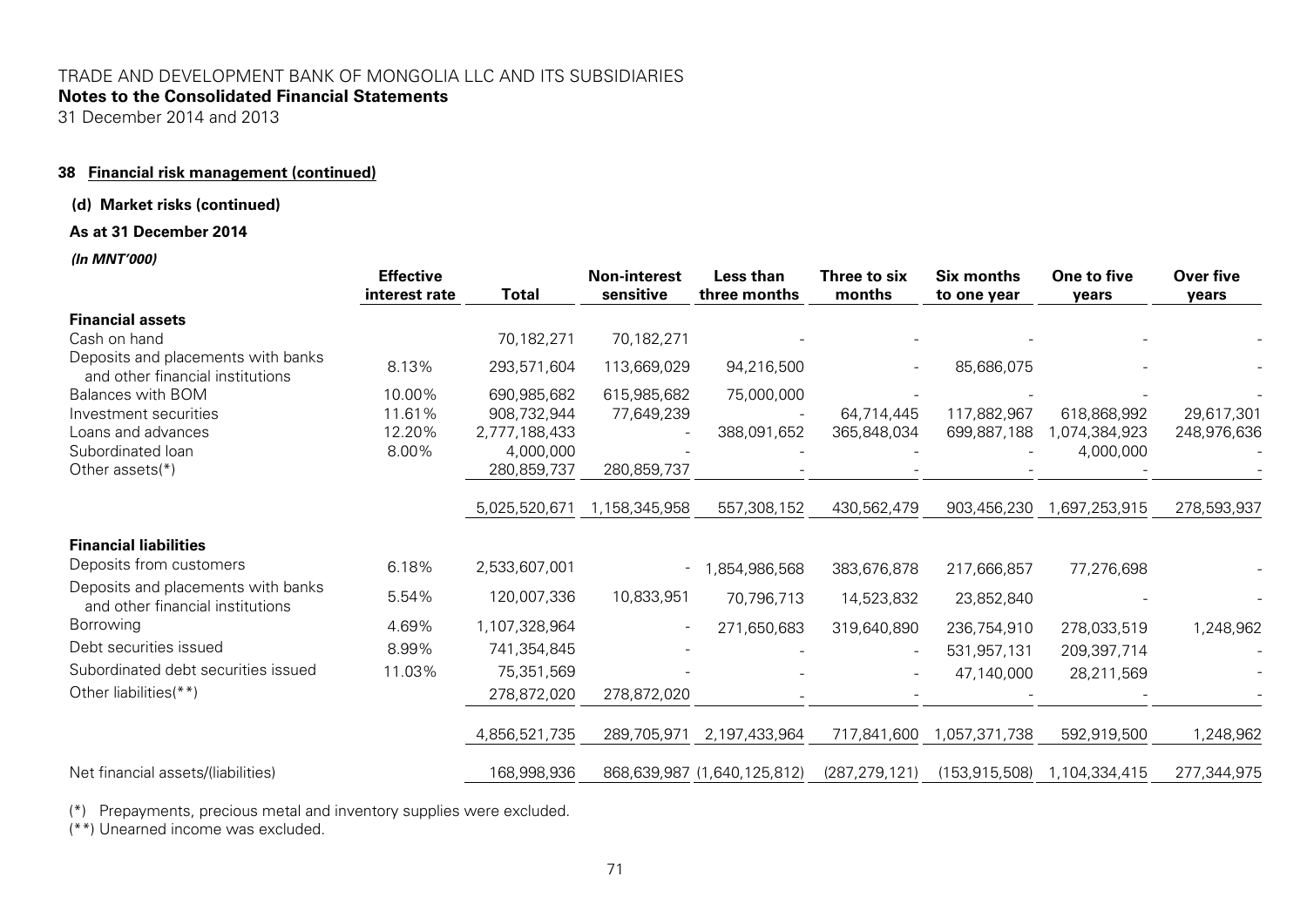TRADE AND DEVELOPMENT BANK OF MONGOLIA LLC AND ITS SUBSIDIARIES
**Notes to the Consolidated Financial Statements**
31 December 2014 and 2013

**38 Financial risk management (continued)**

**(d) Market risks (continued)**

**As at 31 December 2014**

***(In MNT'000)***

| | Effective interest rate | Total | Non-interest sensitive | Less than three months | Three to six months | Six months to one year | One to five years | Over five years |
|---|---|---|---|---|---|---|---|---|
| **Financial assets** | | | | | | | | |
| Cash on hand | | 70,182,271 | 70,182,271 | - | - | - | - | - |
| Deposits and placements with banks and other financial institutions | 8.13% | 293,571,604 | 113,669,029 | 94,216,500 | - | 85,686,075 | - | - |
| Balances with BOM | 10.00% | 690,985,682 | 615,985,682 | 75,000,000 | - | - | - | - |
| Investment securities | 11.61% | 908,732,944 | 77,649,239 | - | 64,714,445 | 117,882,967 | 618,868,992 | 29,617,301 |
| Loans and advances | 12.20% | 2,777,188,433 | - | 388,091,652 | 365,848,034 | 699,887,188 | 1,074,384,923 | 248,976,636 |
| Subordinated loan | 8.00% | 4,000,000 | - | - | - | - | 4,000,000 | - |
| Other assets(*) | | 280,859,737 | 280,859,737 | - | - | - | - | - |
| | | 5,025,520,671 | 1,158,345,958 | 557,308,152 | 430,562,479 | 903,456,230 | 1,697,253,915 | 278,593,937 |
| **Financial liabilities** | | | | | | | | |
| Deposits from customers | 6.18% | 2,533,607,001 | - | 1,854,986,568 | 383,676,878 | 217,666,857 | 77,276,698 | - |
| Deposits and placements with banks and other financial institutions | 5.54% | 120,007,336 | 10,833,951 | 70,796,713 | 14,523,832 | 23,852,840 | - | - |
| Borrowing | 4.69% | 1,107,328,964 | - | 271,650,683 | 319,640,890 | 236,754,910 | 278,033,519 | 1,248,962 |
| Debt securities issued | 8.99% | 741,354,845 | - | - | - | 531,957,131 | 209,397,714 | - |
| Subordinated debt securities issued | 11.03% | 75,351,569 | - | - | - | 47,140,000 | 28,211,569 | - |
| Other liabilities(**) | | 278,872,020 | 278,872,020 | - | - | - | - | - |
| | | 4,856,521,735 | 289,705,971 | 2,197,433,964 | 717,841,600 | 1,057,371,738 | 592,919,500 | 1,248,962 |
| Net financial assets/(liabilities) | | 168,998,936 | 868,639,987 | (1,640,125,812) | (287,279,121) | (153,915,508) | 1,104,334,415 | 277,344,975 |

(*) Prepayments, precious metal and inventory supplies were excluded.
(**) Unearned income was excluded.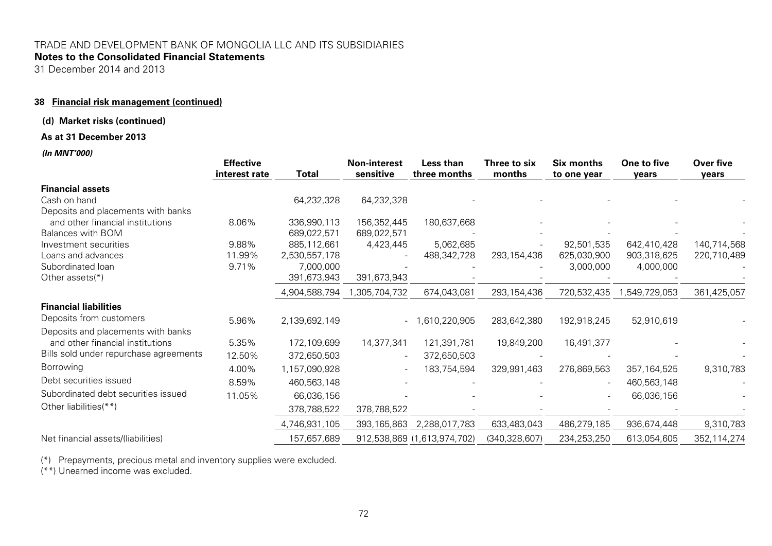TRADE AND DEVELOPMENT BANK OF MONGOLIA LLC AND ITS SUBSIDIARIES

**Notes to the Consolidated Financial Statements**

31 December 2014 and 2013

### 38 Financial risk management (continued)

#### (d) Market risks (continued)

**As at 31 December 2013**

***(In MNT'000)***

| | Effective interest rate | Total | Non-interest sensitive | Less than three months | Three to six months | Six months to one year | One to five years | Over five years |
|---|---|---|---|---|---|---|---|---|
| **Financial assets** | | | | | | | | |
| Cash on hand | | 64,232,328 | 64,232,328 | - | - | - | - | - |
| Deposits and placements with banks and other financial institutions | 8.06% | 336,990,113 | 156,352,445 | 180,637,668 | - | - | - | - |
| Balances with BOM | | 689,022,571 | 689,022,571 | - | - | - | - | - |
| Investment securities | 9.88% | 885,112,661 | 4,423,445 | 5,062,685 | - | 92,501,535 | 642,410,428 | 140,714,568 |
| Loans and advances | 11.99% | 2,530,557,178 | - | 488,342,728 | 293,154,436 | 625,030,900 | 903,318,625 | 220,710,489 |
| Subordinated loan | 9.71% | 7,000,000 | - | - | - | 3,000,000 | 4,000,000 | - |
| Other assets(*) | | 391,673,943 | 391,673,943 | - | - | - | - | - |
| | | 4,904,588,794 | 1,305,704,732 | 674,043,081 | 293,154,436 | 720,532,435 | 1,549,729,053 | 361,425,057 |
| **Financial liabilities** | | | | | | | | |
| Deposits from customers | 5.96% | 2,139,692,149 | - | 1,610,220,905 | 283,642,380 | 192,918,245 | 52,910,619 | - |
| Deposits and placements with banks and other financial institutions | 5.35% | 172,109,699 | 14,377,341 | 121,391,781 | 19,849,200 | 16,491,377 | - | - |
| Bills sold under repurchase agreements | 12.50% | 372,650,503 | - | 372,650,503 | - | - | - | - |
| Borrowing | 4.00% | 1,157,090,928 | - | 183,754,594 | 329,991,463 | 276,869,563 | 357,164,525 | 9,310,783 |
| Debt securities issued | 8.59% | 460,563,148 | - | - | - | - | 460,563,148 | - |
| Subordinated debt securities issued | 11.05% | 66,036,156 | - | - | - | - | 66,036,156 | - |
| Other liabilities(**) | | 378,788,522 | 378,788,522 | - | - | - | - | - |
| | | 4,746,931,105 | 393,165,863 | 2,288,017,783 | 633,483,043 | 486,279,185 | 936,674,448 | 9,310,783 |
| Net financial assets/(liabilities) | | 157,657,689 | 912,538,869 | (1,613,974,702) | (340,328,607) | 234,253,250 | 613,054,605 | 352,114,274 |

(*) Prepayments, precious metal and inventory supplies were excluded.

(**) Unearned income was excluded.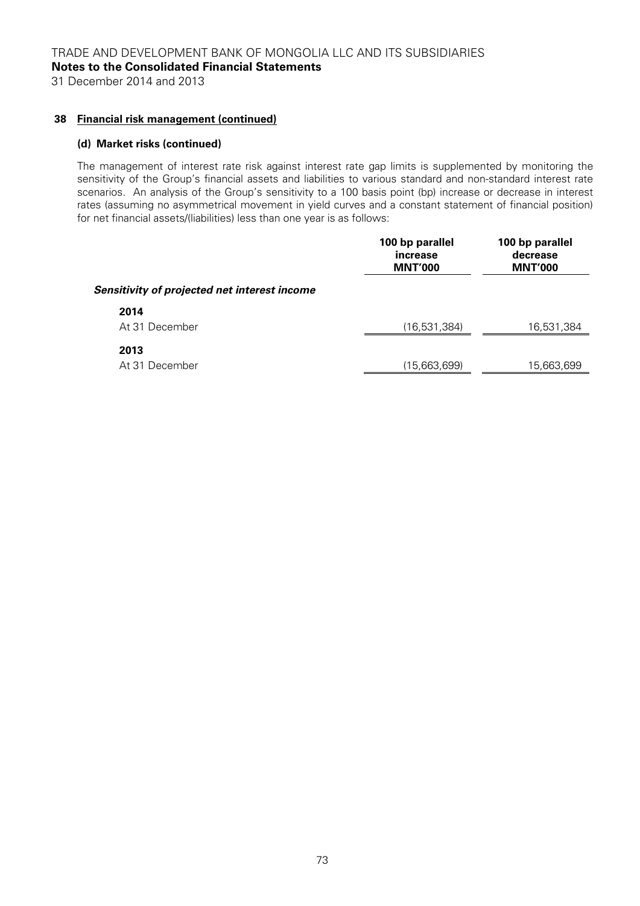## 38 Financial risk management (continued)

### (d) Market risks (continued)

The management of interest rate risk against interest rate gap limits is supplemented by monitoring the sensitivity of the Group's financial assets and liabilities to various standard and non-standard interest rate scenarios. An analysis of the Group's sensitivity to a 100 basis point (bp) increase or decrease in interest rates (assuming no asymmetrical movement in yield curves and a constant statement of financial position) for net financial assets/(liabilities) less than one year is as follows:

| | 100 bp parallel increase MNT'000 | 100 bp parallel decrease MNT'000 |
|---|---|---|
| ***Sensitivity of projected net interest income*** | | |
| **2014** | | |
| At 31 December | (16,531,384) | 16,531,384 |
| **2013** | | |
| At 31 December | (15,663,699) | 15,663,699 |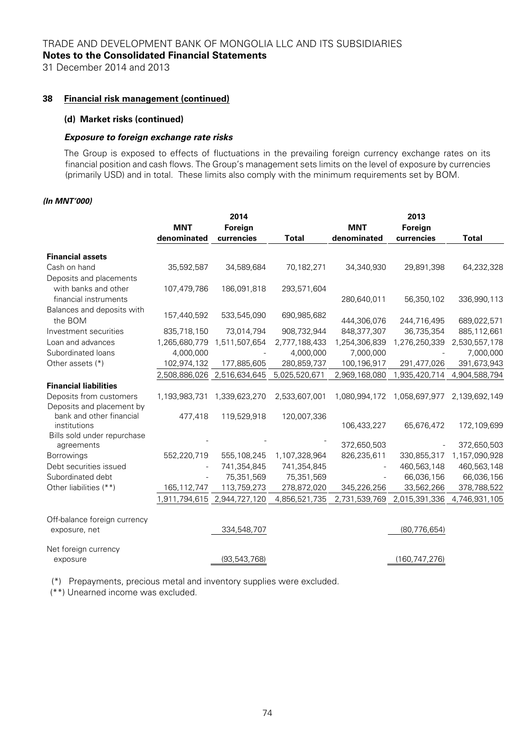## 38 Financial risk management (continued)

### (d) Market risks (continued)

#### *Exposure to foreign exchange rate risks*

The Group is exposed to effects of fluctuations in the prevailing foreign currency exchange rates on its financial position and cash flows. The Group's management sets limits on the level of exposure by currencies (primarily USD) and in total. These limits also comply with the minimum requirements set by BOM.

***(In MNT'000)***

| | 2014 | | | 2013 | | |
|---|---|---|---|---|---|---|
| | MNT denominated | Foreign currencies | Total | MNT denominated | Foreign currencies | Total |
| **Financial assets** | | | | | | |
| Cash on hand | 35,592,587 | 34,589,684 | 70,182,271 | 34,340,930 | 29,891,398 | 64,232,328 |
| Deposits and placements with banks and other financial instruments | 107,479,786 | 186,091,818 | 293,571,604 | 280,640,011 | 56,350,102 | 336,990,113 |
| Balances and deposits with the BOM | 157,440,592 | 533,545,090 | 690,985,682 | 444,306,076 | 244,716,495 | 689,022,571 |
| Investment securities | 835,718,150 | 73,014,794 | 908,732,944 | 848,377,307 | 36,735,354 | 885,112,661 |
| Loan and advances | 1,265,680,779 | 1,511,507,654 | 2,777,188,433 | 1,254,306,839 | 1,276,250,339 | 2,530,557,178 |
| Subordinated loans | 4,000,000 | - | 4,000,000 | 7,000,000 | - | 7,000,000 |
| Other assets (*) | 102,974,132 | 177,885,605 | 280,859,737 | 100,196,917 | 291,477,026 | 391,673,943 |
| | 2,508,886,026 | 2,516,634,645 | 5,025,520,671 | 2,969,168,080 | 1,935,420,714 | 4,904,588,794 |
| **Financial liabilities** | | | | | | |
| Deposits from customers | 1,193,983,731 | 1,339,623,270 | 2,533,607,001 | 1,080,994,172 | 1,058,697,977 | 2,139,692,149 |
| Deposits and placement by bank and other financial institutions | 477,418 | 119,529,918 | 120,007,336 | 106,433,227 | 65,676,472 | 172,109,699 |
| Bills sold under repurchase agreements | - | - | - | 372,650,503 | - | 372,650,503 |
| Borrowings | 552,220,719 | 555,108,245 | 1,107,328,964 | 826,235,611 | 330,855,317 | 1,157,090,928 |
| Debt securities issued | - | 741,354,845 | 741,354,845 | - | 460,563,148 | 460,563,148 |
| Subordinated debt | - | 75,351,569 | 75,351,569 | - | 66,036,156 | 66,036,156 |
| Other liabilities (**) | 165,112,747 | 113,759,273 | 278,872,020 | 345,226,256 | 33,562,266 | 378,788,522 |
| | 1,911,794,615 | 2,944,727,120 | 4,856,521,735 | 2,731,539,769 | 2,015,391,336 | 4,746,931,105 |
| Off-balance foreign currency exposure, net | | 334,548,707 | | | (80,776,654) | |
| Net foreign currency exposure | | (93,543,768) | | | (160,747,276) | |

(*) Prepayments, precious metal and inventory supplies were excluded.

(**) Unearned income was excluded.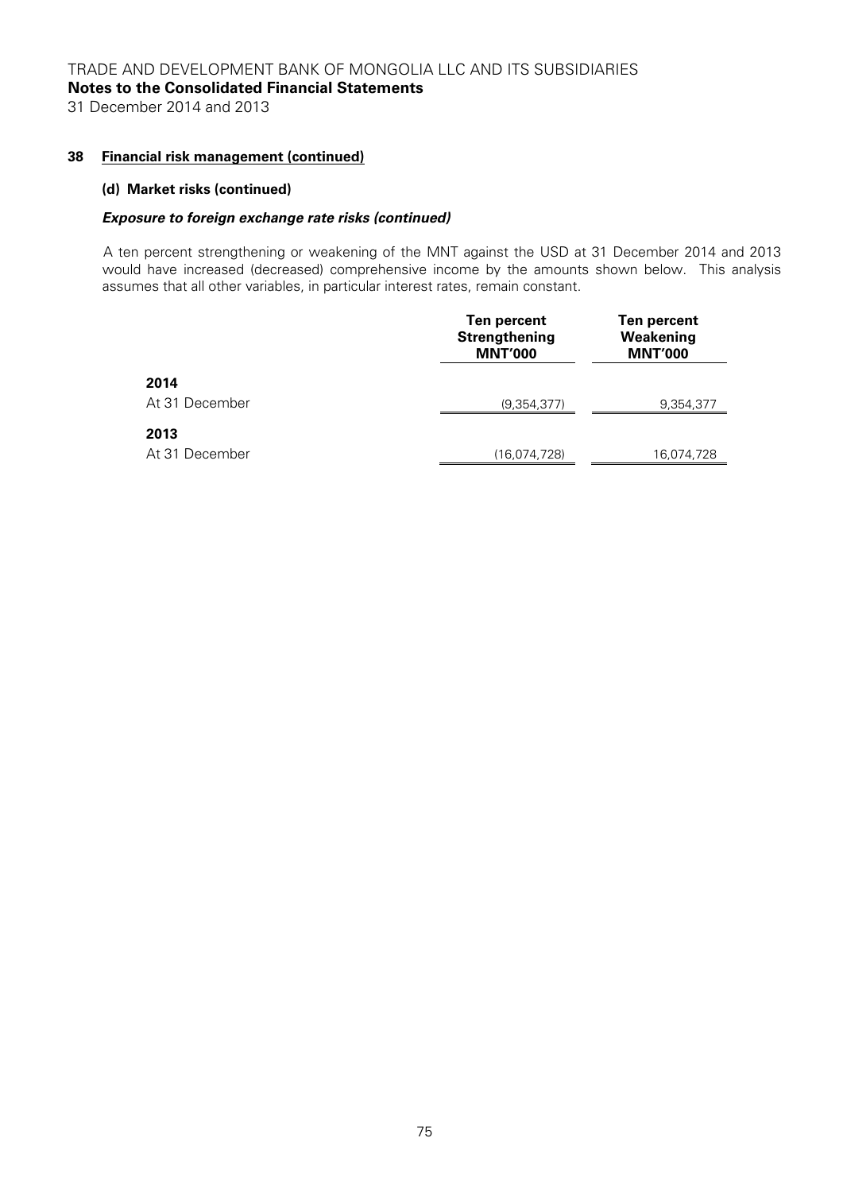## 38 Financial risk management (continued)

### (d) Market risks (continued)

#### *Exposure to foreign exchange rate risks (continued)*

A ten percent strengthening or weakening of the MNT against the USD at 31 December 2014 and 2013 would have increased (decreased) comprehensive income by the amounts shown below. This analysis assumes that all other variables, in particular interest rates, remain constant.

| | Ten percent Strengthening MNT'000 | Ten percent Weakening MNT'000 |
|---|---|---|
| **2014** | | |
| At 31 December | (9,354,377) | 9,354,377 |
| **2013** | | |
| At 31 December | (16,074,728) | 16,074,728 |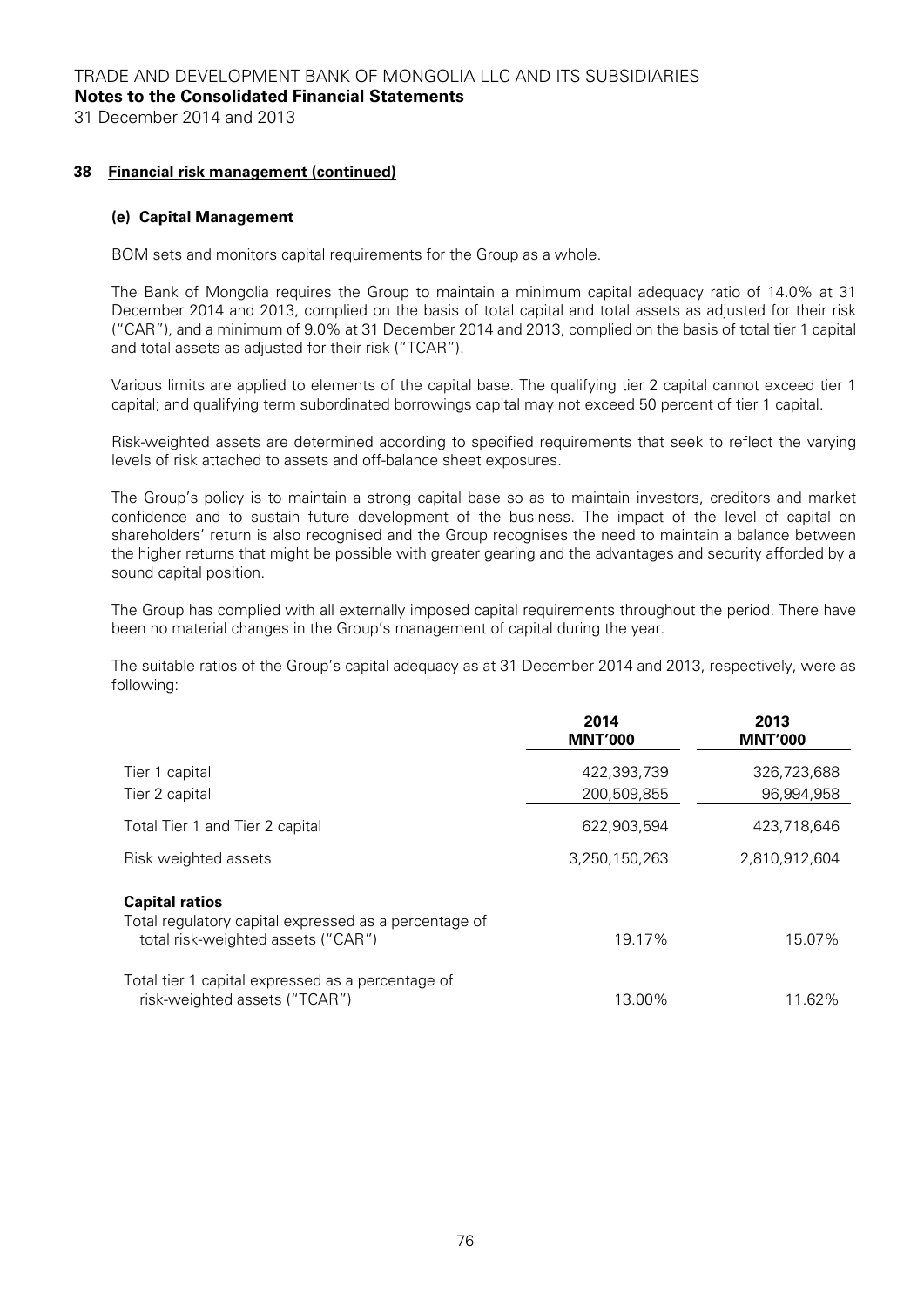## 38 Financial risk management (continued)

### (e) Capital Management

BOM sets and monitors capital requirements for the Group as a whole.

The Bank of Mongolia requires the Group to maintain a minimum capital adequacy ratio of 14.0% at 31 December 2014 and 2013, complied on the basis of total capital and total assets as adjusted for their risk ("CAR"), and a minimum of 9.0% at 31 December 2014 and 2013, complied on the basis of total tier 1 capital and total assets as adjusted for their risk ("TCAR").

Various limits are applied to elements of the capital base. The qualifying tier 2 capital cannot exceed tier 1 capital; and qualifying term subordinated borrowings capital may not exceed 50 percent of tier 1 capital.

Risk-weighted assets are determined according to specified requirements that seek to reflect the varying levels of risk attached to assets and off-balance sheet exposures.

The Group's policy is to maintain a strong capital base so as to maintain investors, creditors and market confidence and to sustain future development of the business. The impact of the level of capital on shareholders' return is also recognised and the Group recognises the need to maintain a balance between the higher returns that might be possible with greater gearing and the advantages and security afforded by a sound capital position.

The Group has complied with all externally imposed capital requirements throughout the period. There have been no material changes in the Group's management of capital during the year.

The suitable ratios of the Group's capital adequacy as at 31 December 2014 and 2013, respectively, were as following:

| | 2014 MNT'000 | 2013 MNT'000 |
|---|---|---|
| Tier 1 capital | 422,393,739 | 326,723,688 |
| Tier 2 capital | 200,509,855 | 96,994,958 |
| Total Tier 1 and Tier 2 capital | 622,903,594 | 423,718,646 |
| Risk weighted assets | 3,250,150,263 | 2,810,912,604 |
| **Capital ratios** | | |
| Total regulatory capital expressed as a percentage of total risk-weighted assets ("CAR") | 19.17% | 15.07% |
| Total tier 1 capital expressed as a percentage of risk-weighted assets ("TCAR") | 13.00% | 11.62% |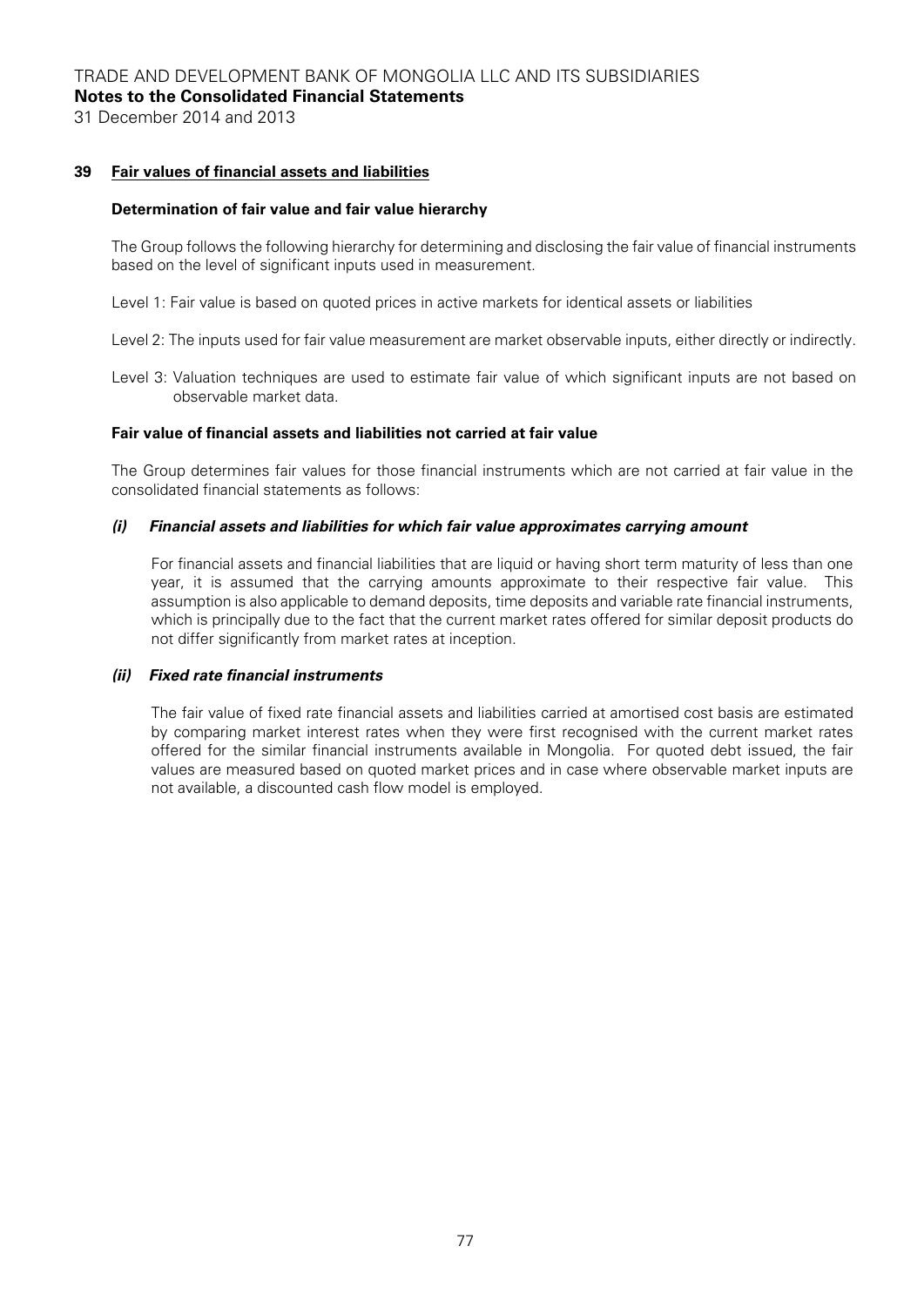## 39 Fair values of financial assets and liabilities

### Determination of fair value and fair value hierarchy

The Group follows the following hierarchy for determining and disclosing the fair value of financial instruments based on the level of significant inputs used in measurement.

Level 1: Fair value is based on quoted prices in active markets for identical assets or liabilities

Level 2: The inputs used for fair value measurement are market observable inputs, either directly or indirectly.

Level 3: Valuation techniques are used to estimate fair value of which significant inputs are not based on observable market data.

### Fair value of financial assets and liabilities not carried at fair value

The Group determines fair values for those financial instruments which are not carried at fair value in the consolidated financial statements as follows:

#### *(i) Financial assets and liabilities for which fair value approximates carrying amount*

For financial assets and financial liabilities that are liquid or having short term maturity of less than one year, it is assumed that the carrying amounts approximate to their respective fair value. This assumption is also applicable to demand deposits, time deposits and variable rate financial instruments, which is principally due to the fact that the current market rates offered for similar deposit products do not differ significantly from market rates at inception.

#### *(ii) Fixed rate financial instruments*

The fair value of fixed rate financial assets and liabilities carried at amortised cost basis are estimated by comparing market interest rates when they were first recognised with the current market rates offered for the similar financial instruments available in Mongolia. For quoted debt issued, the fair values are measured based on quoted market prices and in case where observable market inputs are not available, a discounted cash flow model is employed.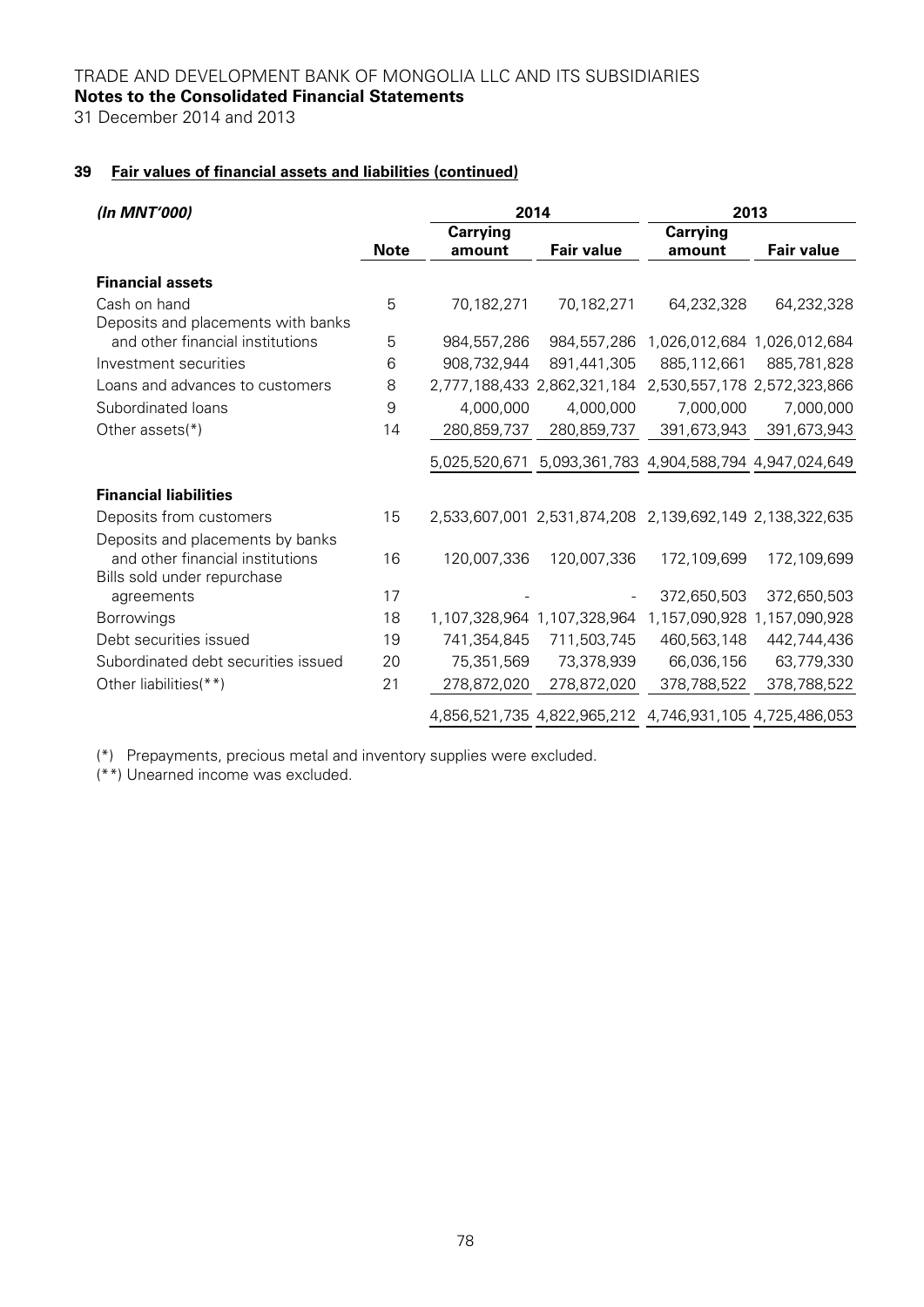TRADE AND DEVELOPMENT BANK OF MONGOLIA LLC AND ITS SUBSIDIARIES
**Notes to the Consolidated Financial Statements**
31 December 2014 and 2013

### 39 Fair values of financial assets and liabilities (continued)

| *(In MNT'000)* | | 2014 | | 2013 | |
|---|---|---|---|---|---|
| | **Note** | **Carrying amount** | **Fair value** | **Carrying amount** | **Fair value** |
| **Financial assets** | | | | | |
| Cash on hand | 5 | 70,182,271 | 70,182,271 | 64,232,328 | 64,232,328 |
| Deposits and placements with banks and other financial institutions | 5 | 984,557,286 | 984,557,286 | 1,026,012,684 | 1,026,012,684 |
| Investment securities | 6 | 908,732,944 | 891,441,305 | 885,112,661 | 885,781,828 |
| Loans and advances to customers | 8 | 2,777,188,433 | 2,862,321,184 | 2,530,557,178 | 2,572,323,866 |
| Subordinated loans | 9 | 4,000,000 | 4,000,000 | 7,000,000 | 7,000,000 |
| Other assets(*) | 14 | 280,859,737 | 280,859,737 | 391,673,943 | 391,673,943 |
| | | 5,025,520,671 | 5,093,361,783 | 4,904,588,794 | 4,947,024,649 |
| **Financial liabilities** | | | | | |
| Deposits from customers | 15 | 2,533,607,001 | 2,531,874,208 | 2,139,692,149 | 2,138,322,635 |
| Deposits and placements by banks and other financial institutions | 16 | 120,007,336 | 120,007,336 | 172,109,699 | 172,109,699 |
| Bills sold under repurchase agreements | 17 | - | - | 372,650,503 | 372,650,503 |
| Borrowings | 18 | 1,107,328,964 | 1,107,328,964 | 1,157,090,928 | 1,157,090,928 |
| Debt securities issued | 19 | 741,354,845 | 711,503,745 | 460,563,148 | 442,744,436 |
| Subordinated debt securities issued | 20 | 75,351,569 | 73,378,939 | 66,036,156 | 63,779,330 |
| Other liabilities(**) | 21 | 278,872,020 | 278,872,020 | 378,788,522 | 378,788,522 |
| | | 4,856,521,735 | 4,822,965,212 | 4,746,931,105 | 4,725,486,053 |

(*) Prepayments, precious metal and inventory supplies were excluded.
(**) Unearned income was excluded.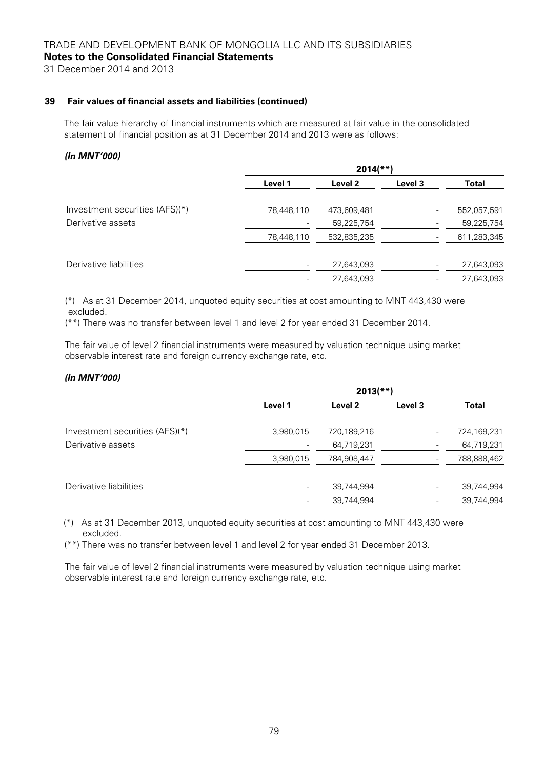## 39 Fair values of financial assets and liabilities (continued)

The fair value hierarchy of financial instruments which are measured at fair value in the consolidated statement of financial position as at 31 December 2014 and 2013 were as follows:

***(In MNT'000)***

| | 2014(**) | | | |
|---|---|---|---|---|
| | **Level 1** | **Level 2** | **Level 3** | **Total** |
| Investment securities (AFS)(*) | 78,448,110 | 473,609,481 | - | 552,057,591 |
| Derivative assets | - | 59,225,754 | - | 59,225,754 |
| | 78,448,110 | 532,835,235 | - | 611,283,345 |
| Derivative liabilities | - | 27,643,093 | - | 27,643,093 |
| | - | 27,643,093 | - | 27,643,093 |

(*) As at 31 December 2014, unquoted equity securities at cost amounting to MNT 443,430 were excluded.

(**) There was no transfer between level 1 and level 2 for year ended 31 December 2014.

The fair value of level 2 financial instruments were measured by valuation technique using market observable interest rate and foreign currency exchange rate, etc.

***(In MNT'000)***

| | 2013(**) | | | |
|---|---|---|---|---|
| | **Level 1** | **Level 2** | **Level 3** | **Total** |
| Investment securities (AFS)(*) | 3,980,015 | 720,189,216 | - | 724,169,231 |
| Derivative assets | - | 64,719,231 | - | 64,719,231 |
| | 3,980,015 | 784,908,447 | - | 788,888,462 |
| Derivative liabilities | - | 39,744,994 | - | 39,744,994 |
| | - | 39,744,994 | - | 39,744,994 |

(*) As at 31 December 2013, unquoted equity securities at cost amounting to MNT 443,430 were excluded.

(**) There was no transfer between level 1 and level 2 for year ended 31 December 2013.

The fair value of level 2 financial instruments were measured by valuation technique using market observable interest rate and foreign currency exchange rate, etc.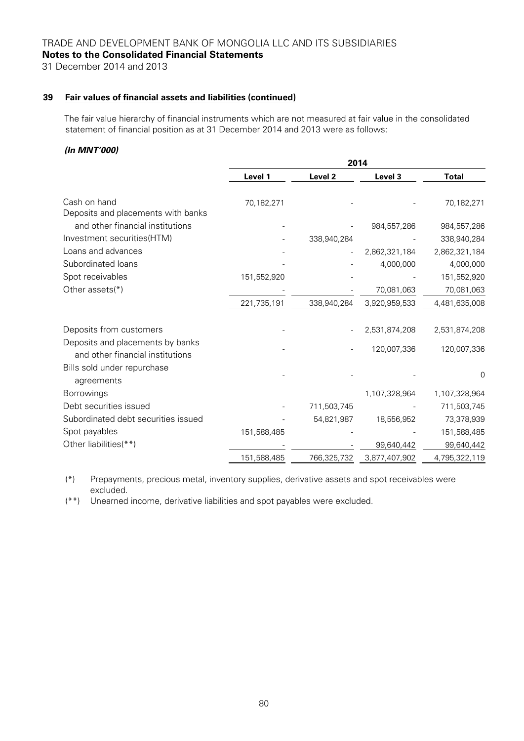## 39 Fair values of financial assets and liabilities (continued)

The fair value hierarchy of financial instruments which are not measured at fair value in the consolidated statement of financial position as at 31 December 2014 and 2013 were as follows:

***(In MNT'000)***

| | 2014 | | | |
|---|---|---|---|---|
| | **Level 1** | **Level 2** | **Level 3** | **Total** |
| Cash on hand | 70,182,271 | - | - | 70,182,271 |
| Deposits and placements with banks and other financial institutions | - | - | 984,557,286 | 984,557,286 |
| Investment securities(HTM) | - | 338,940,284 | - | 338,940,284 |
| Loans and advances | - | - | 2,862,321,184 | 2,862,321,184 |
| Subordinated loans | - | - | 4,000,000 | 4,000,000 |
| Spot receivables | 151,552,920 | - | - | 151,552,920 |
| Other assets(*) | - | - | 70,081,063 | 70,081,063 |
| | 221,735,191 | 338,940,284 | 3,920,959,533 | 4,481,635,008 |
| | | | | |
| Deposits from customers | - | - | 2,531,874,208 | 2,531,874,208 |
| Deposits and placements by banks and other financial institutions | - | - | 120,007,336 | 120,007,336 |
| Bills sold under repurchase agreements | - | - | - | 0 |
| Borrowings | | | 1,107,328,964 | 1,107,328,964 |
| Debt securities issued | - | 711,503,745 | - | 711,503,745 |
| Subordinated debt securities issued | - | 54,821,987 | 18,556,952 | 73,378,939 |
| Spot payables | 151,588,485 | - | - | 151,588,485 |
| Other liabilities(**) | - | - | 99,640,442 | 99,640,442 |
| | 151,588,485 | 766,325,732 | 3,877,407,902 | 4,795,322,119 |

(*) Prepayments, precious metal, inventory supplies, derivative assets and spot receivables were excluded.

(**) Unearned income, derivative liabilities and spot payables were excluded.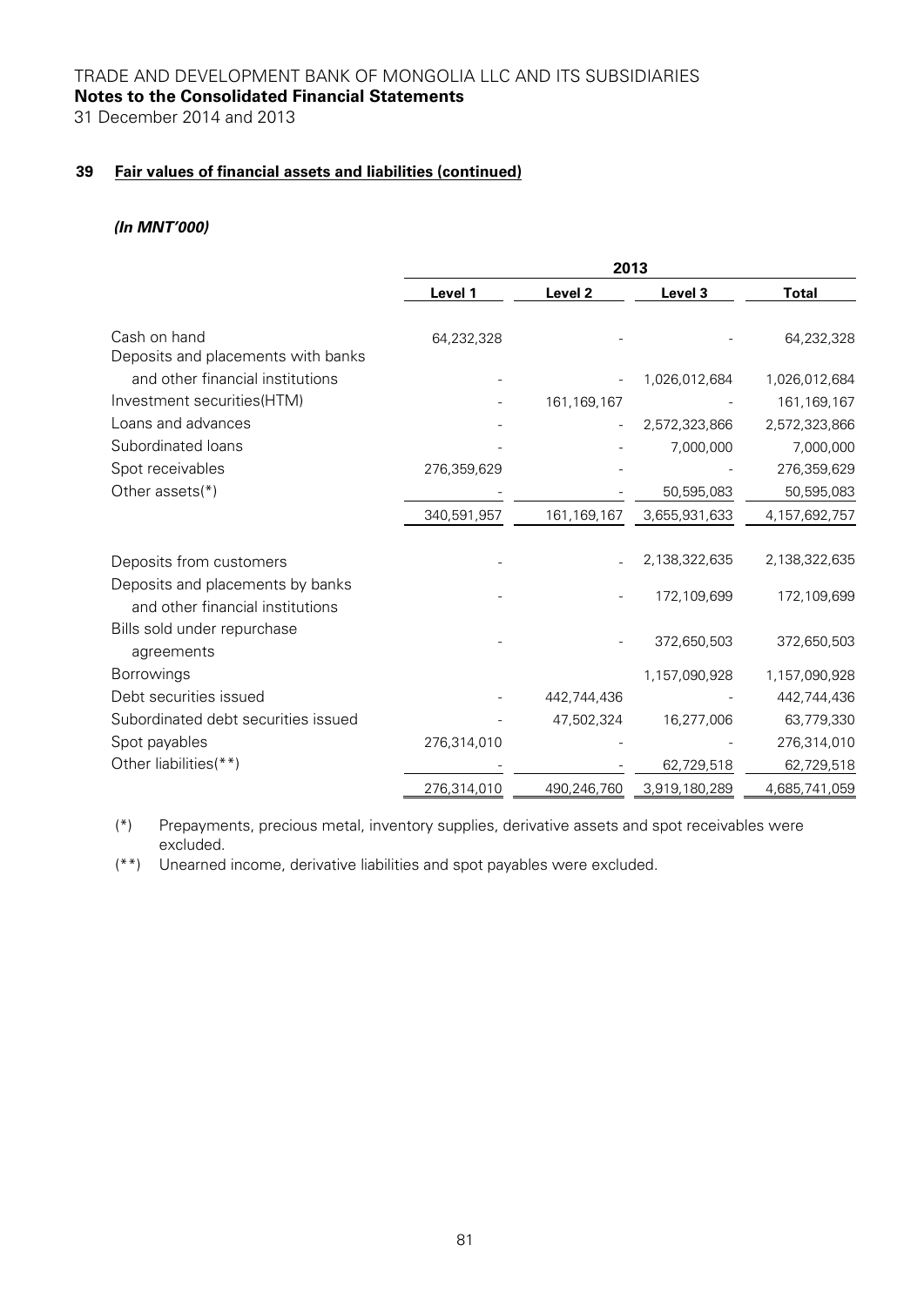## 39 Fair values of financial assets and liabilities (continued)

***(In MNT'000)***

| | 2013 | | | |
|---|---|---|---|---|
| | **Level 1** | **Level 2** | **Level 3** | **Total** |
| Cash on hand | 64,232,328 | - | - | 64,232,328 |
| Deposits and placements with banks and other financial institutions | - | - | 1,026,012,684 | 1,026,012,684 |
| Investment securities(HTM) | - | 161,169,167 | - | 161,169,167 |
| Loans and advances | - | - | 2,572,323,866 | 2,572,323,866 |
| Subordinated loans | - | - | 7,000,000 | 7,000,000 |
| Spot receivables | 276,359,629 | - | - | 276,359,629 |
| Other assets(*) | - | - | 50,595,083 | 50,595,083 |
| | 340,591,957 | 161,169,167 | 3,655,931,633 | 4,157,692,757 |
| Deposits from customers | - | - | 2,138,322,635 | 2,138,322,635 |
| Deposits and placements by banks and other financial institutions | - | - | 172,109,699 | 172,109,699 |
| Bills sold under repurchase agreements | - | - | 372,650,503 | 372,650,503 |
| Borrowings | | | 1,157,090,928 | 1,157,090,928 |
| Debt securities issued | - | 442,744,436 | - | 442,744,436 |
| Subordinated debt securities issued | - | 47,502,324 | 16,277,006 | 63,779,330 |
| Spot payables | 276,314,010 | - | - | 276,314,010 |
| Other liabilities(**) | - | - | 62,729,518 | 62,729,518 |
| | 276,314,010 | 490,246,760 | 3,919,180,289 | 4,685,741,059 |

(*) Prepayments, precious metal, inventory supplies, derivative assets and spot receivables were excluded.

(**) Unearned income, derivative liabilities and spot payables were excluded.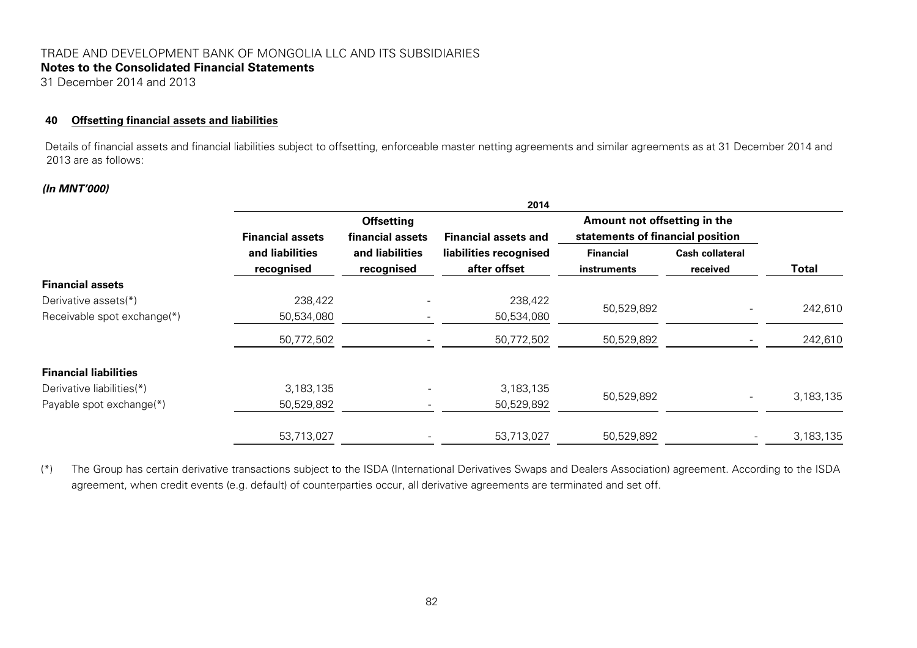## 40 Offsetting financial assets and liabilities

Details of financial assets and financial liabilities subject to offsetting, enforceable master netting agreements and similar agreements as at 31 December 2014 and 2013 are as follows:

***(In MNT'000)***

| | 2014 | | | | | |
|---|---|---|---|---|---|---|
| | **Financial assets and liabilities recognised** | **Offsetting financial assets and liabilities recognised** | **Financial assets and liabilities recognised after offset** | **Amount not offsetting in the statements of financial position** | | **Total** |
| | | | | **Financial instruments** | **Cash collateral received** | |
| **Financial assets** | | | | | | |
| Derivative assets(*) | 238,422 | - | 238,422 | 50,529,892 | - | 242,610 |
| Receivable spot exchange(*) | 50,534,080 | - | 50,534,080 | | | |
| | 50,772,502 | - | 50,772,502 | 50,529,892 | - | 242,610 |
| **Financial liabilities** | | | | | | |
| Derivative liabilities(*) | 3,183,135 | - | 3,183,135 | 50,529,892 | - | 3,183,135 |
| Payable spot exchange(*) | 50,529,892 | - | 50,529,892 | | | |
| | 53,713,027 | - | 53,713,027 | 50,529,892 | - | 3,183,135 |

(*) The Group has certain derivative transactions subject to the ISDA (International Derivatives Swaps and Dealers Association) agreement. According to the ISDA agreement, when credit events (e.g. default) of counterparties occur, all derivative agreements are terminated and set off.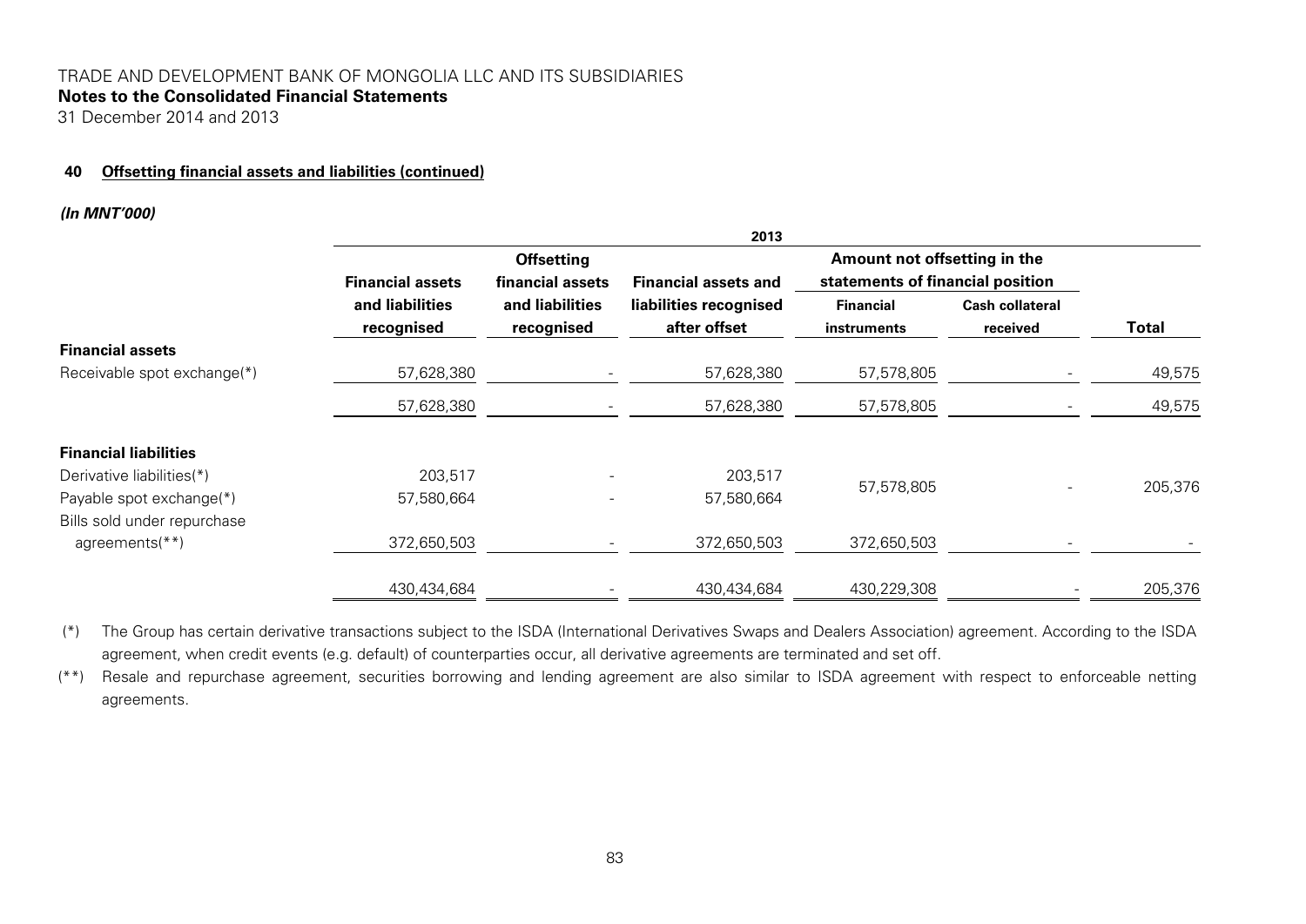## 40 Offsetting financial assets and liabilities (continued)

***(In MNT'000)***

| | 2013 | | | | | |
|---|---|---|---|---|---|---|
| | Financial assets and liabilities recognised | Offsetting financial assets and liabilities recognised | Financial assets and liabilities recognised after offset | Amount not offsetting in the statements of financial position | | Total |
| | | | | Financial instruments | Cash collateral received | |
| **Financial assets** | | | | | | |
| Receivable spot exchange(*) | 57,628,380 | - | 57,628,380 | 57,578,805 | - | 49,575 |
| | 57,628,380 | - | 57,628,380 | 57,578,805 | - | 49,575 |
| **Financial liabilities** | | | | | | |
| Derivative liabilities(*) | 203,517 | - | 203,517 | 57,578,805 | - | 205,376 |
| Payable spot exchange(*) | 57,580,664 | - | 57,580,664 | | | |
| Bills sold under repurchase agreements(**) | 372,650,503 | - | 372,650,503 | 372,650,503 | - | - |
| | 430,434,684 | - | 430,434,684 | 430,229,308 | - | 205,376 |

(*) The Group has certain derivative transactions subject to the ISDA (International Derivatives Swaps and Dealers Association) agreement. According to the ISDA agreement, when credit events (e.g. default) of counterparties occur, all derivative agreements are terminated and set off.

(**) Resale and repurchase agreement, securities borrowing and lending agreement are also similar to ISDA agreement with respect to enforceable netting agreements.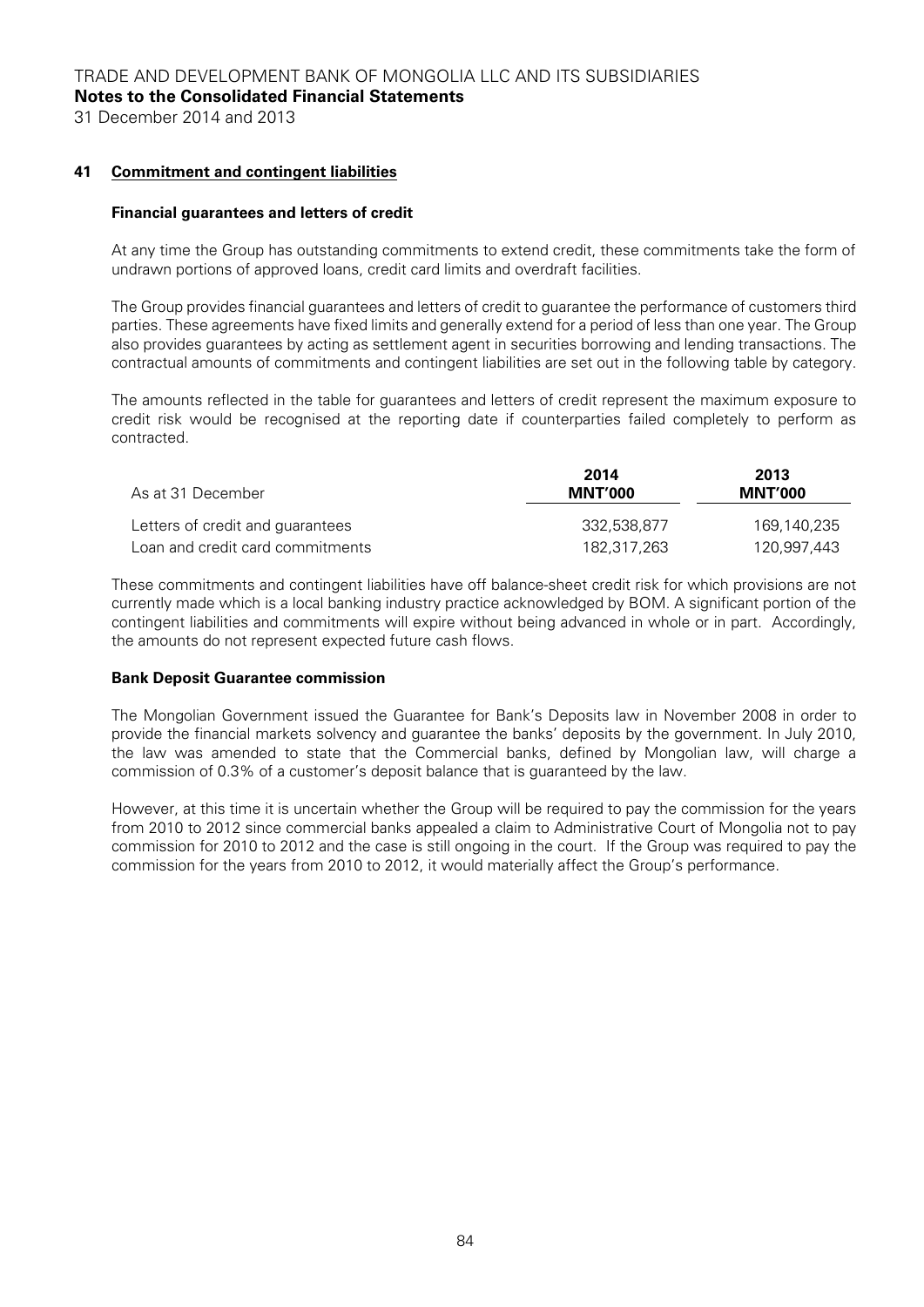## 41 Commitment and contingent liabilities

### Financial guarantees and letters of credit

At any time the Group has outstanding commitments to extend credit, these commitments take the form of undrawn portions of approved loans, credit card limits and overdraft facilities.

The Group provides financial guarantees and letters of credit to guarantee the performance of customers third parties. These agreements have fixed limits and generally extend for a period of less than one year. The Group also provides guarantees by acting as settlement agent in securities borrowing and lending transactions. The contractual amounts of commitments and contingent liabilities are set out in the following table by category.

The amounts reflected in the table for guarantees and letters of credit represent the maximum exposure to credit risk would be recognised at the reporting date if counterparties failed completely to perform as contracted.

| As at 31 December | 2014 MNT'000 | 2013 MNT'000 |
|---|---|---|
| Letters of credit and guarantees | 332,538,877 | 169,140,235 |
| Loan and credit card commitments | 182,317,263 | 120,997,443 |

These commitments and contingent liabilities have off balance-sheet credit risk for which provisions are not currently made which is a local banking industry practice acknowledged by BOM. A significant portion of the contingent liabilities and commitments will expire without being advanced in whole or in part. Accordingly, the amounts do not represent expected future cash flows.

### Bank Deposit Guarantee commission

The Mongolian Government issued the Guarantee for Bank's Deposits law in November 2008 in order to provide the financial markets solvency and guarantee the banks' deposits by the government. In July 2010, the law was amended to state that the Commercial banks, defined by Mongolian law, will charge a commission of 0.3% of a customer's deposit balance that is guaranteed by the law.

However, at this time it is uncertain whether the Group will be required to pay the commission for the years from 2010 to 2012 since commercial banks appealed a claim to Administrative Court of Mongolia not to pay commission for 2010 to 2012 and the case is still ongoing in the court. If the Group was required to pay the commission for the years from 2010 to 2012, it would materially affect the Group's performance.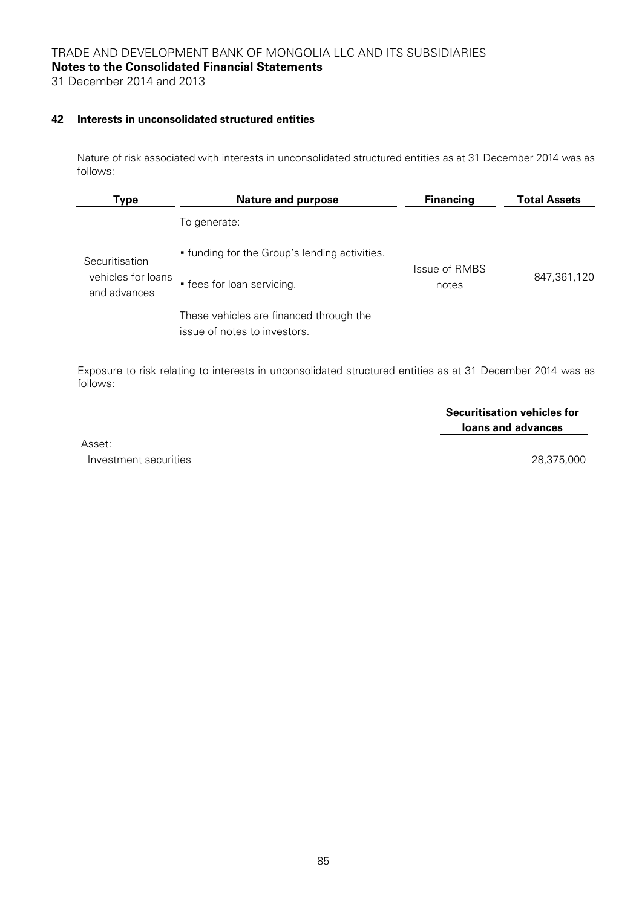## 42 Interests in unconsolidated structured entities

Nature of risk associated with interests in unconsolidated structured entities as at 31 December 2014 was as follows:

| Type | Nature and purpose | Financing | Total Assets |
|---|---|---|---|
| Securitisation vehicles for loans and advances | To generate:<br>▪ funding for the Group's lending activities.<br>▪ fees for loan servicing.<br>These vehicles are financed through the issue of notes to investors. | Issue of RMBS notes | 847,361,120 |

Exposure to risk relating to interests in unconsolidated structured entities as at 31 December 2014 was as follows:

| | Securitisation vehicles for loans and advances |
|---|---|
| Asset: | |
| Investment securities | 28,375,000 |